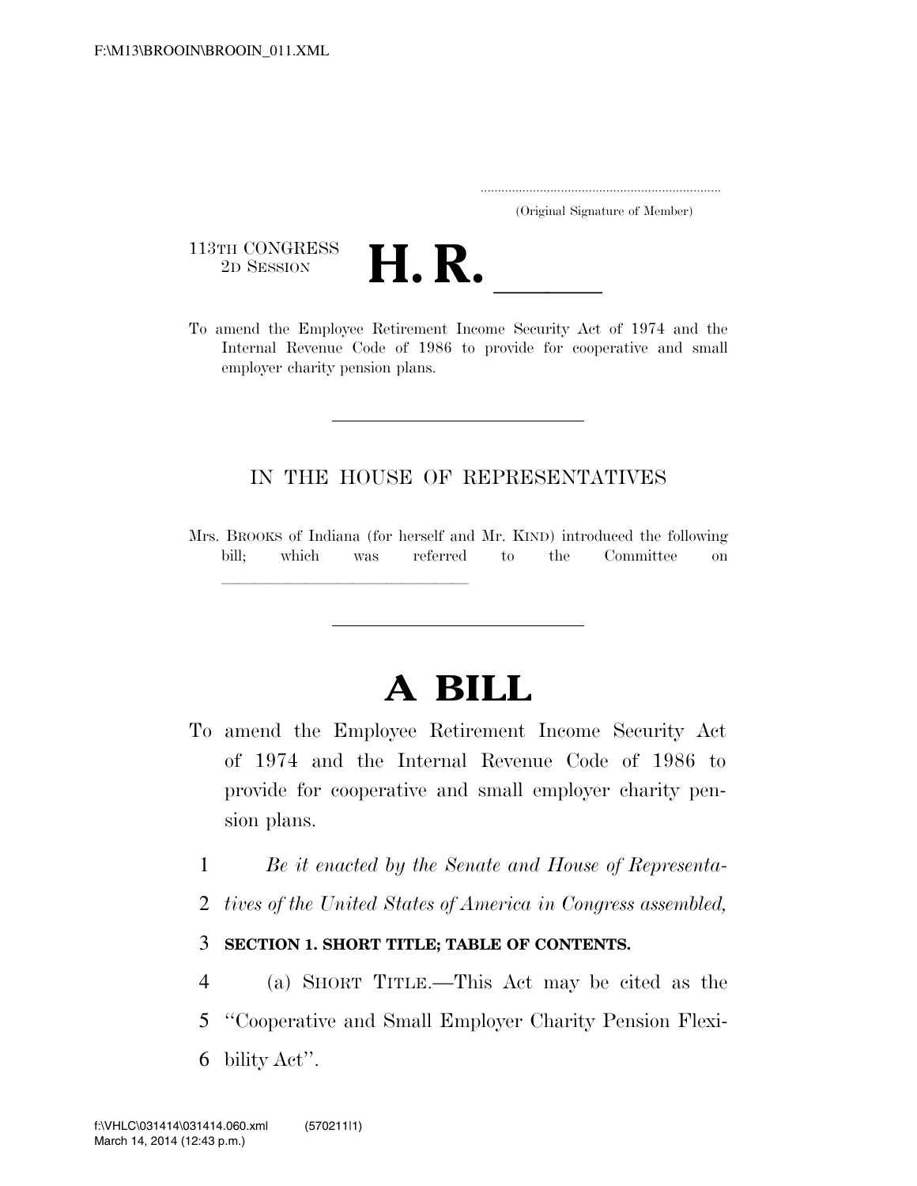F:\M13\BROOIN\BROOIN_011.XML

.....................................................................
(Original Signature of Member)

113TH CONGRESS
2D SESSION

# H. R. ____

To amend the Employee Retirement Income Security Act of 1974 and the Internal Revenue Code of 1986 to provide for cooperative and small employer charity pension plans.

---

IN THE HOUSE OF REPRESENTATIVES

Mrs. BROOKS of Indiana (for herself and Mr. KIND) introduced the following bill; which was referred to the Committee on ______________________________

---

# A BILL

To amend the Employee Retirement Income Security Act of 1974 and the Internal Revenue Code of 1986 to provide for cooperative and small employer charity pension plans.

1 *Be it enacted by the Senate and House of Representa-*
2 *tives of the United States of America in Congress assembled,*

3 **SECTION 1. SHORT TITLE; TABLE OF CONTENTS.**

4 (a) SHORT TITLE.—This Act may be cited as the
5 "Cooperative and Small Employer Charity Pension Flexi-
6 bility Act".

f:\VHLC\031414\031414.060.xml (570211|1)
March 14, 2014 (12:43 p.m.)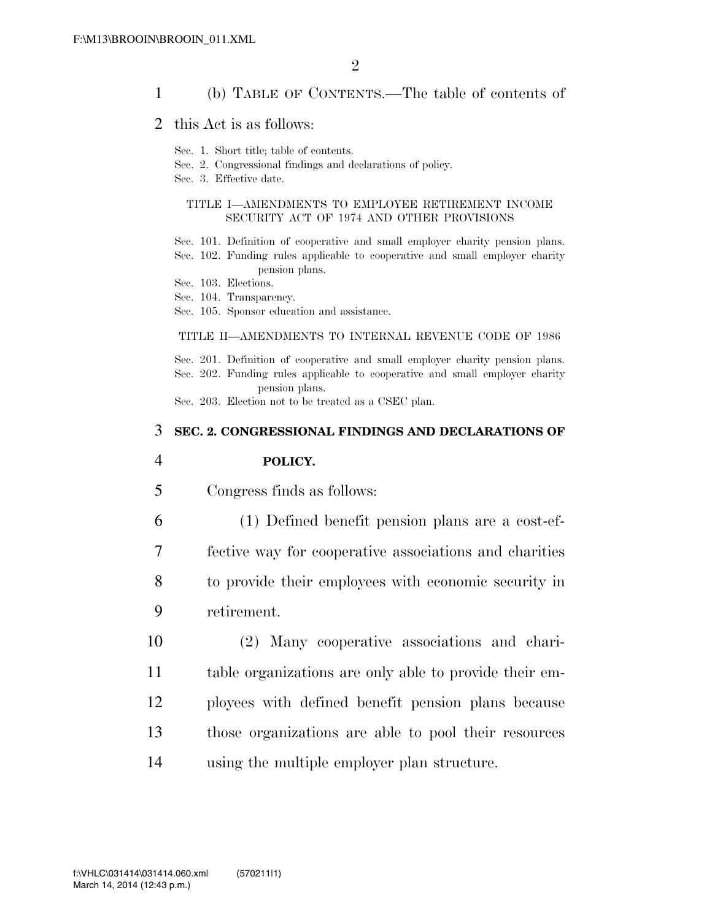(b) TABLE OF CONTENTS.—The table of contents of this Act is as follows:

Sec. 1. Short title; table of contents.
Sec. 2. Congressional findings and declarations of policy.
Sec. 3. Effective date.

TITLE I—AMENDMENTS TO EMPLOYEE RETIREMENT INCOME SECURITY ACT OF 1974 AND OTHER PROVISIONS

Sec. 101. Definition of cooperative and small employer charity pension plans.
Sec. 102. Funding rules applicable to cooperative and small employer charity pension plans.
Sec. 103. Elections.
Sec. 104. Transparency.
Sec. 105. Sponsor education and assistance.

TITLE II—AMENDMENTS TO INTERNAL REVENUE CODE OF 1986

Sec. 201. Definition of cooperative and small employer charity pension plans.
Sec. 202. Funding rules applicable to cooperative and small employer charity pension plans.
Sec. 203. Election not to be treated as a CSEC plan.

**SEC. 2. CONGRESSIONAL FINDINGS AND DECLARATIONS OF POLICY.**

Congress finds as follows:

(1) Defined benefit pension plans are a cost-effective way for cooperative associations and charities to provide their employees with economic security in retirement.

(2) Many cooperative associations and charitable organizations are only able to provide their employees with defined benefit pension plans because those organizations are able to pool their resources using the multiple employer plan structure.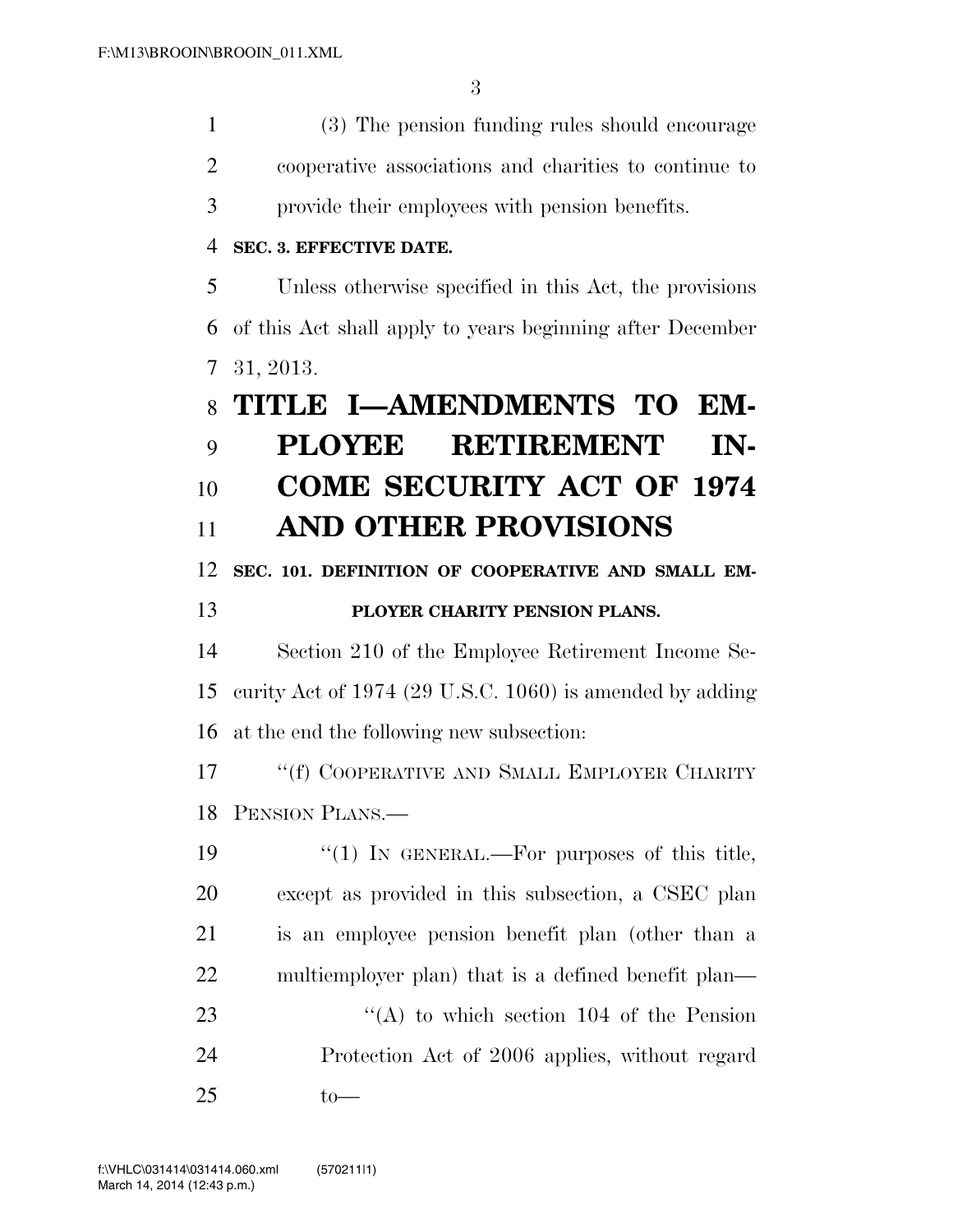(3) The pension funding rules should encourage cooperative associations and charities to continue to provide their employees with pension benefits.

**SEC. 3. EFFECTIVE DATE.**

Unless otherwise specified in this Act, the provisions of this Act shall apply to years beginning after December 31, 2013.

# TITLE I—AMENDMENTS TO EMPLOYEE RETIREMENT INCOME SECURITY ACT OF 1974 AND OTHER PROVISIONS

**SEC. 101. DEFINITION OF COOPERATIVE AND SMALL EMPLOYER CHARITY PENSION PLANS.**

Section 210 of the Employee Retirement Income Security Act of 1974 (29 U.S.C. 1060) is amended by adding at the end the following new subsection:

"(f) COOPERATIVE AND SMALL EMPLOYER CHARITY PENSION PLANS.—

"(1) IN GENERAL.—For purposes of this title, except as provided in this subsection, a CSEC plan is an employee pension benefit plan (other than a multiemployer plan) that is a defined benefit plan—

"(A) to which section 104 of the Pension Protection Act of 2006 applies, without regard to—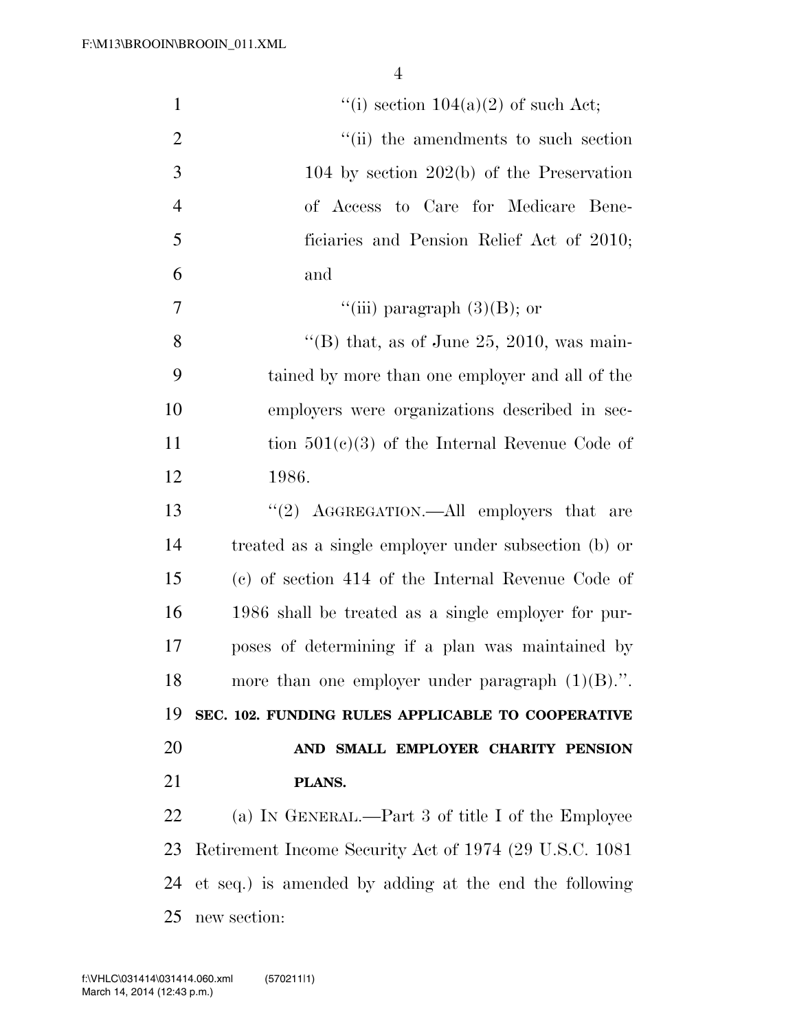"(i) section 104(a)(2) of such Act;

"(ii) the amendments to such section 104 by section 202(b) of the Preservation of Access to Care for Medicare Beneficiaries and Pension Relief Act of 2010; and

"(iii) paragraph (3)(B); or

"(B) that, as of June 25, 2010, was maintained by more than one employer and all of the employers were organizations described in section 501(c)(3) of the Internal Revenue Code of 1986.

"(2) AGGREGATION.—All employers that are treated as a single employer under subsection (b) or (c) of section 414 of the Internal Revenue Code of 1986 shall be treated as a single employer for purposes of determining if a plan was maintained by more than one employer under paragraph (1)(B).".

**SEC. 102. FUNDING RULES APPLICABLE TO COOPERATIVE AND SMALL EMPLOYER CHARITY PENSION PLANS.**

(a) IN GENERAL.—Part 3 of title I of the Employee Retirement Income Security Act of 1974 (29 U.S.C. 1081 et seq.) is amended by adding at the end the following new section: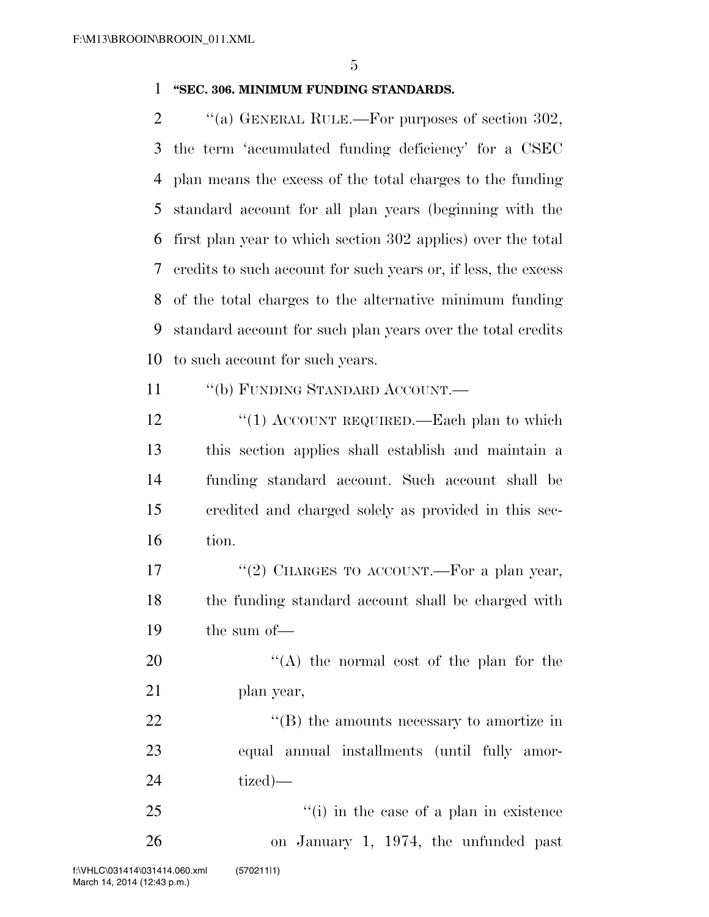**"SEC. 306. MINIMUM FUNDING STANDARDS.**

"(a) GENERAL RULE.—For purposes of section 302, the term 'accumulated funding deficiency' for a CSEC plan means the excess of the total charges to the funding standard account for all plan years (beginning with the first plan year to which section 302 applies) over the total credits to such account for such years or, if less, the excess of the total charges to the alternative minimum funding standard account for such plan years over the total credits to such account for such years.

"(b) FUNDING STANDARD ACCOUNT.—

"(1) ACCOUNT REQUIRED.—Each plan to which this section applies shall establish and maintain a funding standard account. Such account shall be credited and charged solely as provided in this section.

"(2) CHARGES TO ACCOUNT.—For a plan year, the funding standard account shall be charged with the sum of—

"(A) the normal cost of the plan for the plan year,

"(B) the amounts necessary to amortize in equal annual installments (until fully amortized)—

"(i) in the case of a plan in existence on January 1, 1974, the unfunded past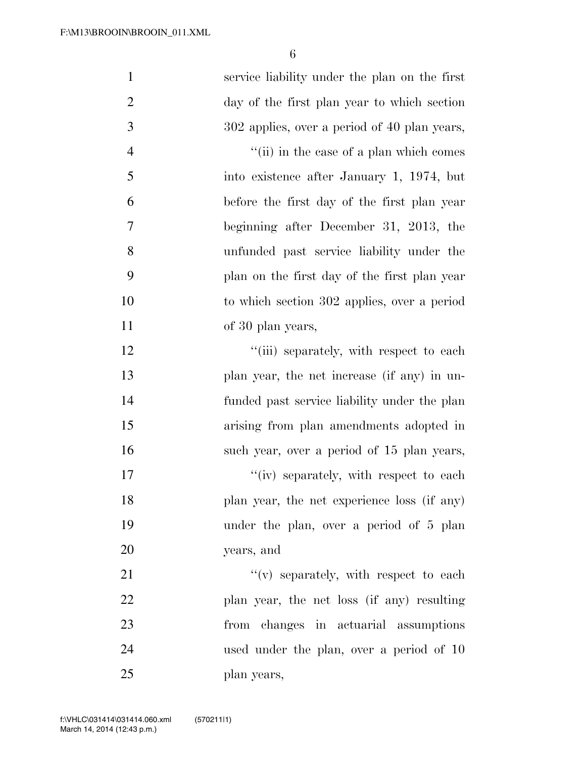service liability under the plan on the first day of the first plan year to which section 302 applies, over a period of 40 plan years,

''(ii) in the case of a plan which comes into existence after January 1, 1974, but before the first day of the first plan year beginning after December 31, 2013, the unfunded past service liability under the plan on the first day of the first plan year to which section 302 applies, over a period of 30 plan years,

''(iii) separately, with respect to each plan year, the net increase (if any) in unfunded past service liability under the plan arising from plan amendments adopted in such year, over a period of 15 plan years,

''(iv) separately, with respect to each plan year, the net experience loss (if any) under the plan, over a period of 5 plan years, and

''(v) separately, with respect to each plan year, the net loss (if any) resulting from changes in actuarial assumptions used under the plan, over a period of 10 plan years,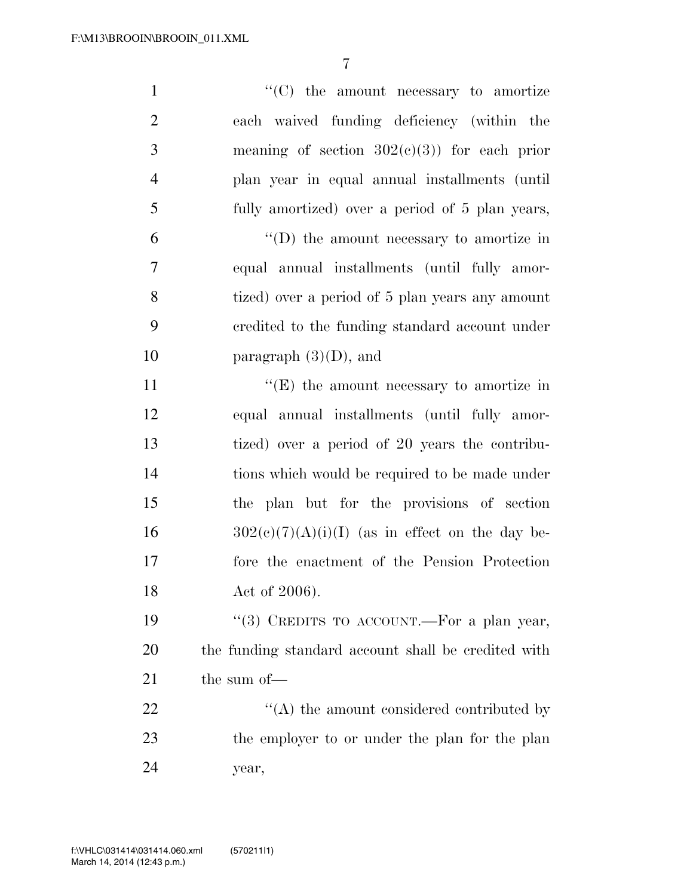"(C) the amount necessary to amortize each waived funding deficiency (within the meaning of section 302(c)(3)) for each prior plan year in equal annual installments (until fully amortized) over a period of 5 plan years,

"(D) the amount necessary to amortize in equal annual installments (until fully amortized) over a period of 5 plan years any amount credited to the funding standard account under paragraph (3)(D), and

"(E) the amount necessary to amortize in equal annual installments (until fully amortized) over a period of 20 years the contributions which would be required to be made under the plan but for the provisions of section 302(c)(7)(A)(i)(I) (as in effect on the day before the enactment of the Pension Protection Act of 2006).

"(3) CREDITS TO ACCOUNT.—For a plan year, the funding standard account shall be credited with the sum of—

"(A) the amount considered contributed by the employer to or under the plan for the plan year,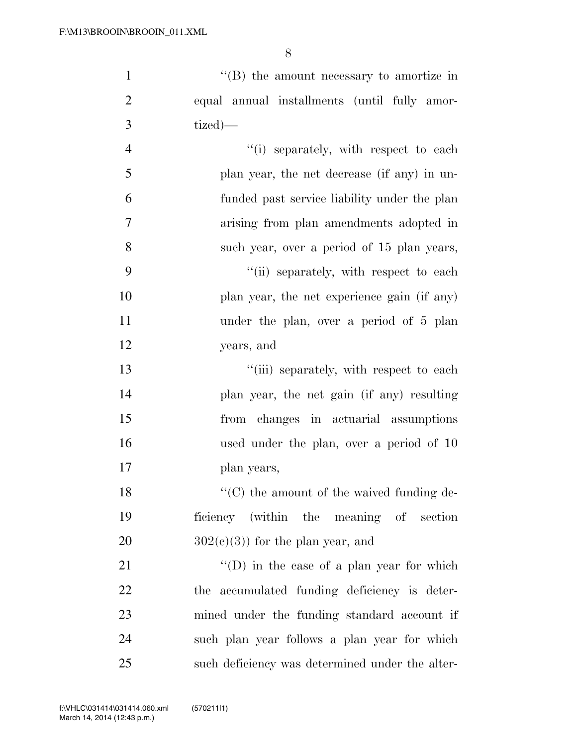''(B) the amount necessary to amortize in equal annual installments (until fully amortized)—

''(i) separately, with respect to each plan year, the net decrease (if any) in unfunded past service liability under the plan arising from plan amendments adopted in such year, over a period of 15 plan years,

''(ii) separately, with respect to each plan year, the net experience gain (if any) under the plan, over a period of 5 plan years, and

''(iii) separately, with respect to each plan year, the net gain (if any) resulting from changes in actuarial assumptions used under the plan, over a period of 10 plan years,

''(C) the amount of the waived funding deficiency (within the meaning of section 302(c)(3)) for the plan year, and

''(D) in the case of a plan year for which the accumulated funding deficiency is determined under the funding standard account if such plan year follows a plan year for which such deficiency was determined under the alter-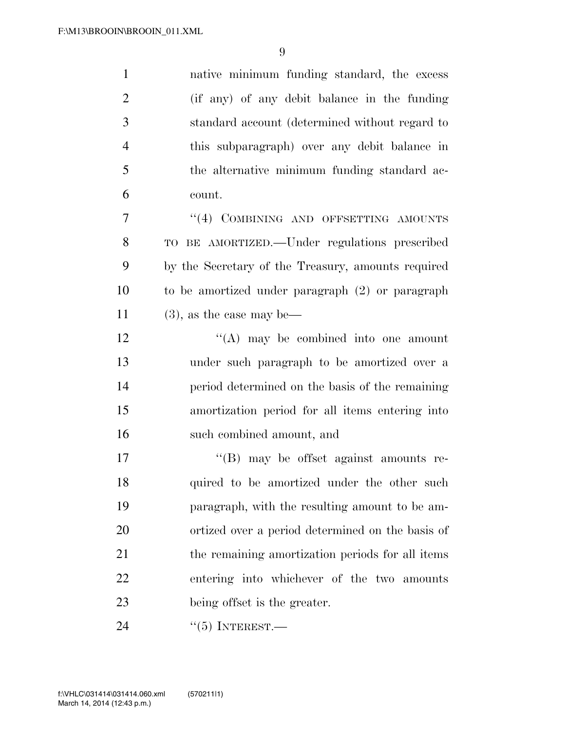native minimum funding standard, the excess (if any) of any debit balance in the funding standard account (determined without regard to this subparagraph) over any debit balance in the alternative minimum funding standard account.

"(4) COMBINING AND OFFSETTING AMOUNTS TO BE AMORTIZED.—Under regulations prescribed by the Secretary of the Treasury, amounts required to be amortized under paragraph (2) or paragraph (3), as the case may be—

"(A) may be combined into one amount under such paragraph to be amortized over a period determined on the basis of the remaining amortization period for all items entering into such combined amount, and

"(B) may be offset against amounts required to be amortized under the other such paragraph, with the resulting amount to be amortized over a period determined on the basis of the remaining amortization periods for all items entering into whichever of the two amounts being offset is the greater.

"(5) INTEREST.—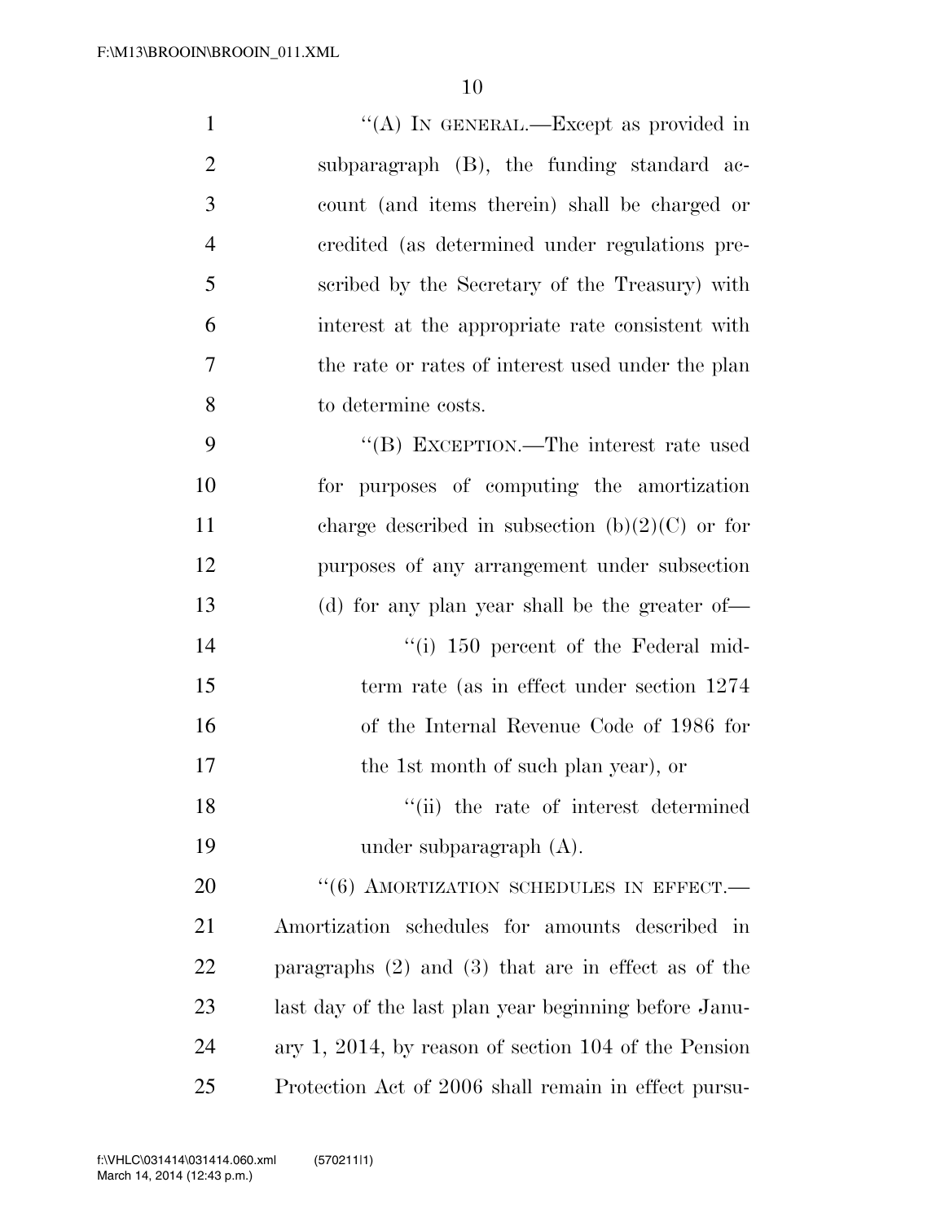''(A) IN GENERAL.—Except as provided in subparagraph (B), the funding standard account (and items therein) shall be charged or credited (as determined under regulations prescribed by the Secretary of the Treasury) with interest at the appropriate rate consistent with the rate or rates of interest used under the plan to determine costs.

''(B) EXCEPTION.—The interest rate used for purposes of computing the amortization charge described in subsection (b)(2)(C) or for purposes of any arrangement under subsection (d) for any plan year shall be the greater of—

''(i) 150 percent of the Federal mid-term rate (as in effect under section 1274 of the Internal Revenue Code of 1986 for the 1st month of such plan year), or

''(ii) the rate of interest determined under subparagraph (A).

''(6) AMORTIZATION SCHEDULES IN EFFECT.—Amortization schedules for amounts described in paragraphs (2) and (3) that are in effect as of the last day of the last plan year beginning before January 1, 2014, by reason of section 104 of the Pension Protection Act of 2006 shall remain in effect pursu-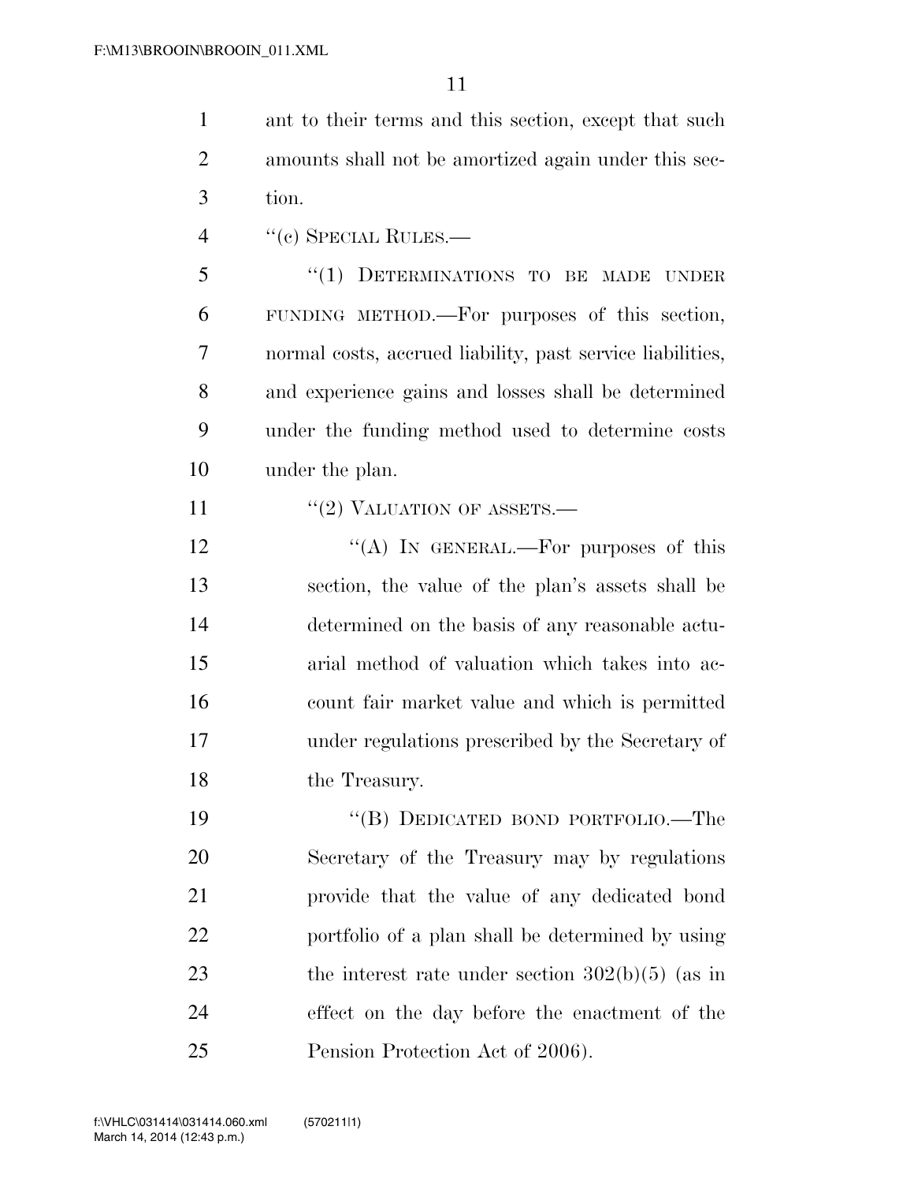ant to their terms and this section, except that such amounts shall not be amortized again under this section.

"(c) SPECIAL RULES.—

"(1) DETERMINATIONS TO BE MADE UNDER FUNDING METHOD.—For purposes of this section, normal costs, accrued liability, past service liabilities, and experience gains and losses shall be determined under the funding method used to determine costs under the plan.

"(2) VALUATION OF ASSETS.—

"(A) IN GENERAL.—For purposes of this section, the value of the plan's assets shall be determined on the basis of any reasonable actuarial method of valuation which takes into account fair market value and which is permitted under regulations prescribed by the Secretary of the Treasury.

"(B) DEDICATED BOND PORTFOLIO.—The Secretary of the Treasury may by regulations provide that the value of any dedicated bond portfolio of a plan shall be determined by using the interest rate under section 302(b)(5) (as in effect on the day before the enactment of the Pension Protection Act of 2006).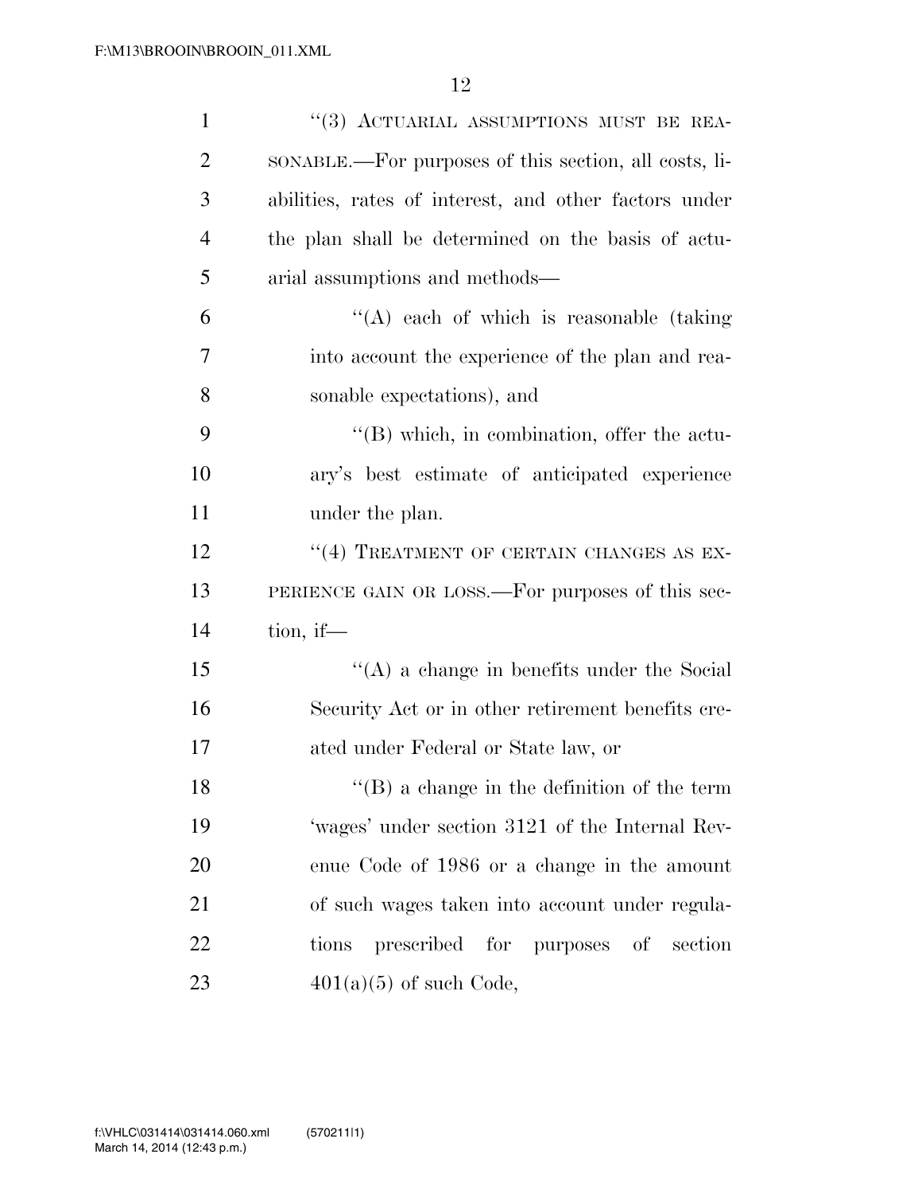"(3) ACTUARIAL ASSUMPTIONS MUST BE REASONABLE.—For purposes of this section, all costs, liabilities, rates of interest, and other factors under the plan shall be determined on the basis of actuarial assumptions and methods—

"(A) each of which is reasonable (taking into account the experience of the plan and reasonable expectations), and

"(B) which, in combination, offer the actuary's best estimate of anticipated experience under the plan.

"(4) TREATMENT OF CERTAIN CHANGES AS EXPERIENCE GAIN OR LOSS.—For purposes of this section, if—

"(A) a change in benefits under the Social Security Act or in other retirement benefits created under Federal or State law, or

"(B) a change in the definition of the term 'wages' under section 3121 of the Internal Revenue Code of 1986 or a change in the amount of such wages taken into account under regulations prescribed for purposes of section 401(a)(5) of such Code,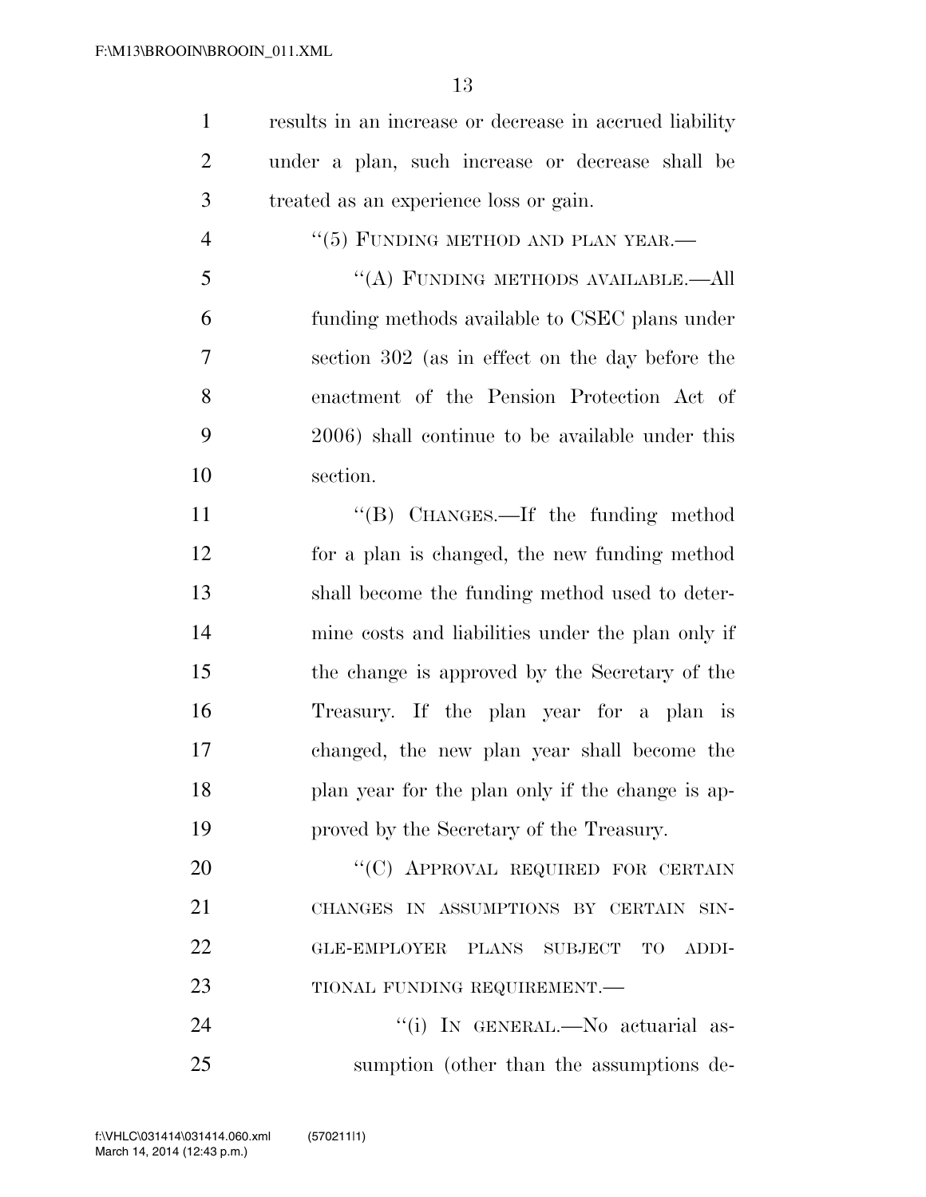results in an increase or decrease in accrued liability under a plan, such increase or decrease shall be treated as an experience loss or gain.

"(5) FUNDING METHOD AND PLAN YEAR.—

"(A) FUNDING METHODS AVAILABLE.—All funding methods available to CSEC plans under section 302 (as in effect on the day before the enactment of the Pension Protection Act of 2006) shall continue to be available under this section.

"(B) CHANGES.—If the funding method for a plan is changed, the new funding method shall become the funding method used to determine costs and liabilities under the plan only if the change is approved by the Secretary of the Treasury. If the plan year for a plan is changed, the new plan year shall become the plan year for the plan only if the change is approved by the Secretary of the Treasury.

"(C) APPROVAL REQUIRED FOR CERTAIN CHANGES IN ASSUMPTIONS BY CERTAIN SINGLE-EMPLOYER PLANS SUBJECT TO ADDITIONAL FUNDING REQUIREMENT.—

"(i) IN GENERAL.—No actuarial assumption (other than the assumptions de-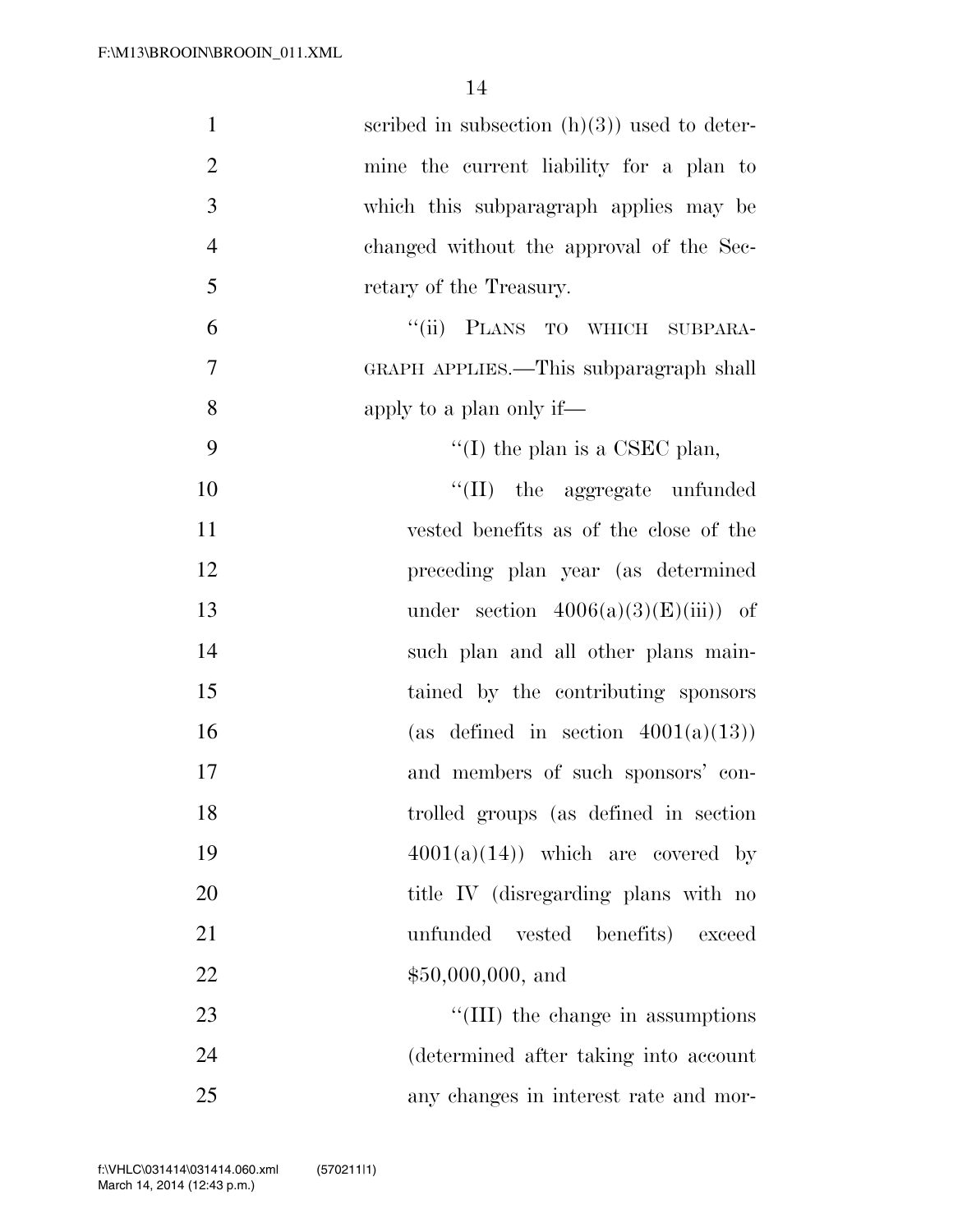scribed in subsection (h)(3)) used to determine the current liability for a plan to which this subparagraph applies may be changed without the approval of the Secretary of the Treasury.

"(ii) PLANS TO WHICH SUBPARAGRAPH APPLIES.—This subparagraph shall apply to a plan only if—

"(I) the plan is a CSEC plan,

"(II) the aggregate unfunded vested benefits as of the close of the preceding plan year (as determined under section 4006(a)(3)(E)(iii)) of such plan and all other plans maintained by the contributing sponsors (as defined in section 4001(a)(13)) and members of such sponsors' controlled groups (as defined in section 4001(a)(14)) which are covered by title IV (disregarding plans with no unfunded vested benefits) exceed $50,000,000, and

"(III) the change in assumptions (determined after taking into account any changes in interest rate and mor-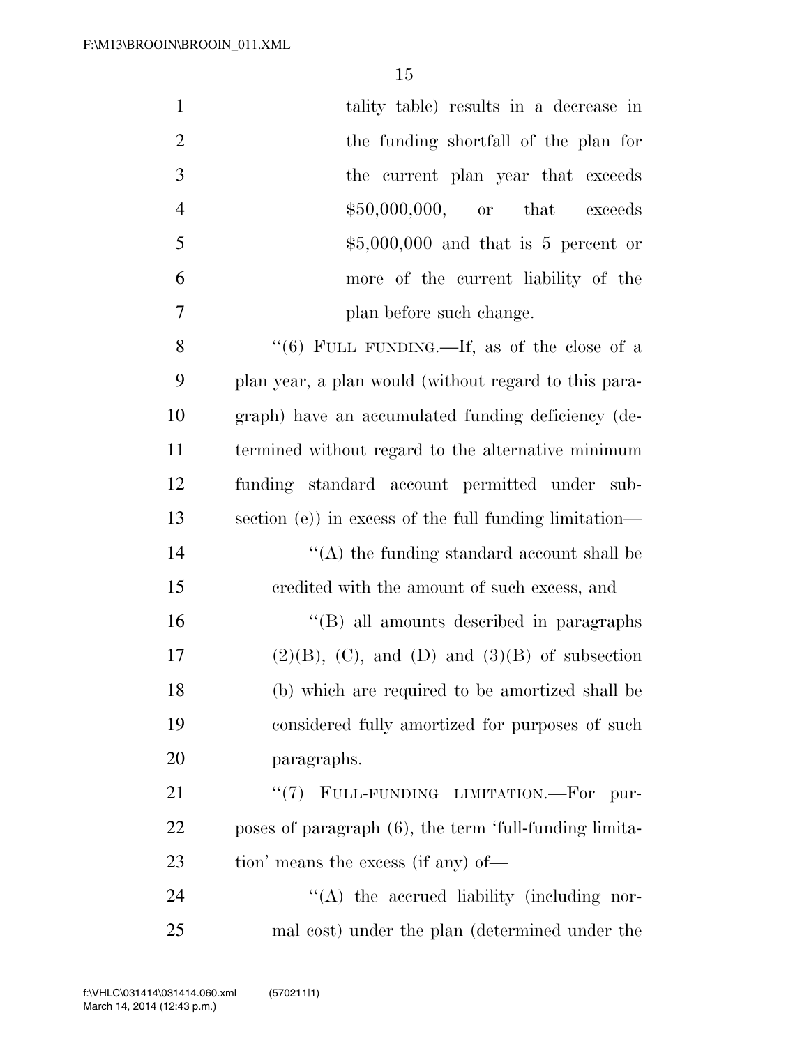tality table) results in a decrease in the funding shortfall of the plan for the current plan year that exceeds $50,000,000, or that exceeds $5,000,000 and that is 5 percent or more of the current liability of the plan before such change.

''(6) FULL FUNDING.—If, as of the close of a plan year, a plan would (without regard to this paragraph) have an accumulated funding deficiency (determined without regard to the alternative minimum funding standard account permitted under subsection (e)) in excess of the full funding limitation—

''(A) the funding standard account shall be credited with the amount of such excess, and

''(B) all amounts described in paragraphs (2)(B), (C), and (D) and (3)(B) of subsection (b) which are required to be amortized shall be considered fully amortized for purposes of such paragraphs.

''(7) FULL-FUNDING LIMITATION.—For purposes of paragraph (6), the term 'full-funding limitation' means the excess (if any) of—

''(A) the accrued liability (including normal cost) under the plan (determined under the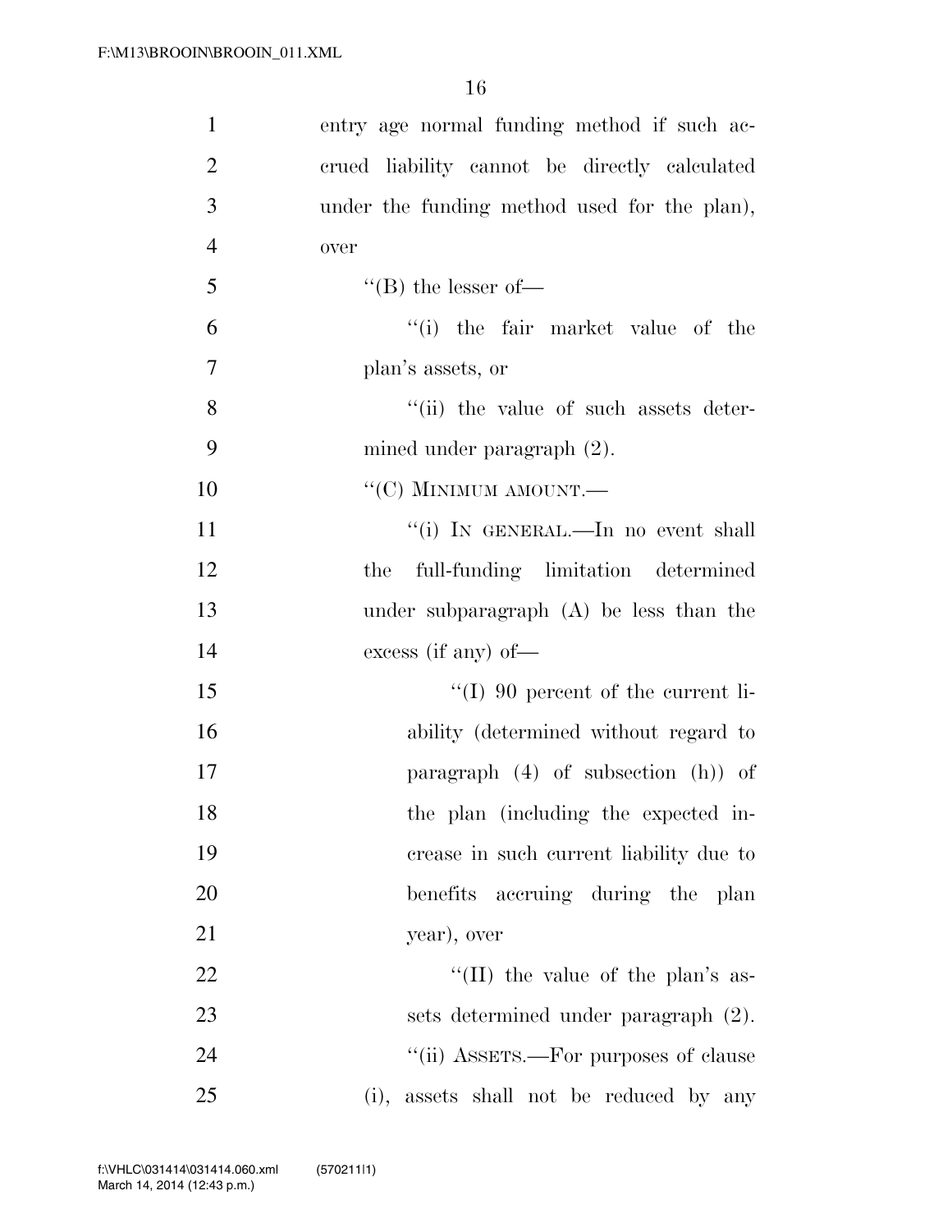entry age normal funding method if such accrued liability cannot be directly calculated under the funding method used for the plan), over

"(B) the lesser of—

"(i) the fair market value of the plan's assets, or

"(ii) the value of such assets determined under paragraph (2).

"(C) MINIMUM AMOUNT.—

"(i) IN GENERAL.—In no event shall the full-funding limitation determined under subparagraph (A) be less than the excess (if any) of—

"(I) 90 percent of the current liability (determined without regard to paragraph (4) of subsection (h)) of the plan (including the expected increase in such current liability due to benefits accruing during the plan year), over

"(II) the value of the plan's assets determined under paragraph (2).

"(ii) ASSETS.—For purposes of clause (i), assets shall not be reduced by any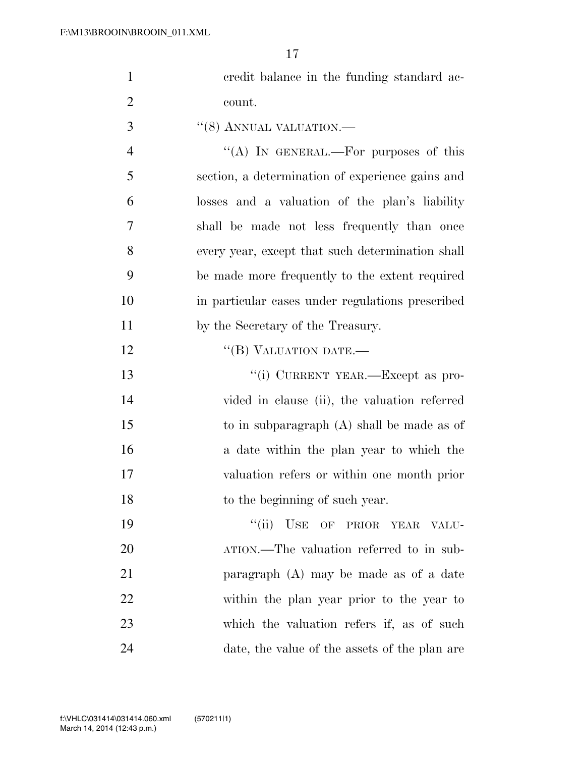credit balance in the funding standard account.

"(8) ANNUAL VALUATION.—

"(A) IN GENERAL.—For purposes of this section, a determination of experience gains and losses and a valuation of the plan's liability shall be made not less frequently than once every year, except that such determination shall be made more frequently to the extent required in particular cases under regulations prescribed by the Secretary of the Treasury.

"(B) VALUATION DATE.—

"(i) CURRENT YEAR.—Except as provided in clause (ii), the valuation referred to in subparagraph (A) shall be made as of a date within the plan year to which the valuation refers or within one month prior to the beginning of such year.

"(ii) USE OF PRIOR YEAR VALUATION.—The valuation referred to in subparagraph (A) may be made as of a date within the plan year prior to the year to which the valuation refers if, as of such date, the value of the assets of the plan are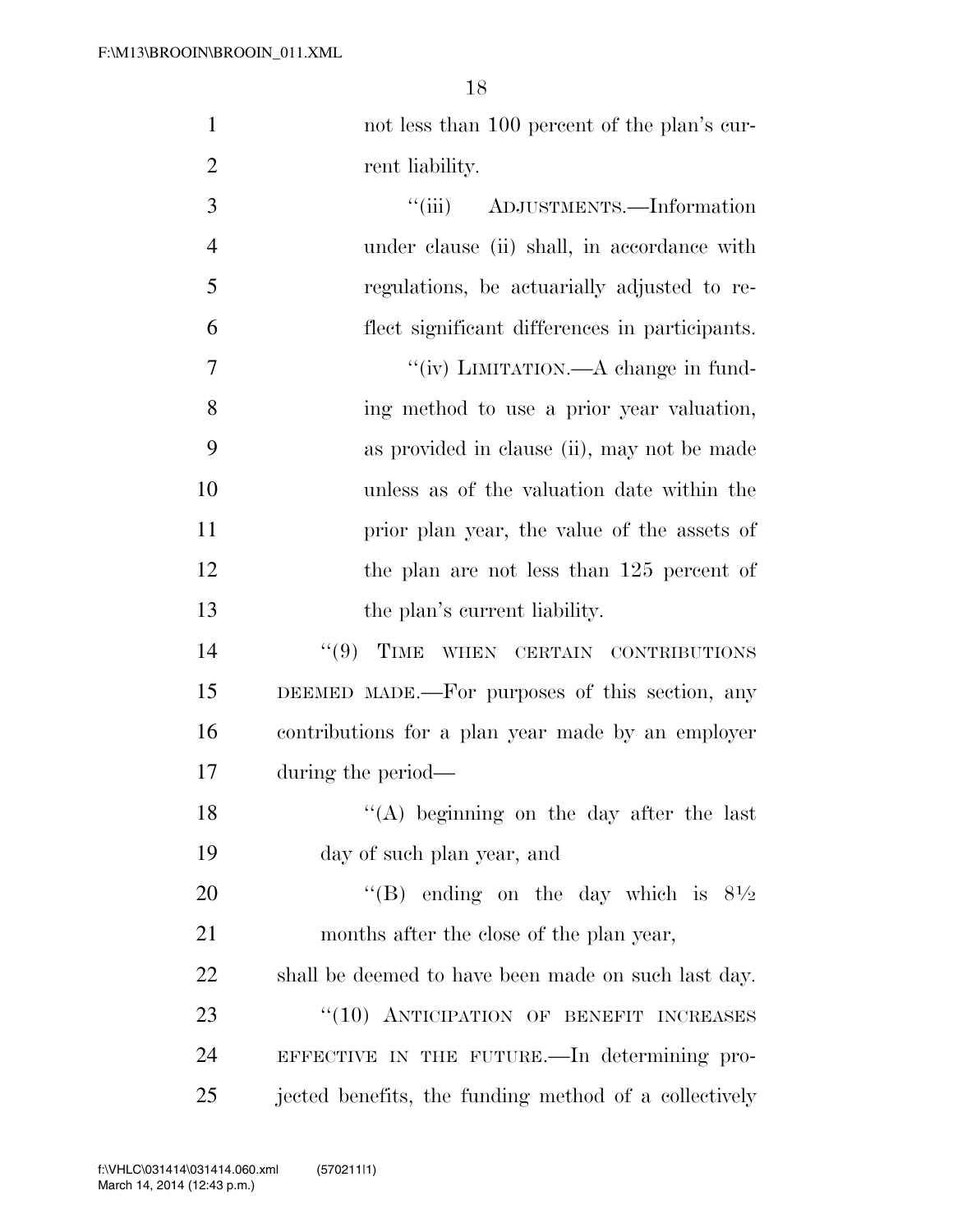not less than 100 percent of the plan's current liability.

"(iii) ADJUSTMENTS.—Information under clause (ii) shall, in accordance with regulations, be actuarially adjusted to reflect significant differences in participants.

"(iv) LIMITATION.—A change in funding method to use a prior year valuation, as provided in clause (ii), may not be made unless as of the valuation date within the prior plan year, the value of the assets of the plan are not less than 125 percent of the plan's current liability.

"(9) TIME WHEN CERTAIN CONTRIBUTIONS DEEMED MADE.—For purposes of this section, any contributions for a plan year made by an employer during the period—

"(A) beginning on the day after the last day of such plan year, and

"(B) ending on the day which is 8½ months after the close of the plan year,

shall be deemed to have been made on such last day.

"(10) ANTICIPATION OF BENEFIT INCREASES EFFECTIVE IN THE FUTURE.—In determining projected benefits, the funding method of a collectively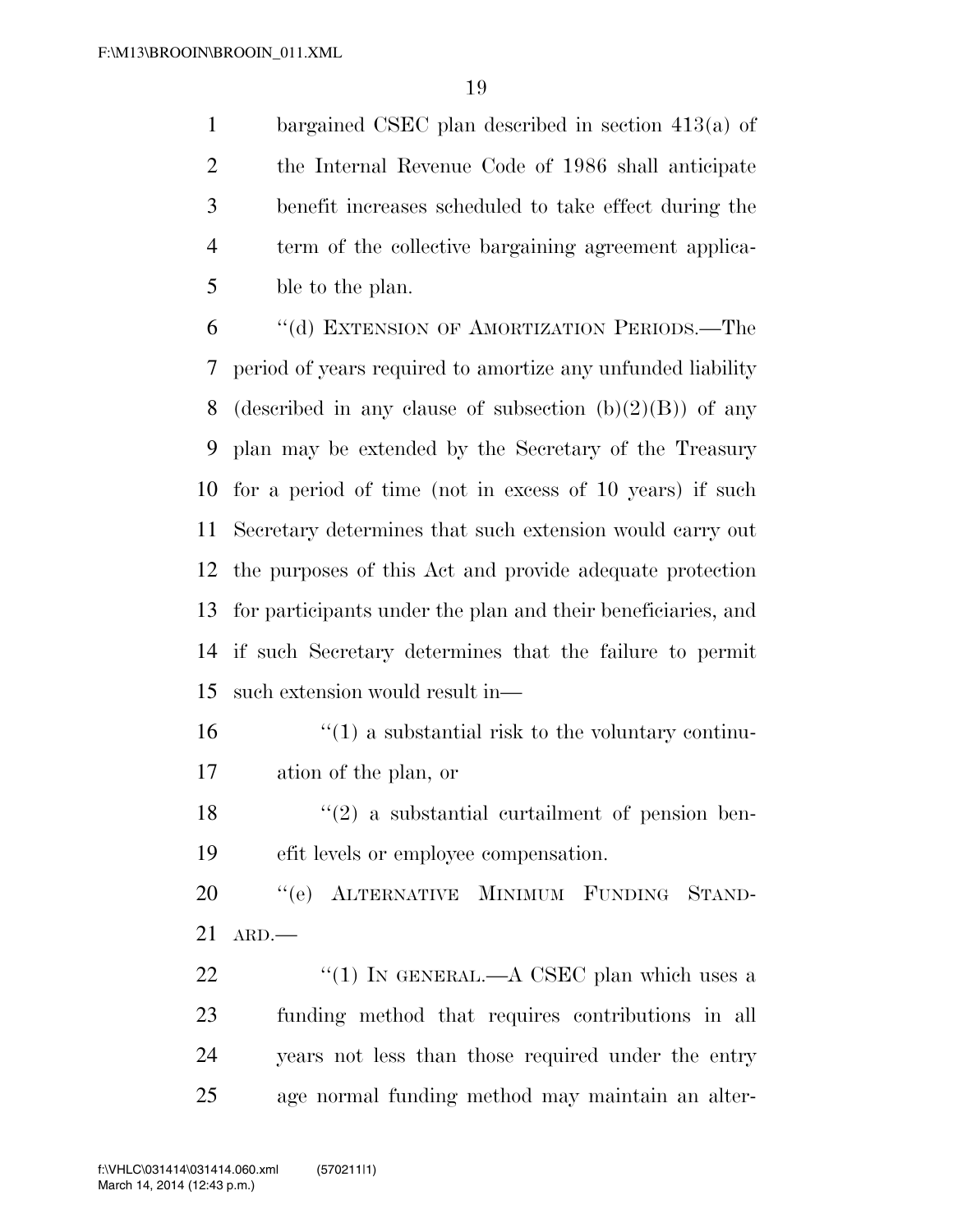bargained CSEC plan described in section 413(a) of the Internal Revenue Code of 1986 shall anticipate benefit increases scheduled to take effect during the term of the collective bargaining agreement applicable to the plan.

"(d) EXTENSION OF AMORTIZATION PERIODS.—The period of years required to amortize any unfunded liability (described in any clause of subsection (b)(2)(B)) of any plan may be extended by the Secretary of the Treasury for a period of time (not in excess of 10 years) if such Secretary determines that such extension would carry out the purposes of this Act and provide adequate protection for participants under the plan and their beneficiaries, and if such Secretary determines that the failure to permit such extension would result in—

"(1) a substantial risk to the voluntary continuation of the plan, or

"(2) a substantial curtailment of pension benefit levels or employee compensation.

"(e) ALTERNATIVE MINIMUM FUNDING STANDARD.—

"(1) IN GENERAL.—A CSEC plan which uses a funding method that requires contributions in all years not less than those required under the entry age normal funding method may maintain an alter-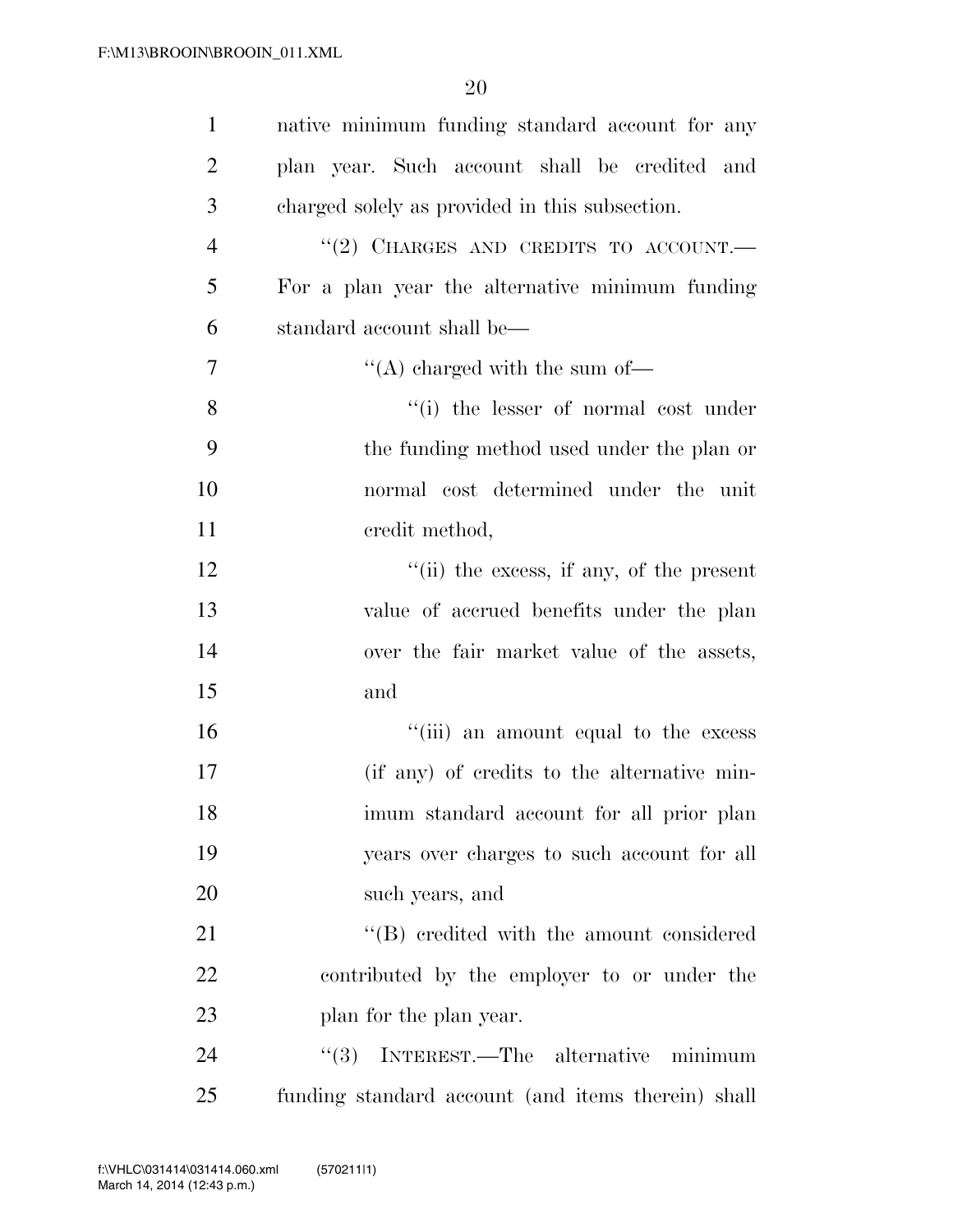native minimum funding standard account for any plan year. Such account shall be credited and charged solely as provided in this subsection.

''(2) CHARGES AND CREDITS TO ACCOUNT.—For a plan year the alternative minimum funding standard account shall be—

''(A) charged with the sum of—

''(i) the lesser of normal cost under the funding method used under the plan or normal cost determined under the unit credit method,

''(ii) the excess, if any, of the present value of accrued benefits under the plan over the fair market value of the assets, and

''(iii) an amount equal to the excess (if any) of credits to the alternative minimum standard account for all prior plan years over charges to such account for all such years, and

''(B) credited with the amount considered contributed by the employer to or under the plan for the plan year.

''(3) INTEREST.—The alternative minimum funding standard account (and items therein) shall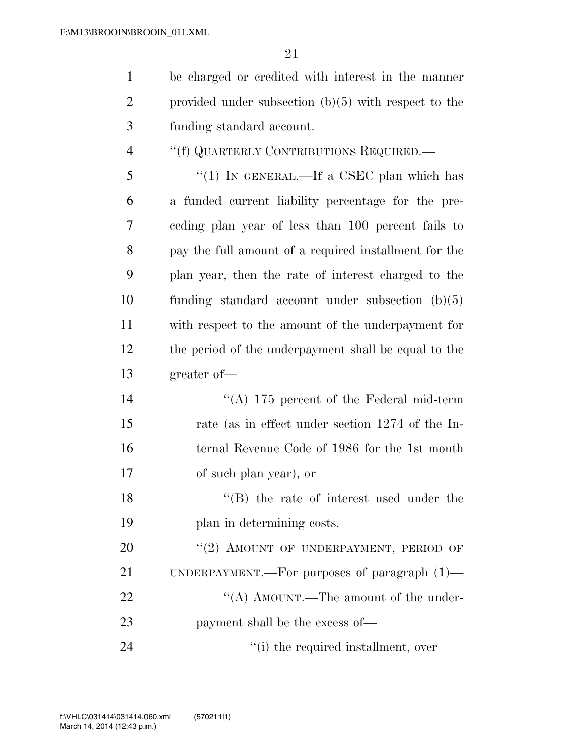be charged or credited with interest in the manner provided under subsection (b)(5) with respect to the funding standard account.

"(f) QUARTERLY CONTRIBUTIONS REQUIRED.—

"(1) IN GENERAL.—If a CSEC plan which has a funded current liability percentage for the preceding plan year of less than 100 percent fails to pay the full amount of a required installment for the plan year, then the rate of interest charged to the funding standard account under subsection (b)(5) with respect to the amount of the underpayment for the period of the underpayment shall be equal to the greater of—

"(A) 175 percent of the Federal mid-term rate (as in effect under section 1274 of the Internal Revenue Code of 1986 for the 1st month of such plan year), or

"(B) the rate of interest used under the plan in determining costs.

"(2) AMOUNT OF UNDERPAYMENT, PERIOD OF UNDERPAYMENT.—For purposes of paragraph (1)—

"(A) AMOUNT.—The amount of the underpayment shall be the excess of—

"(i) the required installment, over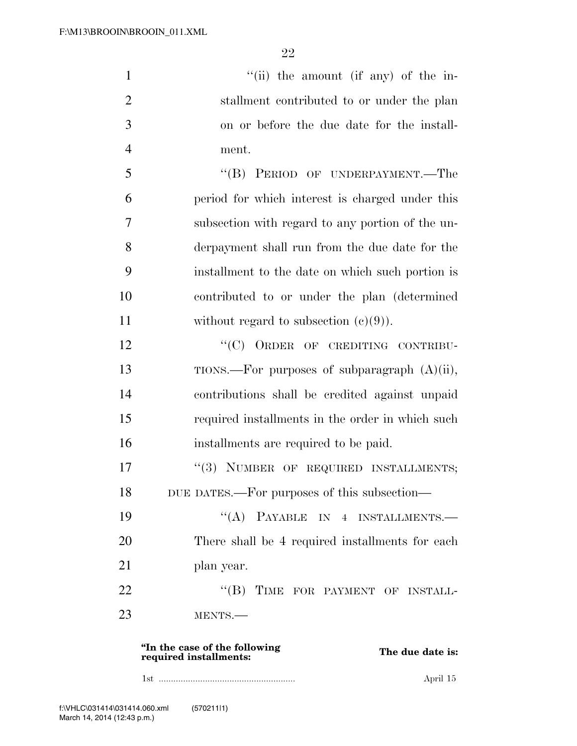"(ii) the amount (if any) of the installment contributed to or under the plan on or before the due date for the installment.

"(B) PERIOD OF UNDERPAYMENT.—The period for which interest is charged under this subsection with regard to any portion of the underpayment shall run from the due date for the installment to the date on which such portion is contributed to or under the plan (determined without regard to subsection (c)(9)).

"(C) ORDER OF CREDITING CONTRIBUTIONS.—For purposes of subparagraph (A)(ii), contributions shall be credited against unpaid required installments in the order in which such installments are required to be paid.

"(3) NUMBER OF REQUIRED INSTALLMENTS; DUE DATES.—For purposes of this subsection—

"(A) PAYABLE IN 4 INSTALLMENTS.—There shall be 4 required installments for each plan year.

"(B) TIME FOR PAYMENT OF INSTALLMENTS.—

| "In the case of the following required installments: | The due date is: |
| --- | --- |
| 1st | April 15 |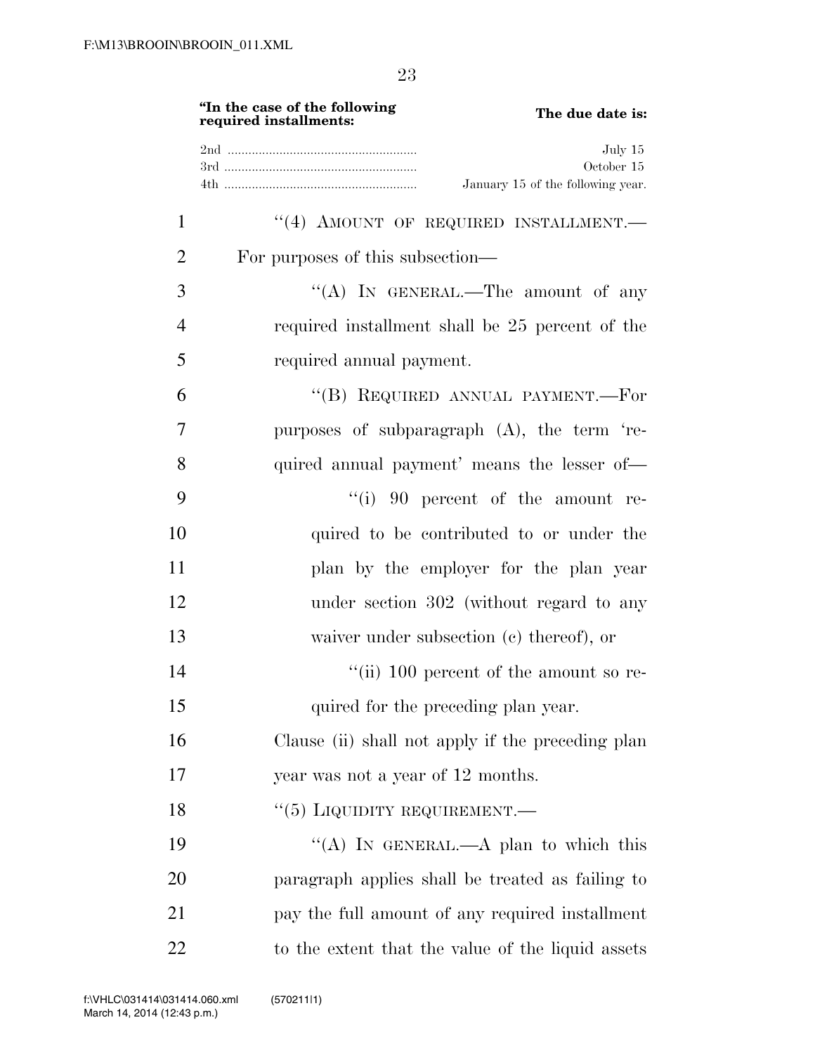| "In the case of the following required installments: | The due date is: |
| --- | --- |
| 2nd | July 15 |
| 3rd | October 15 |
| 4th | January 15 of the following year. |

"(4) AMOUNT OF REQUIRED INSTALLMENT.—For purposes of this subsection—

"(A) IN GENERAL.—The amount of any required installment shall be 25 percent of the required annual payment.

"(B) REQUIRED ANNUAL PAYMENT.—For purposes of subparagraph (A), the term 'required annual payment' means the lesser of—

"(i) 90 percent of the amount required to be contributed to or under the plan by the employer for the plan year under section 302 (without regard to any waiver under subsection (c) thereof), or

"(ii) 100 percent of the amount so required for the preceding plan year.

Clause (ii) shall not apply if the preceding plan year was not a year of 12 months.

"(5) LIQUIDITY REQUIREMENT.—

"(A) IN GENERAL.—A plan to which this paragraph applies shall be treated as failing to pay the full amount of any required installment to the extent that the value of the liquid assets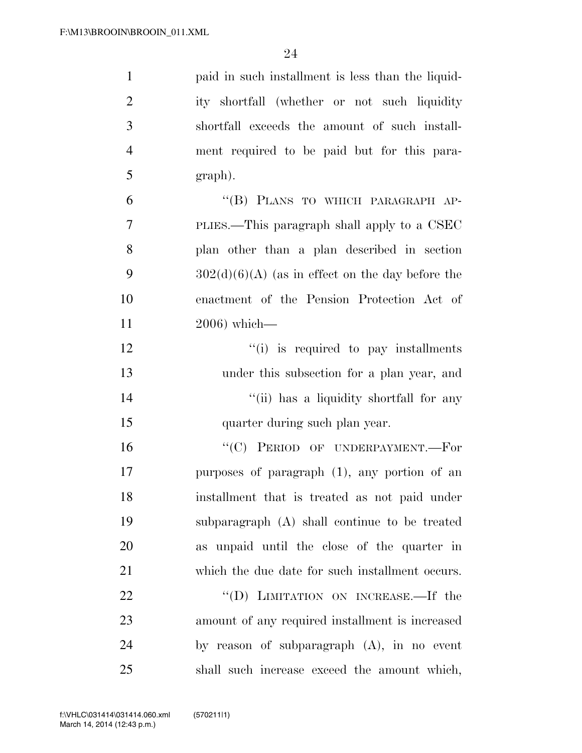paid in such installment is less than the liquidity shortfall (whether or not such liquidity shortfall exceeds the amount of such installment required to be paid but for this paragraph).

''(B) PLANS TO WHICH PARAGRAPH APPLIES.—This paragraph shall apply to a CSEC plan other than a plan described in section 302(d)(6)(A) (as in effect on the day before the enactment of the Pension Protection Act of 2006) which—

''(i) is required to pay installments under this subsection for a plan year, and

''(ii) has a liquidity shortfall for any quarter during such plan year.

''(C) PERIOD OF UNDERPAYMENT.—For purposes of paragraph (1), any portion of an installment that is treated as not paid under subparagraph (A) shall continue to be treated as unpaid until the close of the quarter in which the due date for such installment occurs.

''(D) LIMITATION ON INCREASE.—If the amount of any required installment is increased by reason of subparagraph (A), in no event shall such increase exceed the amount which,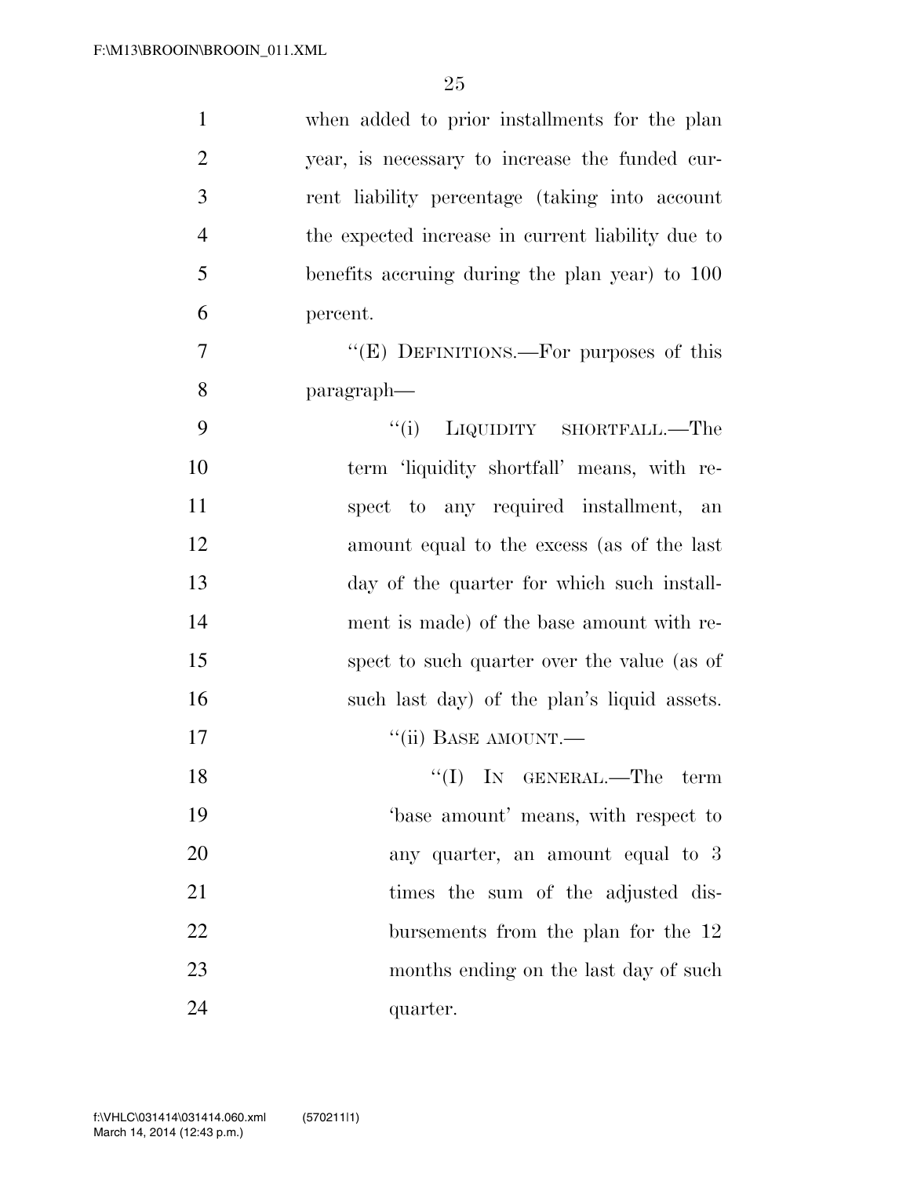when added to prior installments for the plan year, is necessary to increase the funded current liability percentage (taking into account the expected increase in current liability due to benefits accruing during the plan year) to 100 percent.

"(E) DEFINITIONS.—For purposes of this paragraph—

"(i) LIQUIDITY SHORTFALL.—The term 'liquidity shortfall' means, with respect to any required installment, an amount equal to the excess (as of the last day of the quarter for which such installment is made) of the base amount with respect to such quarter over the value (as of such last day) of the plan's liquid assets.

"(ii) BASE AMOUNT.—

"(I) IN GENERAL.—The term 'base amount' means, with respect to any quarter, an amount equal to 3 times the sum of the adjusted disbursements from the plan for the 12 months ending on the last day of such quarter.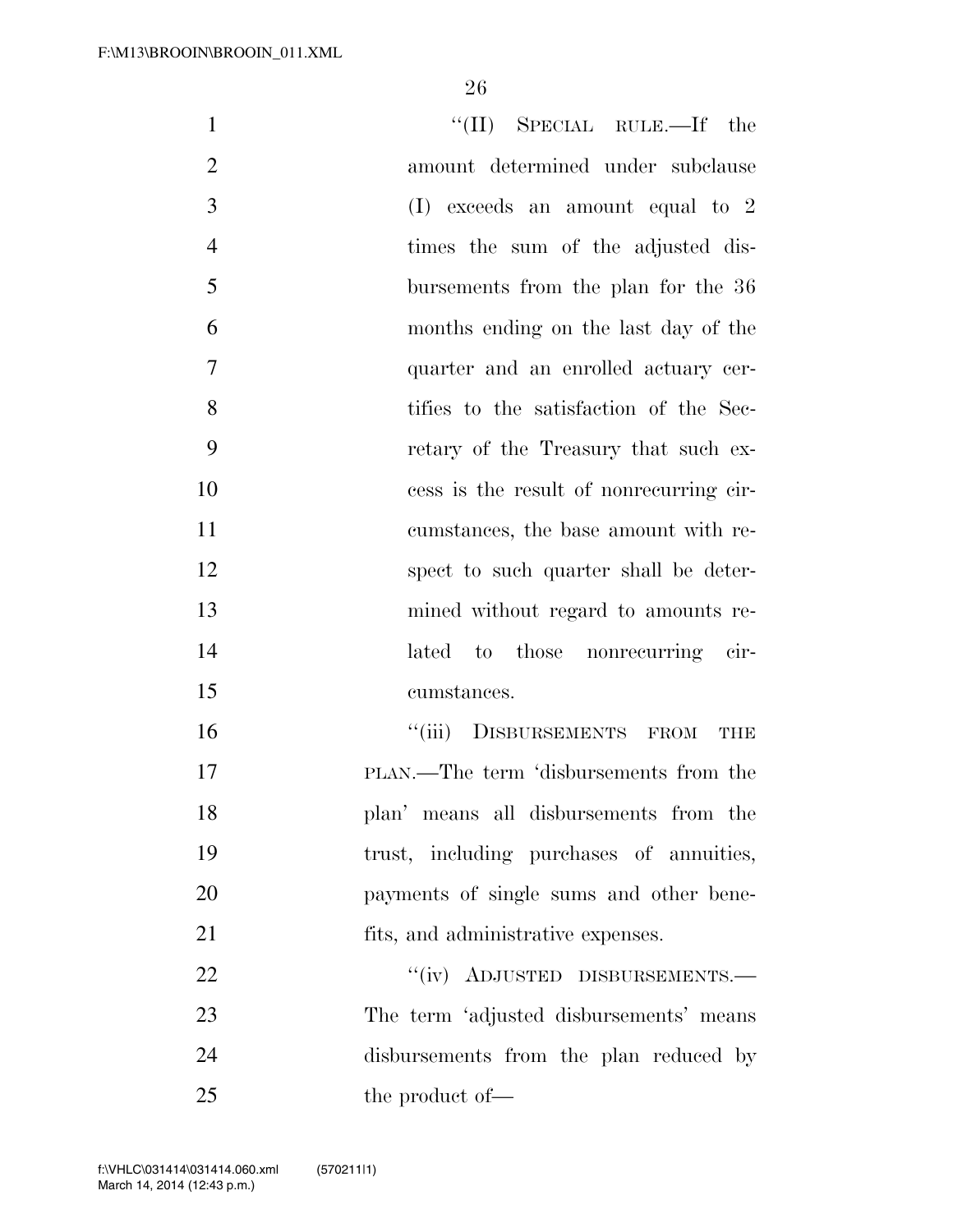"(II) SPECIAL RULE.—If the amount determined under subclause (I) exceeds an amount equal to 2 times the sum of the adjusted disbursements from the plan for the 36 months ending on the last day of the quarter and an enrolled actuary certifies to the satisfaction of the Secretary of the Treasury that such excess is the result of nonrecurring circumstances, the base amount with respect to such quarter shall be determined without regard to amounts related to those nonrecurring circumstances.

"(iii) DISBURSEMENTS FROM THE PLAN.—The term 'disbursements from the plan' means all disbursements from the trust, including purchases of annuities, payments of single sums and other benefits, and administrative expenses.

"(iv) ADJUSTED DISBURSEMENTS.—The term 'adjusted disbursements' means disbursements from the plan reduced by the product of—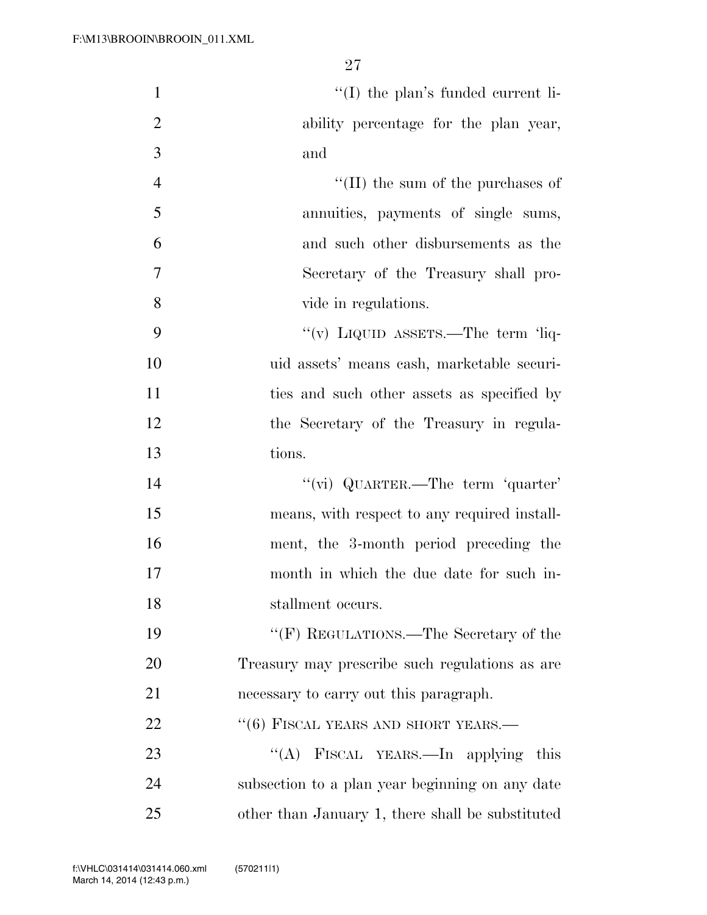''(I) the plan's funded current liability percentage for the plan year, and

''(II) the sum of the purchases of annuities, payments of single sums, and such other disbursements as the Secretary of the Treasury shall provide in regulations.

''(v) LIQUID ASSETS.—The term 'liquid assets' means cash, marketable securities and such other assets as specified by the Secretary of the Treasury in regulations.

''(vi) QUARTER.—The term 'quarter' means, with respect to any required installment, the 3-month period preceding the month in which the due date for such installment occurs.

''(F) REGULATIONS.—The Secretary of the Treasury may prescribe such regulations as are necessary to carry out this paragraph.

''(6) FISCAL YEARS AND SHORT YEARS.—

''(A) FISCAL YEARS.—In applying this subsection to a plan year beginning on any date other than January 1, there shall be substituted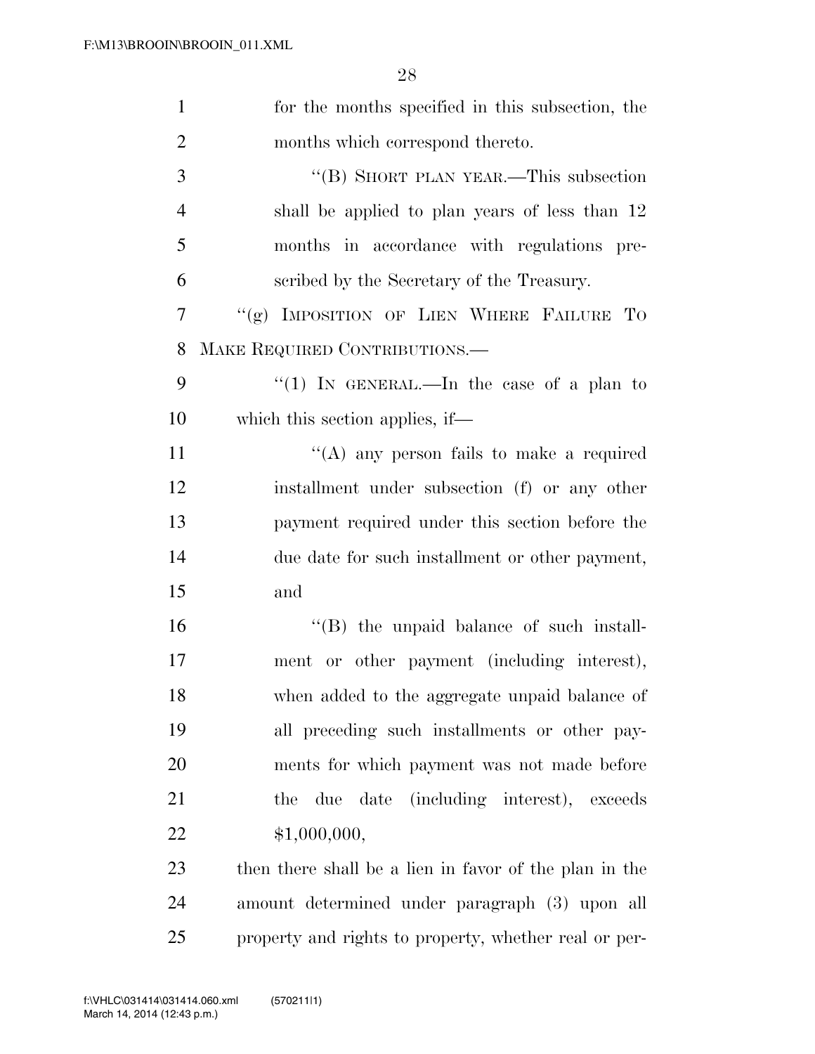for the months specified in this subsection, the months which correspond thereto.

"(B) SHORT PLAN YEAR.—This subsection shall be applied to plan years of less than 12 months in accordance with regulations prescribed by the Secretary of the Treasury.

"(g) IMPOSITION OF LIEN WHERE FAILURE TO MAKE REQUIRED CONTRIBUTIONS.—

"(1) IN GENERAL.—In the case of a plan to which this section applies, if—

"(A) any person fails to make a required installment under subsection (f) or any other payment required under this section before the due date for such installment or other payment, and

"(B) the unpaid balance of such installment or other payment (including interest), when added to the aggregate unpaid balance of all preceding such installments or other payments for which payment was not made before the due date (including interest), exceeds $1,000,000,

then there shall be a lien in favor of the plan in the amount determined under paragraph (3) upon all property and rights to property, whether real or per-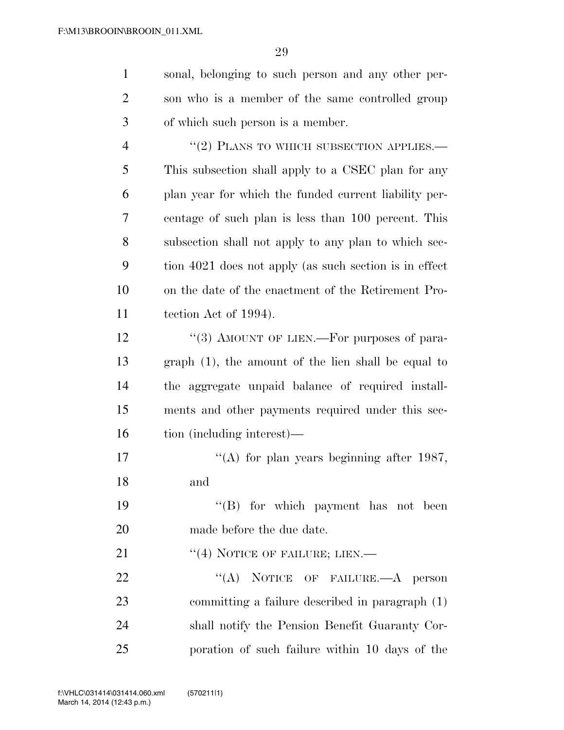sonal, belonging to such person and any other person who is a member of the same controlled group of which such person is a member.

"(2) PLANS TO WHICH SUBSECTION APPLIES.—This subsection shall apply to a CSEC plan for any plan year for which the funded current liability percentage of such plan is less than 100 percent. This subsection shall not apply to any plan to which section 4021 does not apply (as such section is in effect on the date of the enactment of the Retirement Protection Act of 1994).

"(3) AMOUNT OF LIEN.—For purposes of paragraph (1), the amount of the lien shall be equal to the aggregate unpaid balance of required installments and other payments required under this section (including interest)—

"(A) for plan years beginning after 1987, and

"(B) for which payment has not been made before the due date.

"(4) NOTICE OF FAILURE; LIEN.—

"(A) NOTICE OF FAILURE.—A person committing a failure described in paragraph (1) shall notify the Pension Benefit Guaranty Corporation of such failure within 10 days of the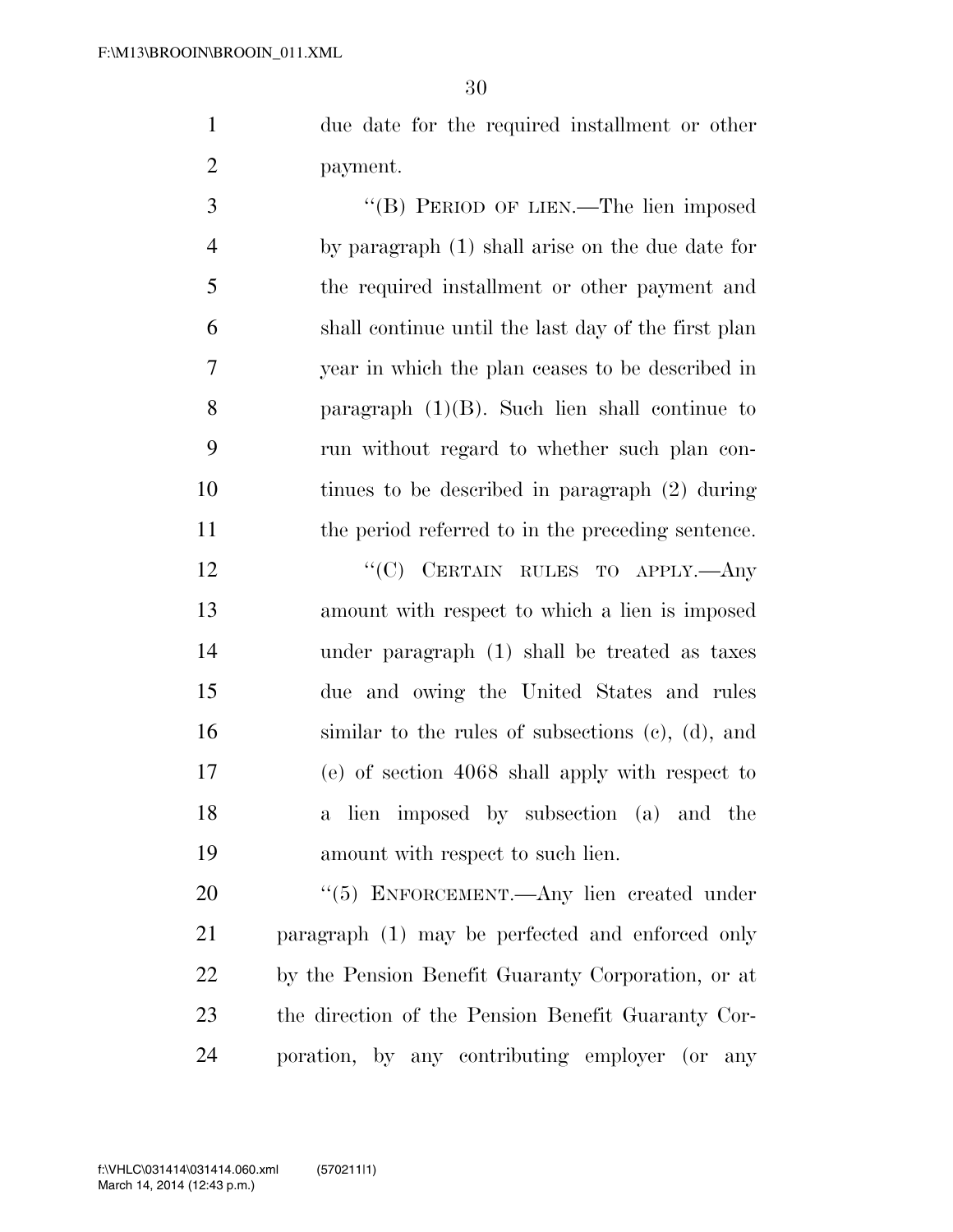due date for the required installment or other payment.

"(B) PERIOD OF LIEN.—The lien imposed by paragraph (1) shall arise on the due date for the required installment or other payment and shall continue until the last day of the first plan year in which the plan ceases to be described in paragraph (1)(B). Such lien shall continue to run without regard to whether such plan continues to be described in paragraph (2) during the period referred to in the preceding sentence.

"(C) CERTAIN RULES TO APPLY.—Any amount with respect to which a lien is imposed under paragraph (1) shall be treated as taxes due and owing the United States and rules similar to the rules of subsections (c), (d), and (e) of section 4068 shall apply with respect to a lien imposed by subsection (a) and the amount with respect to such lien.

"(5) ENFORCEMENT.—Any lien created under paragraph (1) may be perfected and enforced only by the Pension Benefit Guaranty Corporation, or at the direction of the Pension Benefit Guaranty Corporation, by any contributing employer (or any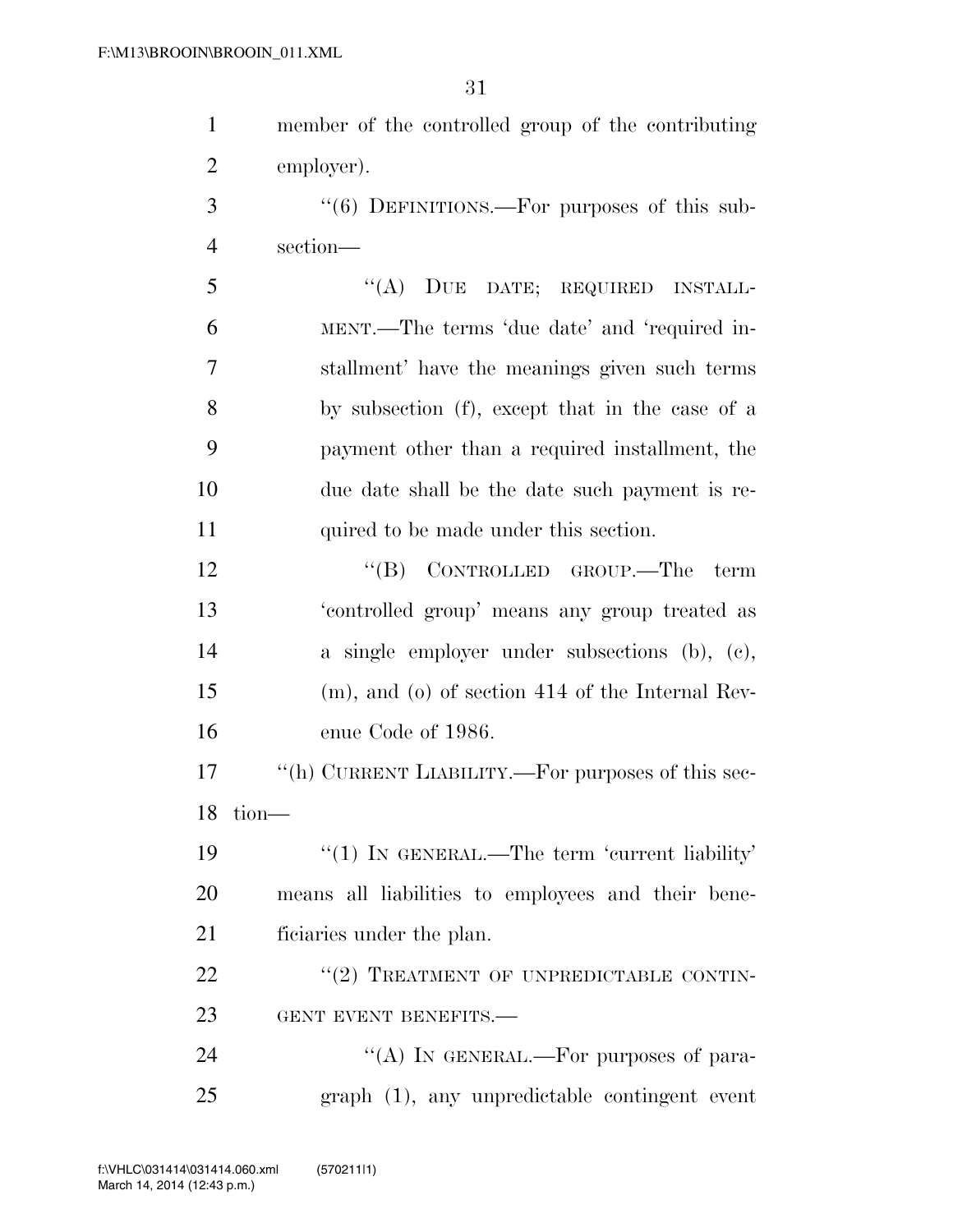member of the controlled group of the contributing employer).

"(6) DEFINITIONS.—For purposes of this subsection—

"(A) DUE DATE; REQUIRED INSTALLMENT.—The terms 'due date' and 'required installment' have the meanings given such terms by subsection (f), except that in the case of a payment other than a required installment, the due date shall be the date such payment is required to be made under this section.

"(B) CONTROLLED GROUP.—The term 'controlled group' means any group treated as a single employer under subsections (b), (c), (m), and (o) of section 414 of the Internal Revenue Code of 1986.

"(h) CURRENT LIABILITY.—For purposes of this section—

"(1) IN GENERAL.—The term 'current liability' means all liabilities to employees and their beneficiaries under the plan.

"(2) TREATMENT OF UNPREDICTABLE CONTINGENT EVENT BENEFITS.—

"(A) IN GENERAL.—For purposes of paragraph (1), any unpredictable contingent event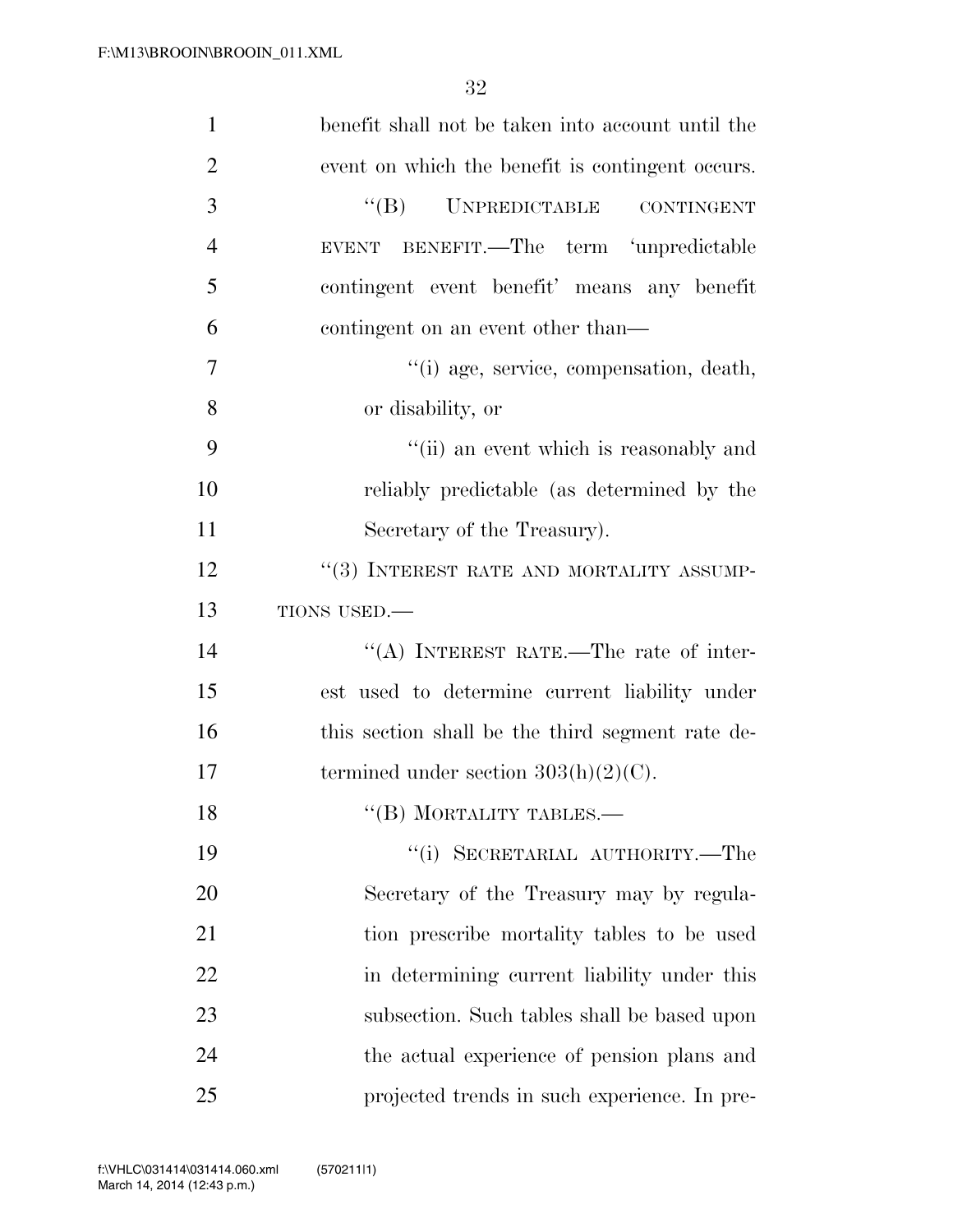benefit shall not be taken into account until the event on which the benefit is contingent occurs.

"(B) UNPREDICTABLE CONTINGENT EVENT BENEFIT.—The term 'unpredictable contingent event benefit' means any benefit contingent on an event other than—

"(i) age, service, compensation, death, or disability, or

"(ii) an event which is reasonably and reliably predictable (as determined by the Secretary of the Treasury).

"(3) INTEREST RATE AND MORTALITY ASSUMPTIONS USED.—

"(A) INTEREST RATE.—The rate of interest used to determine current liability under this section shall be the third segment rate determined under section 303(h)(2)(C).

"(B) MORTALITY TABLES.—

"(i) SECRETARIAL AUTHORITY.—The Secretary of the Treasury may by regulation prescribe mortality tables to be used in determining current liability under this subsection. Such tables shall be based upon the actual experience of pension plans and projected trends in such experience. In pre-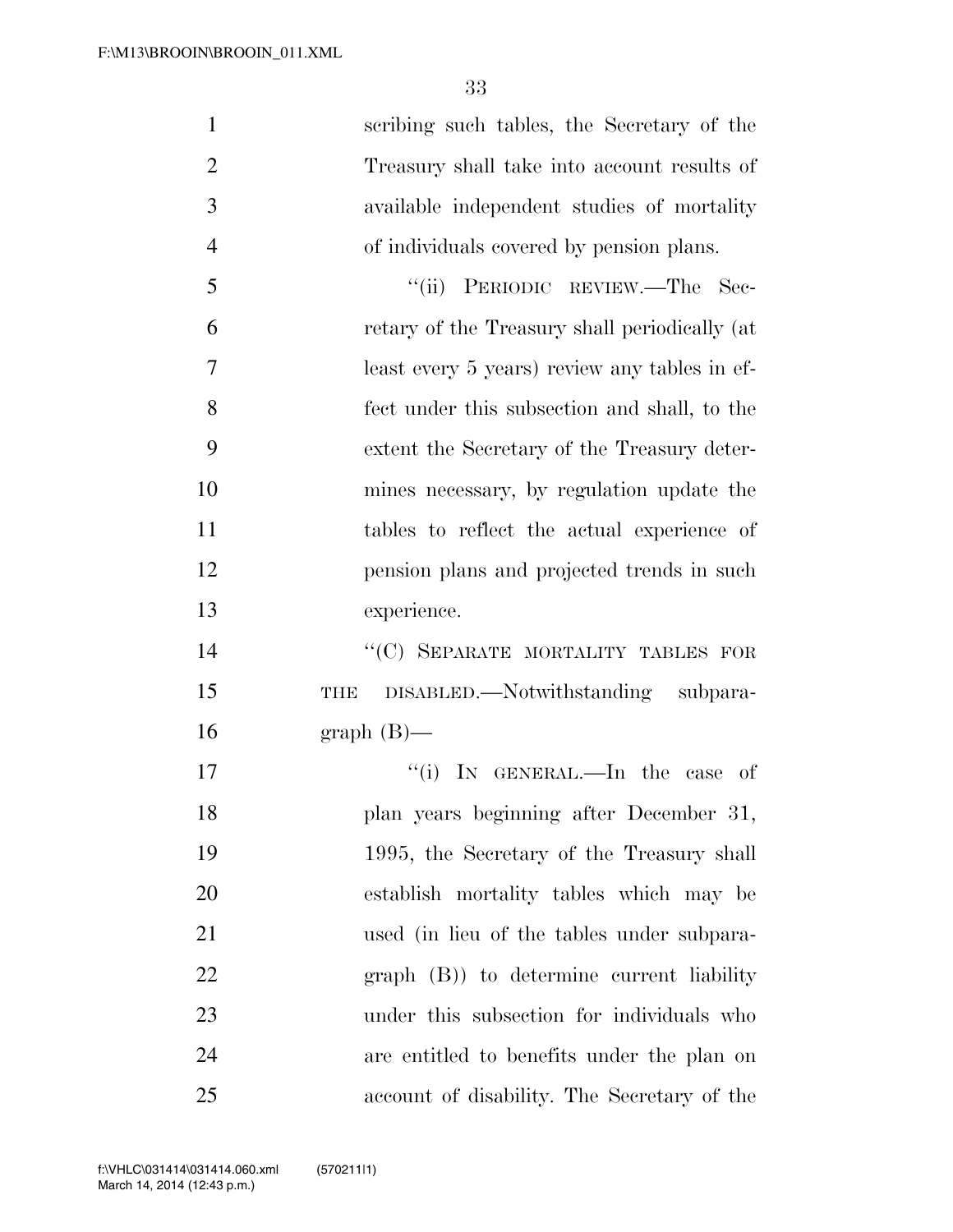scribing such tables, the Secretary of the Treasury shall take into account results of available independent studies of mortality of individuals covered by pension plans.

"(ii) PERIODIC REVIEW.—The Secretary of the Treasury shall periodically (at least every 5 years) review any tables in effect under this subsection and shall, to the extent the Secretary of the Treasury determines necessary, by regulation update the tables to reflect the actual experience of pension plans and projected trends in such experience.

"(C) SEPARATE MORTALITY TABLES FOR THE DISABLED.—Notwithstanding subparagraph (B)—

"(i) IN GENERAL.—In the case of plan years beginning after December 31, 1995, the Secretary of the Treasury shall establish mortality tables which may be used (in lieu of the tables under subparagraph (B)) to determine current liability under this subsection for individuals who are entitled to benefits under the plan on account of disability. The Secretary of the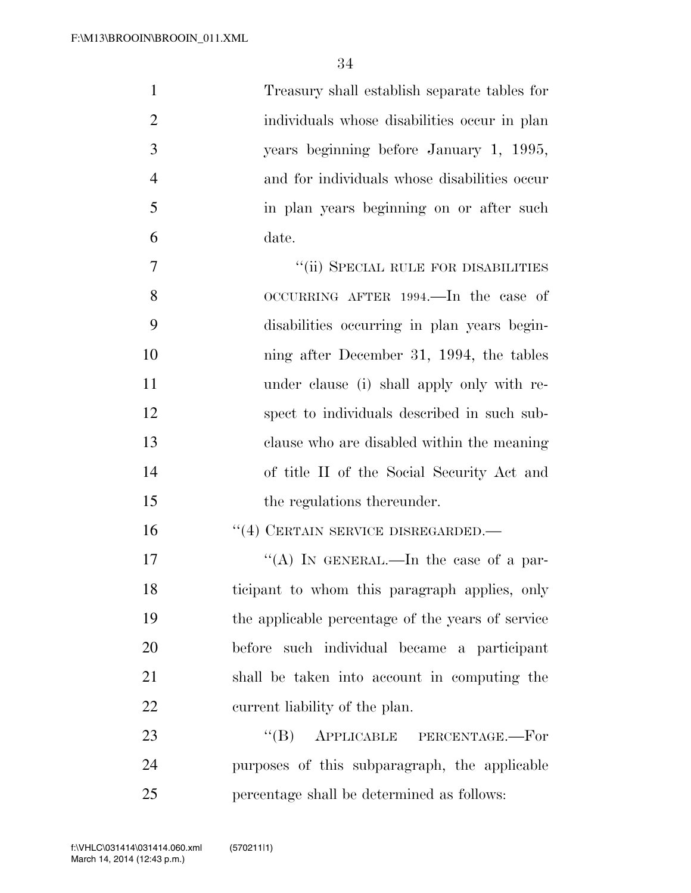Treasury shall establish separate tables for individuals whose disabilities occur in plan years beginning before January 1, 1995, and for individuals whose disabilities occur in plan years beginning on or after such date.

"(ii) SPECIAL RULE FOR DISABILITIES OCCURRING AFTER 1994.—In the case of disabilities occurring in plan years beginning after December 31, 1994, the tables under clause (i) shall apply only with respect to individuals described in such subclause who are disabled within the meaning of title II of the Social Security Act and the regulations thereunder.

"(4) CERTAIN SERVICE DISREGARDED.—

"(A) IN GENERAL.—In the case of a participant to whom this paragraph applies, only the applicable percentage of the years of service before such individual became a participant shall be taken into account in computing the current liability of the plan.

"(B) APPLICABLE PERCENTAGE.—For purposes of this subparagraph, the applicable percentage shall be determined as follows: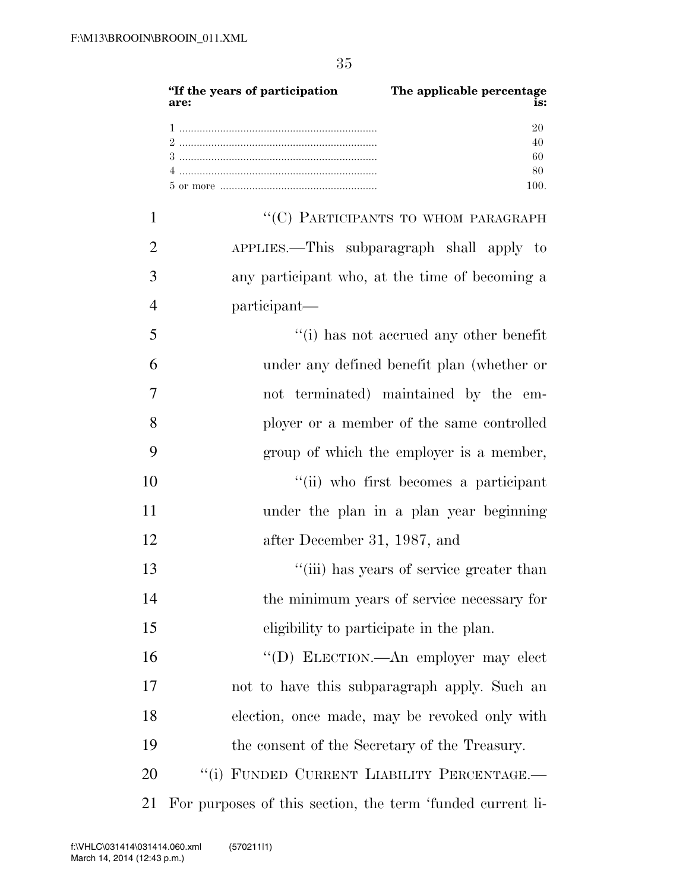| "If the years of participation are: | The applicable percentage is: |
| --- | --- |
| 1 | 20 |
| 2 | 40 |
| 3 | 60 |
| 4 | 80 |
| 5 or more | 100. |

"(C) PARTICIPANTS TO WHOM PARAGRAPH APPLIES.—This subparagraph shall apply to any participant who, at the time of becoming a participant—

"(i) has not accrued any other benefit under any defined benefit plan (whether or not terminated) maintained by the employer or a member of the same controlled group of which the employer is a member,

"(ii) who first becomes a participant under the plan in a plan year beginning after December 31, 1987, and

"(iii) has years of service greater than the minimum years of service necessary for eligibility to participate in the plan.

"(D) ELECTION.—An employer may elect not to have this subparagraph apply. Such an election, once made, may be revoked only with the consent of the Secretary of the Treasury.

"(i) FUNDED CURRENT LIABILITY PERCENTAGE.— For purposes of this section, the term 'funded current li-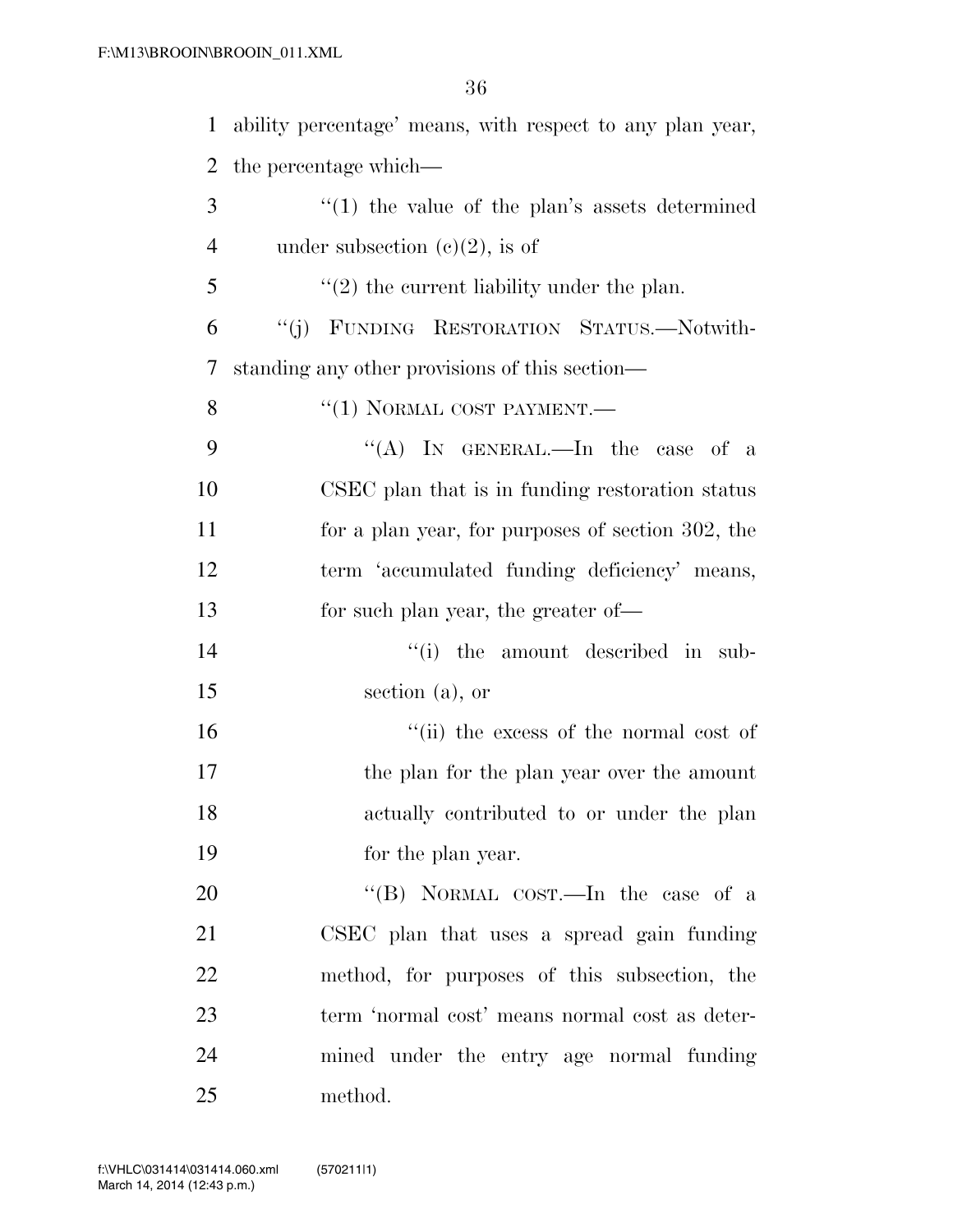ability percentage' means, with respect to any plan year, the percentage which—

"(1) the value of the plan's assets determined under subsection (c)(2), is of

"(2) the current liability under the plan.

"(j) FUNDING RESTORATION STATUS.—Notwithstanding any other provisions of this section—

"(1) NORMAL COST PAYMENT.—

"(A) IN GENERAL.—In the case of a CSEC plan that is in funding restoration status for a plan year, for purposes of section 302, the term 'accumulated funding deficiency' means, for such plan year, the greater of—

"(i) the amount described in subsection (a), or

"(ii) the excess of the normal cost of the plan for the plan year over the amount actually contributed to or under the plan for the plan year.

"(B) NORMAL COST.—In the case of a CSEC plan that uses a spread gain funding method, for purposes of this subsection, the term 'normal cost' means normal cost as determined under the entry age normal funding method.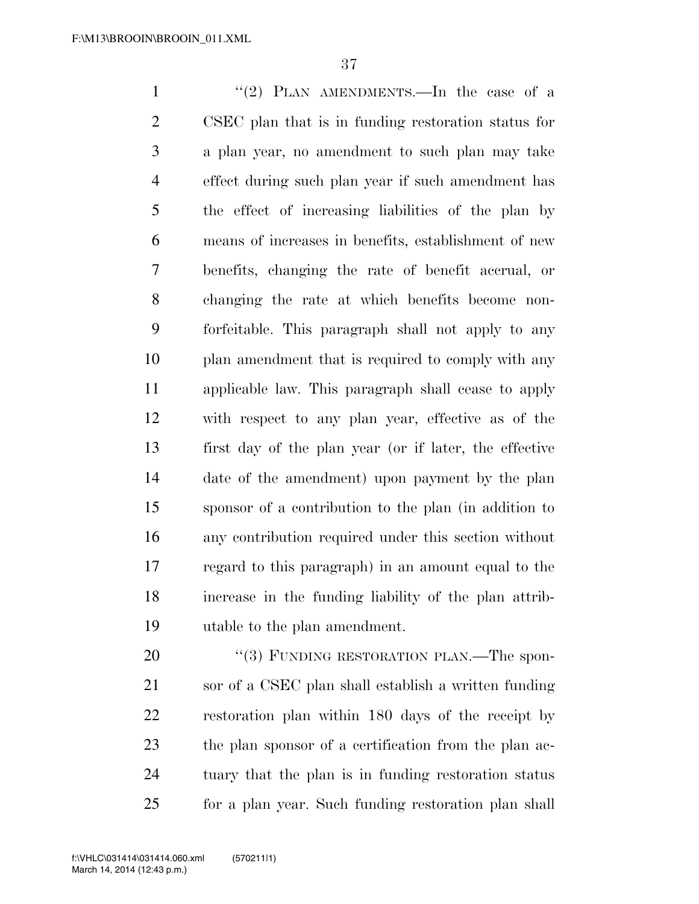"(2) PLAN AMENDMENTS.—In the case of a CSEC plan that is in funding restoration status for a plan year, no amendment to such plan may take effect during such plan year if such amendment has the effect of increasing liabilities of the plan by means of increases in benefits, establishment of new benefits, changing the rate of benefit accrual, or changing the rate at which benefits become non-forfeitable. This paragraph shall not apply to any plan amendment that is required to comply with any applicable law. This paragraph shall cease to apply with respect to any plan year, effective as of the first day of the plan year (or if later, the effective date of the amendment) upon payment by the plan sponsor of a contribution to the plan (in addition to any contribution required under this section without regard to this paragraph) in an amount equal to the increase in the funding liability of the plan attributable to the plan amendment.

"(3) FUNDING RESTORATION PLAN.—The sponsor of a CSEC plan shall establish a written funding restoration plan within 180 days of the receipt by the plan sponsor of a certification from the plan actuary that the plan is in funding restoration status for a plan year. Such funding restoration plan shall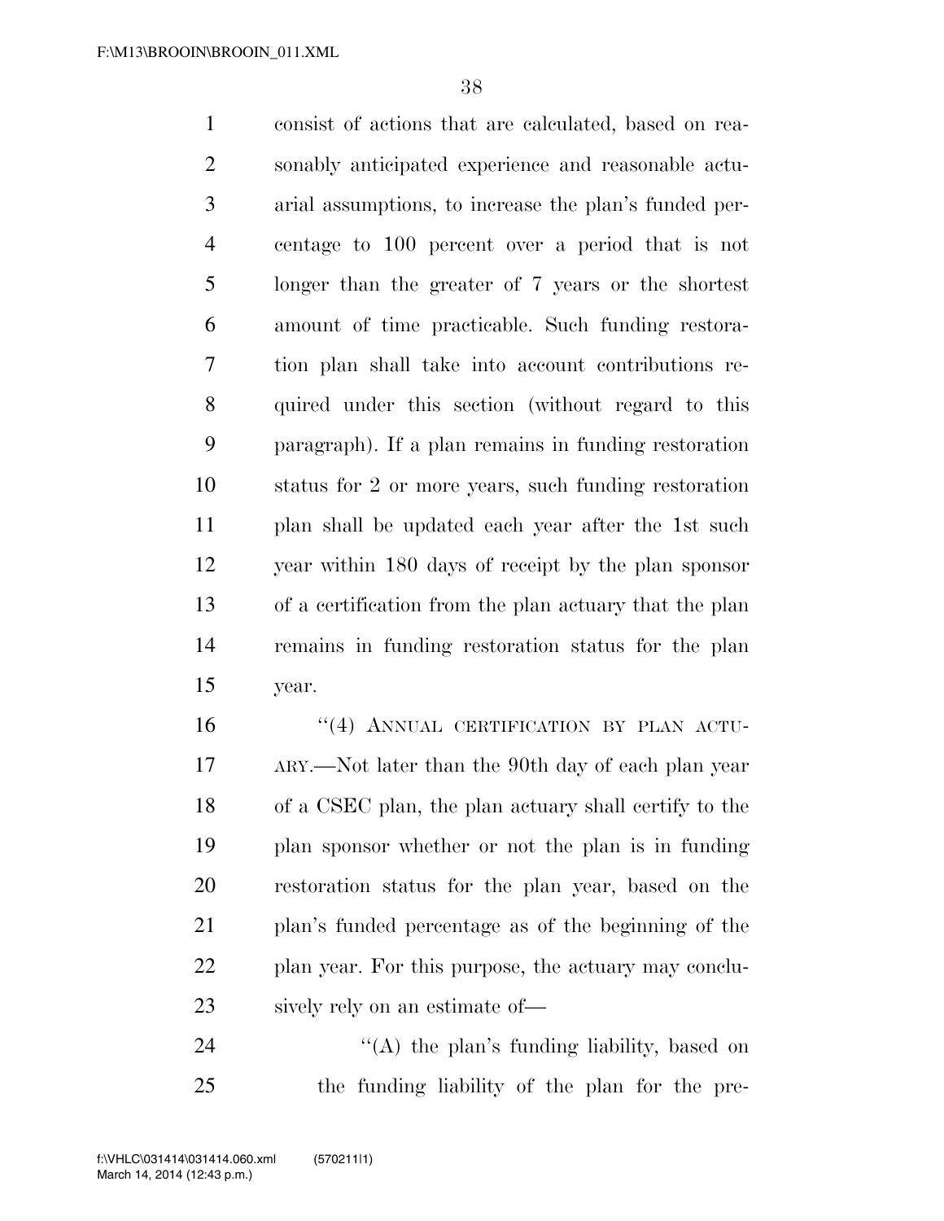consist of actions that are calculated, based on reasonably anticipated experience and reasonable actuarial assumptions, to increase the plan's funded percentage to 100 percent over a period that is not longer than the greater of 7 years or the shortest amount of time practicable. Such funding restoration plan shall take into account contributions required under this section (without regard to this paragraph). If a plan remains in funding restoration status for 2 or more years, such funding restoration plan shall be updated each year after the 1st such year within 180 days of receipt by the plan sponsor of a certification from the plan actuary that the plan remains in funding restoration status for the plan year.

"(4) ANNUAL CERTIFICATION BY PLAN ACTUARY.—Not later than the 90th day of each plan year of a CSEC plan, the plan actuary shall certify to the plan sponsor whether or not the plan is in funding restoration status for the plan year, based on the plan's funded percentage as of the beginning of the plan year. For this purpose, the actuary may conclusively rely on an estimate of—

"(A) the plan's funding liability, based on the funding liability of the plan for the pre-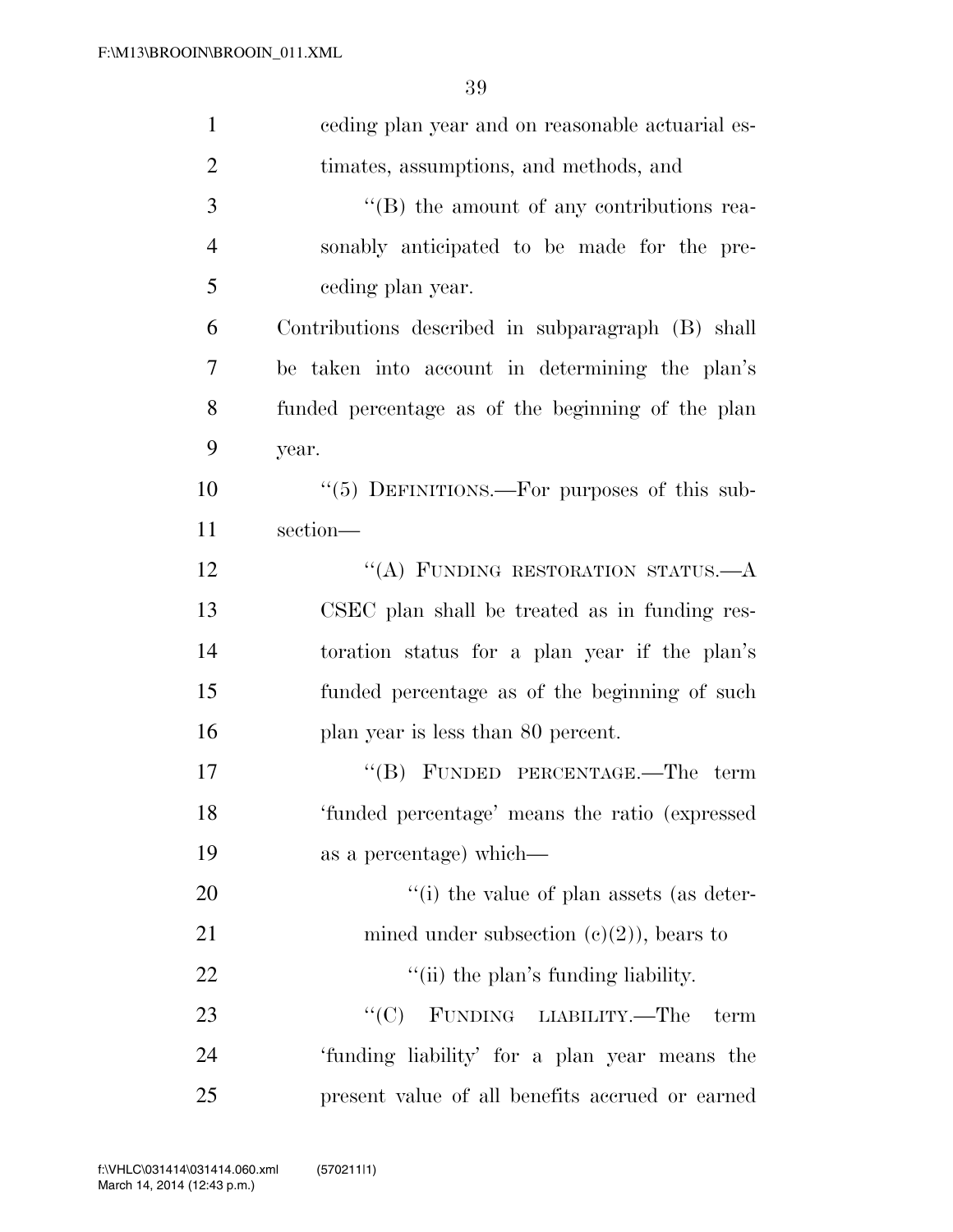ceding plan year and on reasonable actuarial estimates, assumptions, and methods, and

''(B) the amount of any contributions reasonably anticipated to be made for the preceding plan year.

Contributions described in subparagraph (B) shall be taken into account in determining the plan's funded percentage as of the beginning of the plan year.

''(5) DEFINITIONS.—For purposes of this subsection—

''(A) FUNDING RESTORATION STATUS.—A CSEC plan shall be treated as in funding restoration status for a plan year if the plan's funded percentage as of the beginning of such plan year is less than 80 percent.

''(B) FUNDED PERCENTAGE.—The term 'funded percentage' means the ratio (expressed as a percentage) which—

''(i) the value of plan assets (as determined under subsection (c)(2)), bears to

''(ii) the plan's funding liability.

''(C) FUNDING LIABILITY.—The term 'funding liability' for a plan year means the present value of all benefits accrued or earned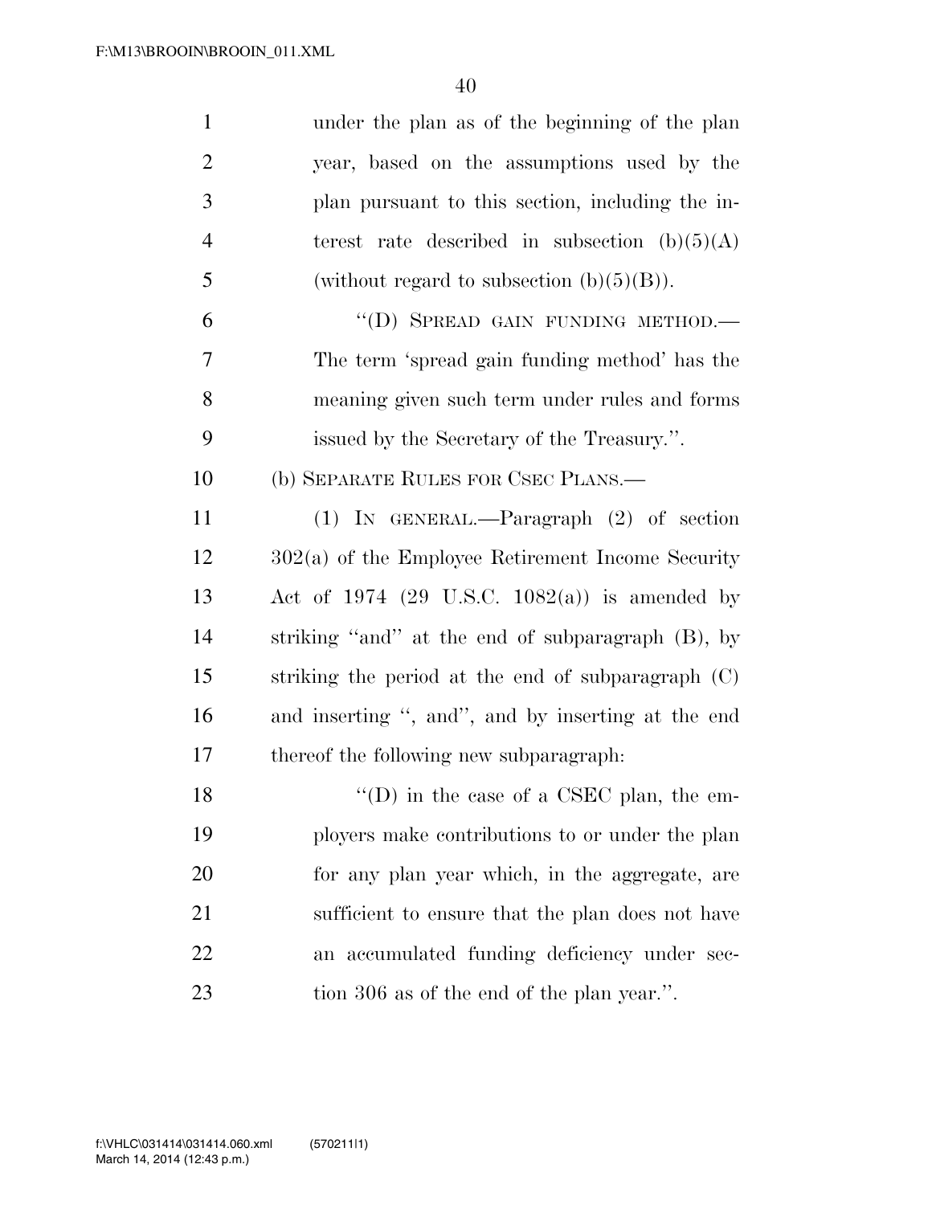under the plan as of the beginning of the plan year, based on the assumptions used by the plan pursuant to this section, including the interest rate described in subsection (b)(5)(A) (without regard to subsection (b)(5)(B)).

"(D) SPREAD GAIN FUNDING METHOD.—The term 'spread gain funding method' has the meaning given such term under rules and forms issued by the Secretary of the Treasury.".

(b) SEPARATE RULES FOR CSEC PLANS.—

(1) IN GENERAL.—Paragraph (2) of section 302(a) of the Employee Retirement Income Security Act of 1974 (29 U.S.C. 1082(a)) is amended by striking "and" at the end of subparagraph (B), by striking the period at the end of subparagraph (C) and inserting ", and", and by inserting at the end thereof the following new subparagraph:

"(D) in the case of a CSEC plan, the employers make contributions to or under the plan for any plan year which, in the aggregate, are sufficient to ensure that the plan does not have an accumulated funding deficiency under section 306 as of the end of the plan year.".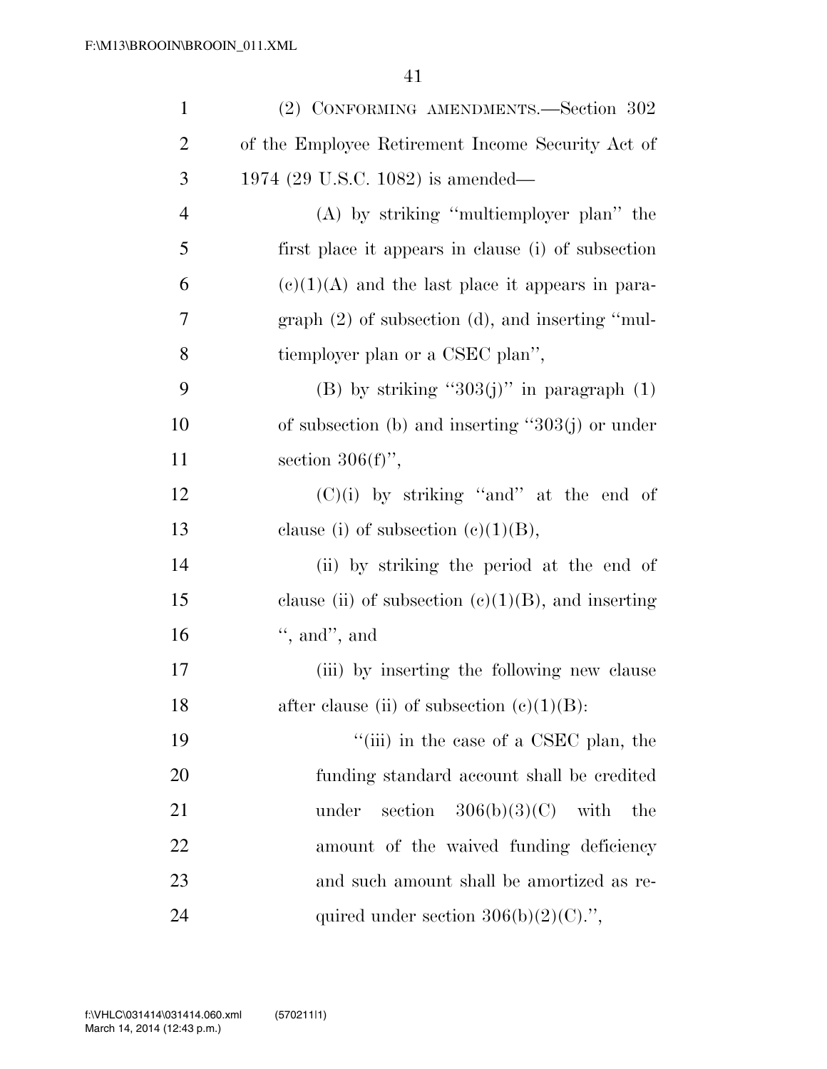(2) CONFORMING AMENDMENTS.—Section 302 of the Employee Retirement Income Security Act of 1974 (29 U.S.C. 1082) is amended—

(A) by striking ''multiemployer plan'' the first place it appears in clause (i) of subsection (c)(1)(A) and the last place it appears in paragraph (2) of subsection (d), and inserting ''multiemployer plan or a CSEC plan'',

(B) by striking ''303(j)'' in paragraph (1) of subsection (b) and inserting ''303(j) or under section 306(f)'',

(C)(i) by striking ''and'' at the end of clause (i) of subsection (c)(1)(B),

(ii) by striking the period at the end of clause (ii) of subsection (c)(1)(B), and inserting '', and'', and

(iii) by inserting the following new clause after clause (ii) of subsection (c)(1)(B):

''(iii) in the case of a CSEC plan, the funding standard account shall be credited under section 306(b)(3)(C) with the amount of the waived funding deficiency and such amount shall be amortized as required under section 306(b)(2)(C).'',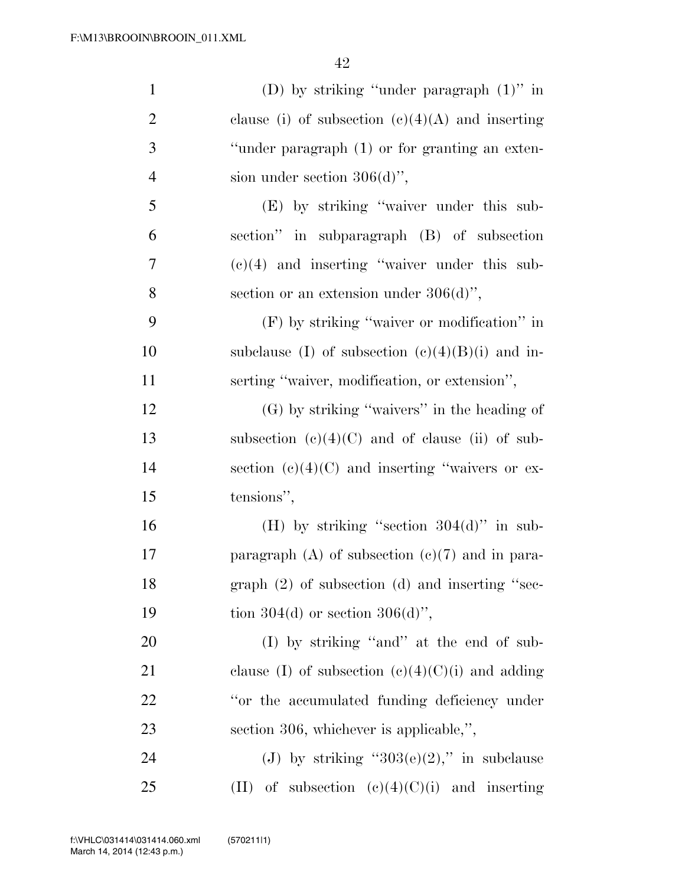(D) by striking "under paragraph (1)" in clause (i) of subsection (c)(4)(A) and inserting "under paragraph (1) or for granting an extension under section 306(d)",

(E) by striking "waiver under this subsection" in subparagraph (B) of subsection (c)(4) and inserting "waiver under this subsection or an extension under 306(d)",

(F) by striking "waiver or modification" in subclause (I) of subsection (c)(4)(B)(i) and inserting "waiver, modification, or extension",

(G) by striking "waivers" in the heading of subsection (c)(4)(C) and of clause (ii) of subsection (c)(4)(C) and inserting "waivers or extensions",

(H) by striking "section 304(d)" in subparagraph (A) of subsection (c)(7) and in paragraph (2) of subsection (d) and inserting "section 304(d) or section 306(d)",

(I) by striking "and" at the end of subclause (I) of subsection (c)(4)(C)(i) and adding "or the accumulated funding deficiency under section 306, whichever is applicable,",

(J) by striking "303(e)(2)," in subclause (II) of subsection (c)(4)(C)(i) and inserting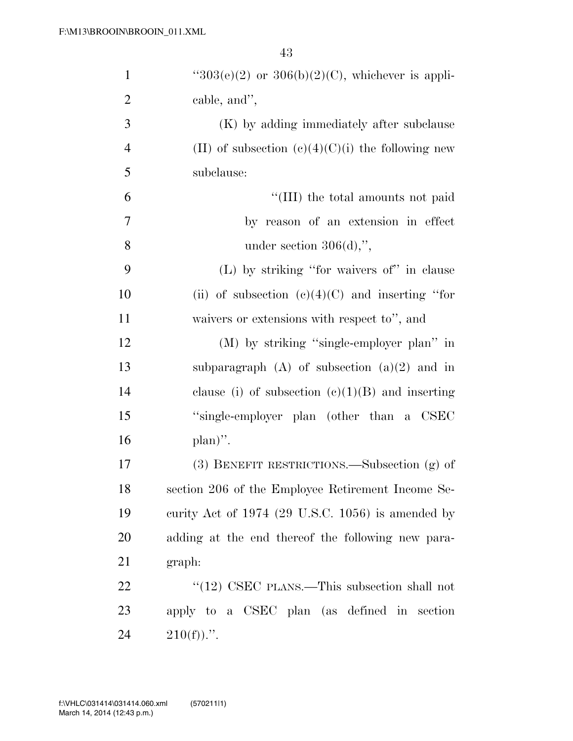"303(e)(2) or 306(b)(2)(C), whichever is applicable, and",

(K) by adding immediately after subclause (II) of subsection (c)(4)(C)(i) the following new subclause:

"(III) the total amounts not paid by reason of an extension in effect under section 306(d),",

(L) by striking "for waivers of" in clause (ii) of subsection (c)(4)(C) and inserting "for waivers or extensions with respect to", and

(M) by striking "single-employer plan" in subparagraph (A) of subsection (a)(2) and in clause (i) of subsection (c)(1)(B) and inserting "single-employer plan (other than a CSEC plan)".

(3) BENEFIT RESTRICTIONS.—Subsection (g) of section 206 of the Employee Retirement Income Security Act of 1974 (29 U.S.C. 1056) is amended by adding at the end thereof the following new paragraph:

"(12) CSEC PLANS.—This subsection shall not apply to a CSEC plan (as defined in section 210(f)).".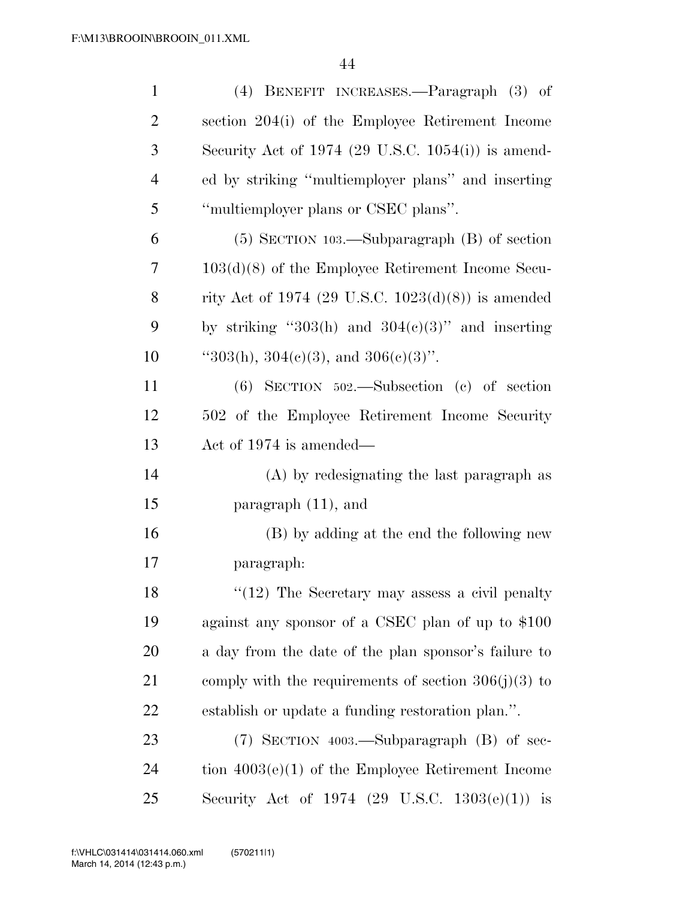(4) BENEFIT INCREASES.—Paragraph (3) of section 204(i) of the Employee Retirement Income Security Act of 1974 (29 U.S.C. 1054(i)) is amended by striking ''multiemployer plans'' and inserting ''multiemployer plans or CSEC plans''.

(5) SECTION 103.—Subparagraph (B) of section 103(d)(8) of the Employee Retirement Income Security Act of 1974 (29 U.S.C. 1023(d)(8)) is amended by striking ''303(h) and 304(c)(3)'' and inserting ''303(h), 304(c)(3), and 306(c)(3)''.

(6) SECTION 502.—Subsection (c) of section 502 of the Employee Retirement Income Security Act of 1974 is amended—

(A) by redesignating the last paragraph as paragraph (11), and

(B) by adding at the end the following new paragraph:

''(12) The Secretary may assess a civil penalty against any sponsor of a CSEC plan of up to $100 a day from the date of the plan sponsor's failure to comply with the requirements of section 306(j)(3) to establish or update a funding restoration plan.''.

(7) SECTION 4003.—Subparagraph (B) of section 4003(e)(1) of the Employee Retirement Income Security Act of 1974 (29 U.S.C. 1303(e)(1)) is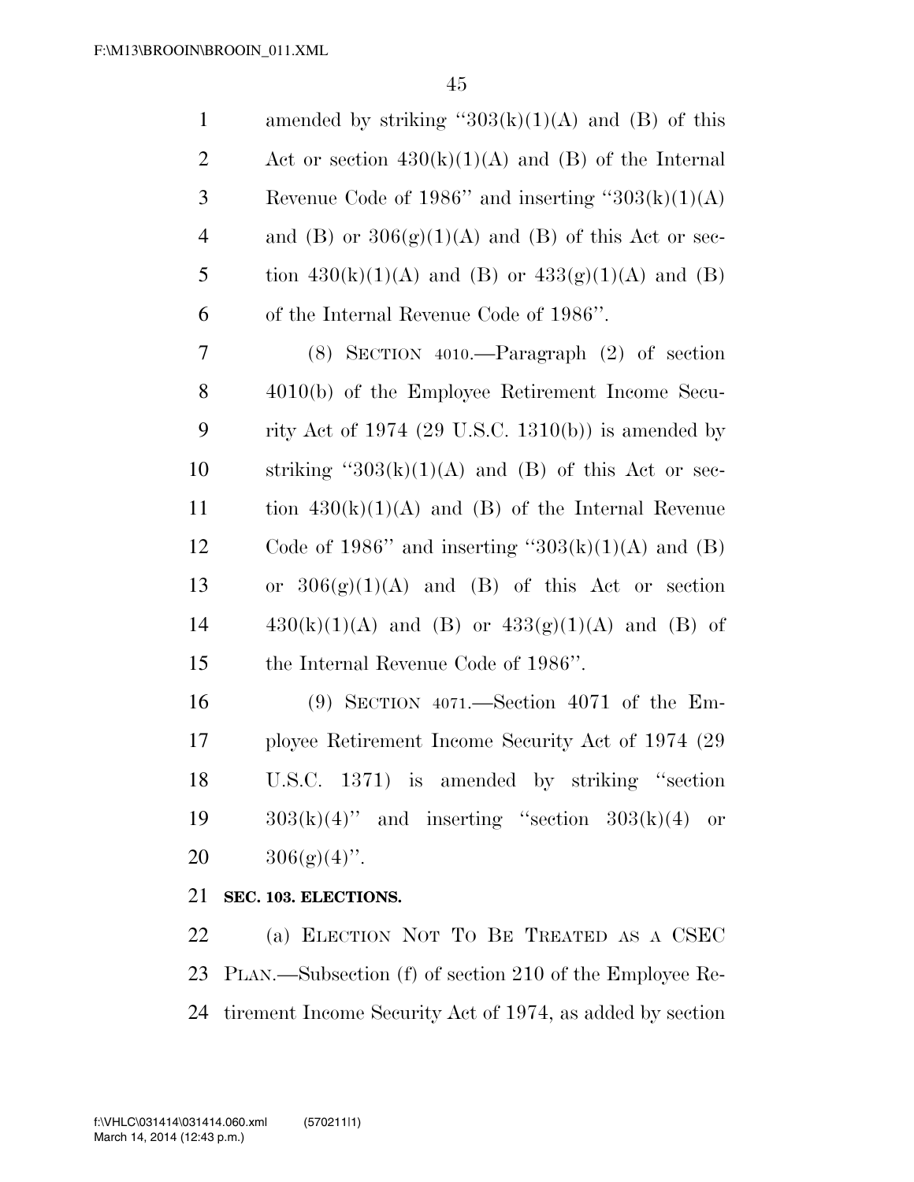amended by striking "303(k)(1)(A) and (B) of this Act or section 430(k)(1)(A) and (B) of the Internal Revenue Code of 1986" and inserting "303(k)(1)(A) and (B) or 306(g)(1)(A) and (B) of this Act or section 430(k)(1)(A) and (B) or 433(g)(1)(A) and (B) of the Internal Revenue Code of 1986".

(8) SECTION 4010.—Paragraph (2) of section 4010(b) of the Employee Retirement Income Security Act of 1974 (29 U.S.C. 1310(b)) is amended by striking "303(k)(1)(A) and (B) of this Act or section 430(k)(1)(A) and (B) of the Internal Revenue Code of 1986" and inserting "303(k)(1)(A) and (B) or 306(g)(1)(A) and (B) of this Act or section 430(k)(1)(A) and (B) or 433(g)(1)(A) and (B) of the Internal Revenue Code of 1986".

(9) SECTION 4071.—Section 4071 of the Employee Retirement Income Security Act of 1974 (29 U.S.C. 1371) is amended by striking "section 303(k)(4)" and inserting "section 303(k)(4) or 306(g)(4)".

**SEC. 103. ELECTIONS.**

(a) ELECTION NOT TO BE TREATED AS A CSEC PLAN.—Subsection (f) of section 210 of the Employee Retirement Income Security Act of 1974, as added by section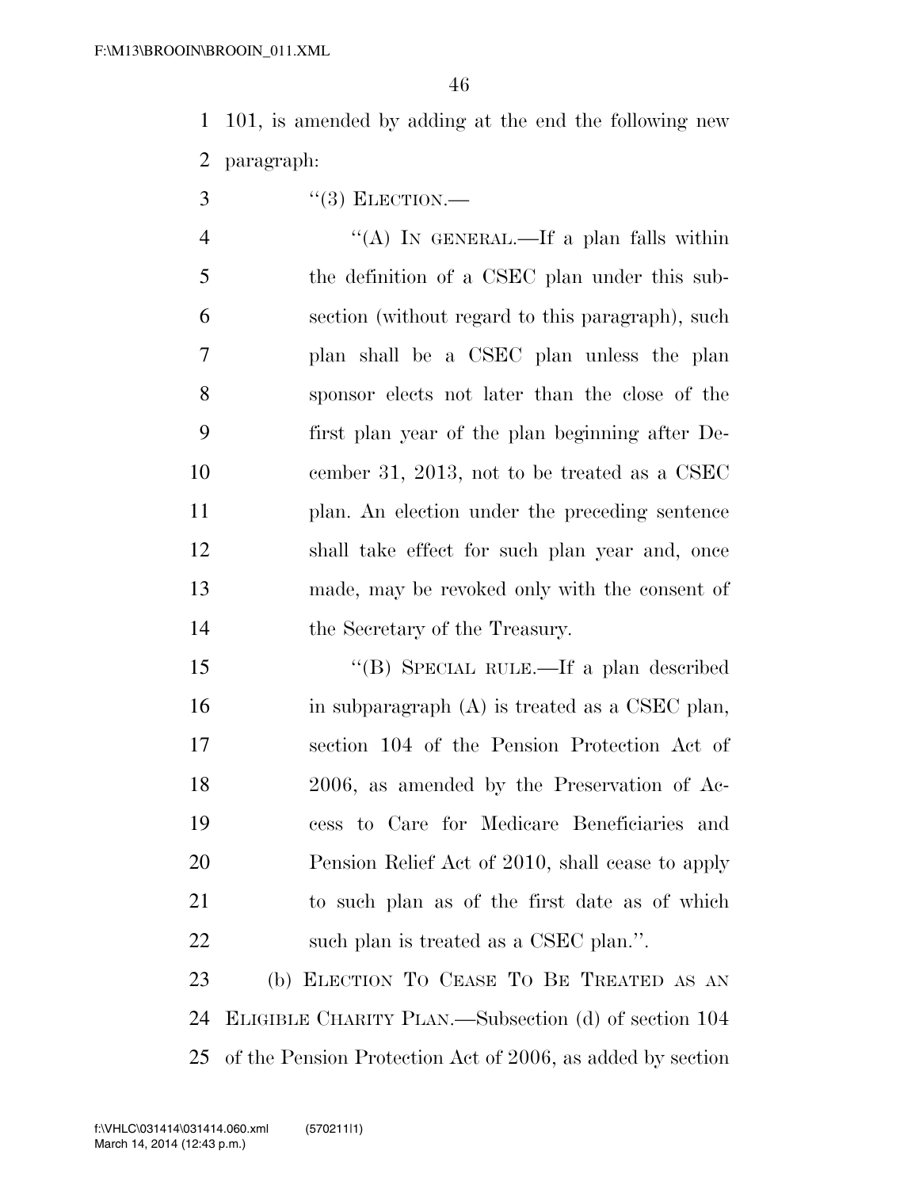101, is amended by adding at the end the following new paragraph:

"(3) ELECTION.—

"(A) IN GENERAL.—If a plan falls within the definition of a CSEC plan under this subsection (without regard to this paragraph), such plan shall be a CSEC plan unless the plan sponsor elects not later than the close of the first plan year of the plan beginning after December 31, 2013, not to be treated as a CSEC plan. An election under the preceding sentence shall take effect for such plan year and, once made, may be revoked only with the consent of the Secretary of the Treasury.

"(B) SPECIAL RULE.—If a plan described in subparagraph (A) is treated as a CSEC plan, section 104 of the Pension Protection Act of 2006, as amended by the Preservation of Access to Care for Medicare Beneficiaries and Pension Relief Act of 2010, shall cease to apply to such plan as of the first date as of which such plan is treated as a CSEC plan.".

(b) ELECTION TO CEASE TO BE TREATED AS AN ELIGIBLE CHARITY PLAN.—Subsection (d) of section 104 of the Pension Protection Act of 2006, as added by section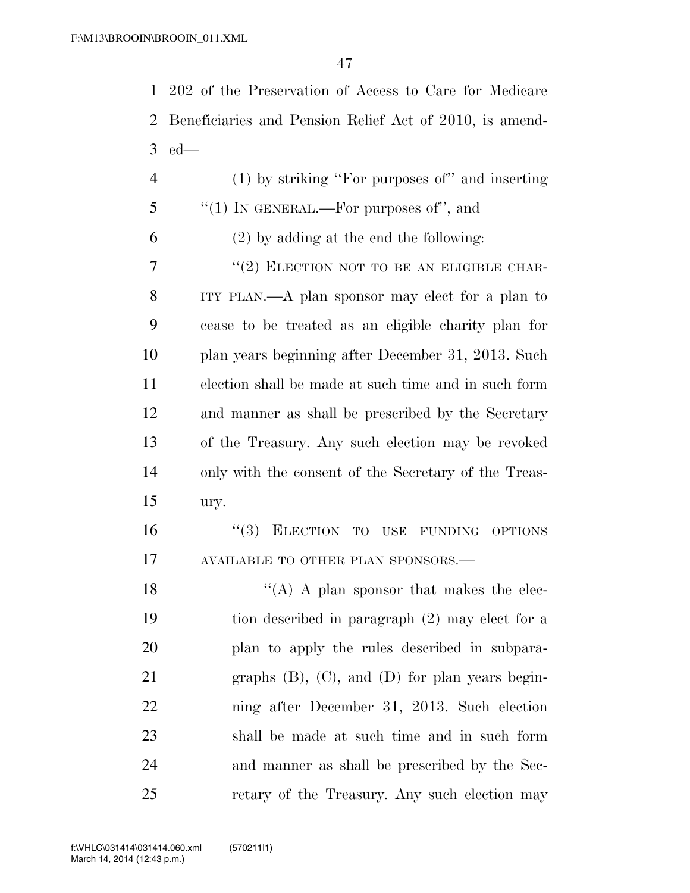202 of the Preservation of Access to Care for Medicare Beneficiaries and Pension Relief Act of 2010, is amended—

(1) by striking "For purposes of" and inserting "(1) IN GENERAL.—For purposes of", and

(2) by adding at the end the following:

"(2) ELECTION NOT TO BE AN ELIGIBLE CHARITY PLAN.—A plan sponsor may elect for a plan to cease to be treated as an eligible charity plan for plan years beginning after December 31, 2013. Such election shall be made at such time and in such form and manner as shall be prescribed by the Secretary of the Treasury. Any such election may be revoked only with the consent of the Secretary of the Treasury.

"(3) ELECTION TO USE FUNDING OPTIONS AVAILABLE TO OTHER PLAN SPONSORS.—

"(A) A plan sponsor that makes the election described in paragraph (2) may elect for a plan to apply the rules described in subparagraphs (B), (C), and (D) for plan years beginning after December 31, 2013. Such election shall be made at such time and in such form and manner as shall be prescribed by the Secretary of the Treasury. Any such election may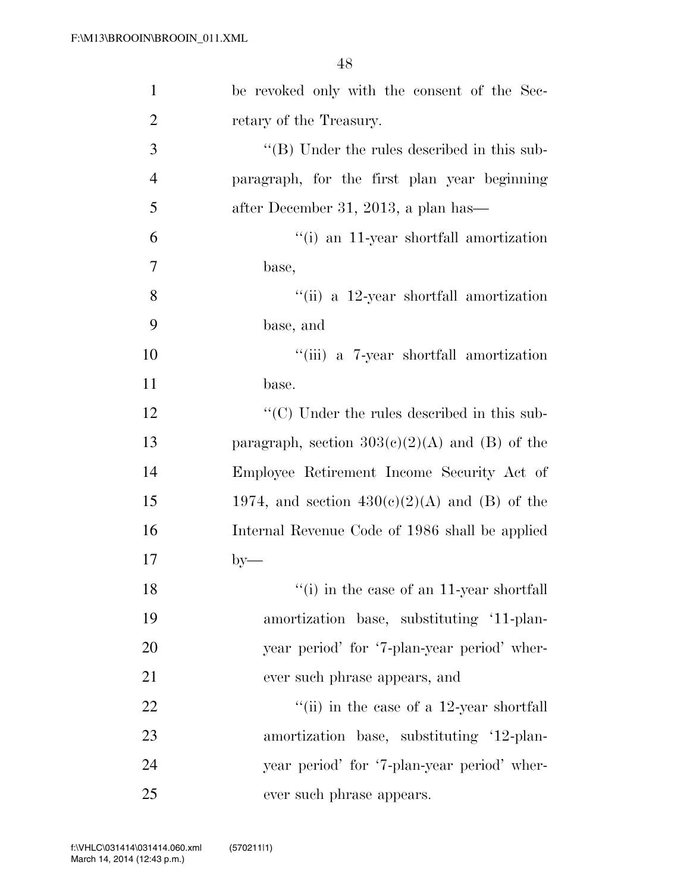be revoked only with the consent of the Secretary of the Treasury.

"(B) Under the rules described in this subparagraph, for the first plan year beginning after December 31, 2013, a plan has—

"(i) an 11-year shortfall amortization base,

"(ii) a 12-year shortfall amortization base, and

"(iii) a 7-year shortfall amortization base.

"(C) Under the rules described in this subparagraph, section 303(c)(2)(A) and (B) of the Employee Retirement Income Security Act of 1974, and section 430(c)(2)(A) and (B) of the Internal Revenue Code of 1986 shall be applied by—

"(i) in the case of an 11-year shortfall amortization base, substituting '11-plan-year period' for '7-plan-year period' wherever such phrase appears, and

"(ii) in the case of a 12-year shortfall amortization base, substituting '12-plan-year period' for '7-plan-year period' wherever such phrase appears.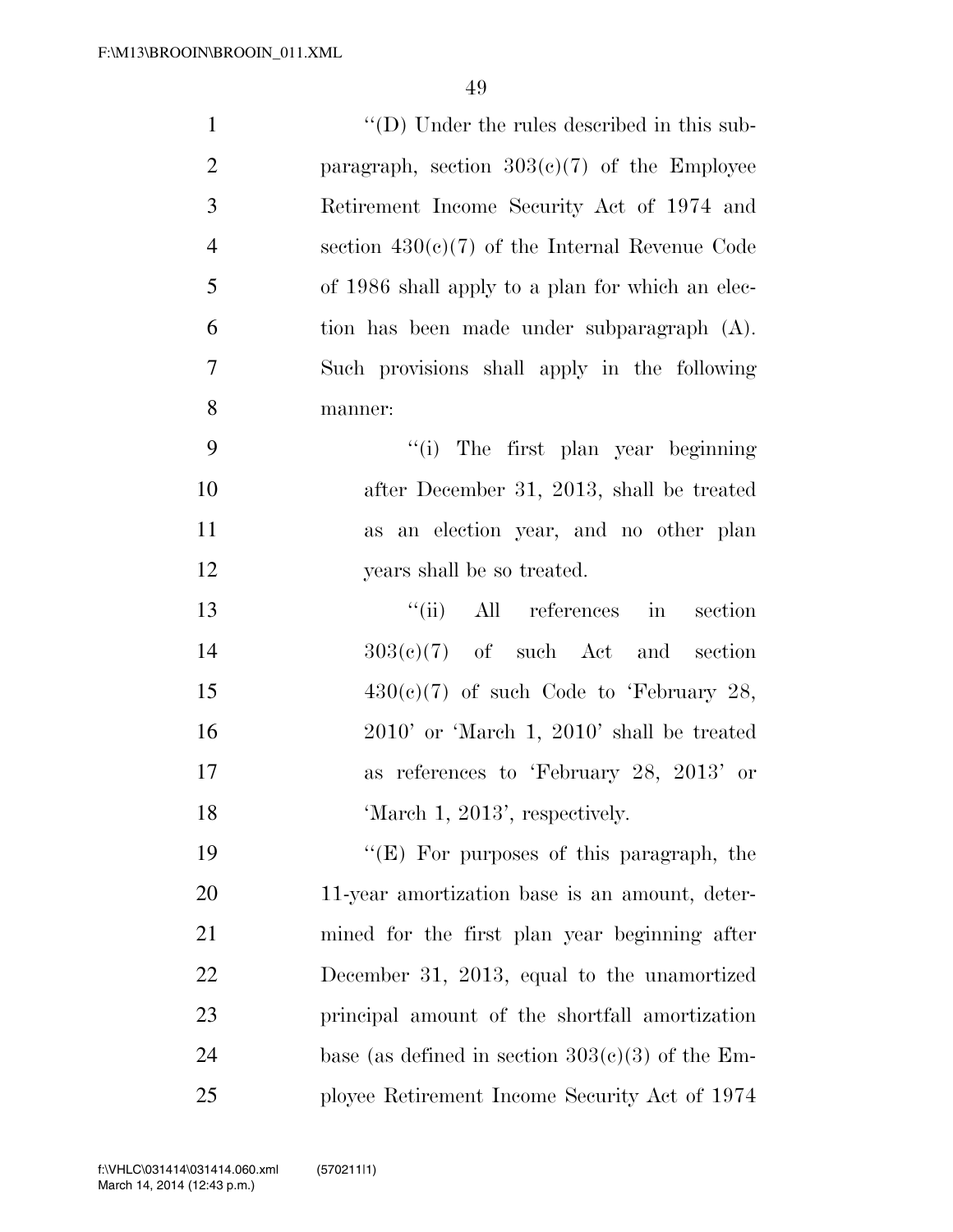''(D) Under the rules described in this subparagraph, section 303(c)(7) of the Employee Retirement Income Security Act of 1974 and section 430(c)(7) of the Internal Revenue Code of 1986 shall apply to a plan for which an election has been made under subparagraph (A). Such provisions shall apply in the following manner:

''(i) The first plan year beginning after December 31, 2013, shall be treated as an election year, and no other plan years shall be so treated.

''(ii) All references in section 303(c)(7) of such Act and section 430(c)(7) of such Code to 'February 28, 2010' or 'March 1, 2010' shall be treated as references to 'February 28, 2013' or 'March 1, 2013', respectively.

''(E) For purposes of this paragraph, the 11-year amortization base is an amount, determined for the first plan year beginning after December 31, 2013, equal to the unamortized principal amount of the shortfall amortization base (as defined in section 303(c)(3) of the Employee Retirement Income Security Act of 1974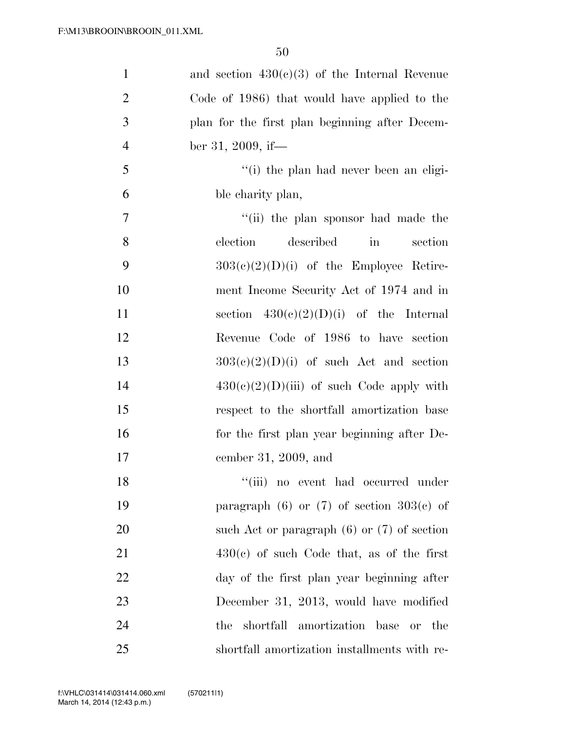and section 430(c)(3) of the Internal Revenue Code of 1986) that would have applied to the plan for the first plan beginning after December 31, 2009, if—

"(i) the plan had never been an eligible charity plan,

"(ii) the plan sponsor had made the election described in section 303(c)(2)(D)(i) of the Employee Retirement Income Security Act of 1974 and in section 430(c)(2)(D)(i) of the Internal Revenue Code of 1986 to have section 303(c)(2)(D)(i) of such Act and section 430(c)(2)(D)(iii) of such Code apply with respect to the shortfall amortization base for the first plan year beginning after December 31, 2009, and

"(iii) no event had occurred under paragraph (6) or (7) of section 303(c) of such Act or paragraph (6) or (7) of section 430(c) of such Code that, as of the first day of the first plan year beginning after December 31, 2013, would have modified the shortfall amortization base or the shortfall amortization installments with re-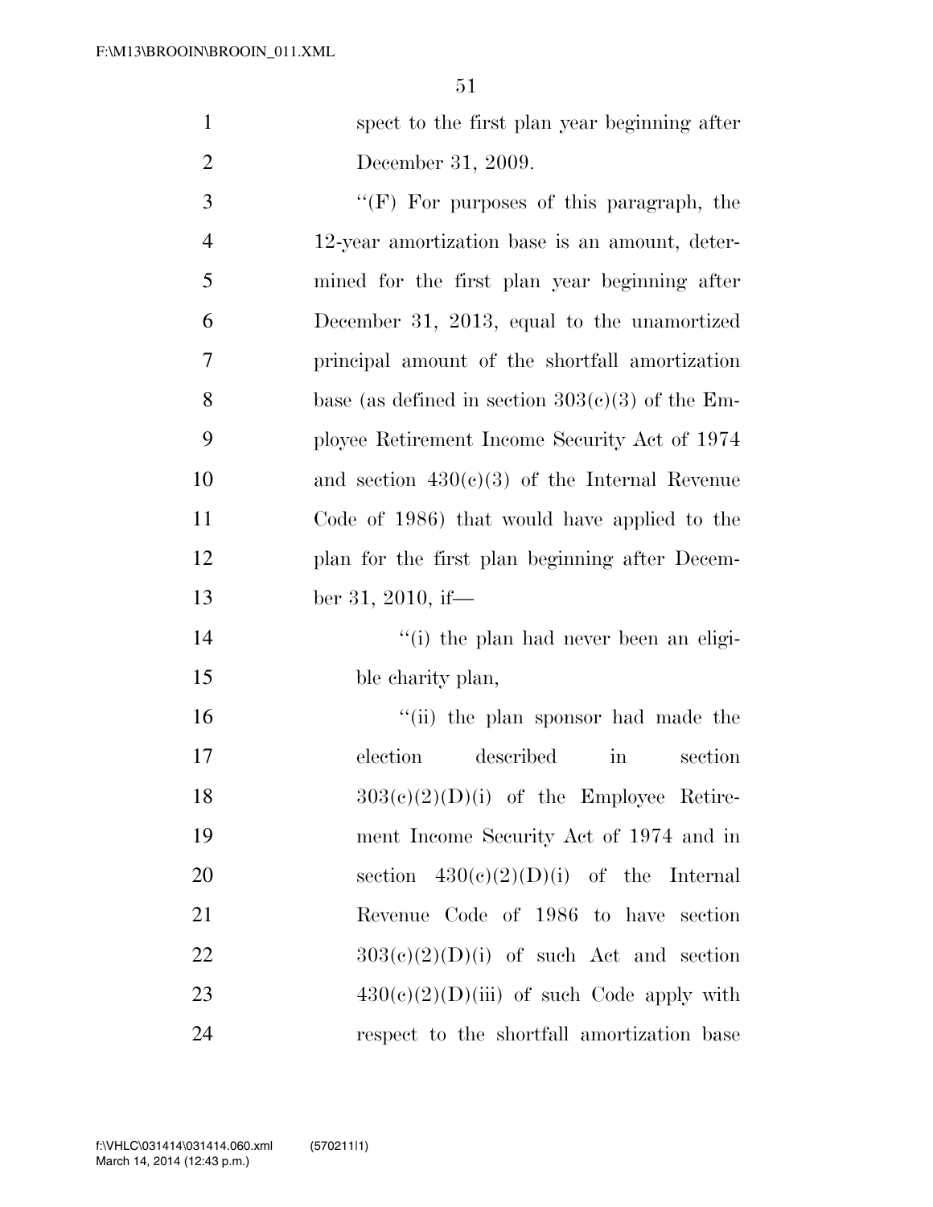spect to the first plan year beginning after December 31, 2009.

''(F) For purposes of this paragraph, the 12-year amortization base is an amount, determined for the first plan year beginning after December 31, 2013, equal to the unamortized principal amount of the shortfall amortization base (as defined in section 303(c)(3) of the Employee Retirement Income Security Act of 1974 and section 430(c)(3) of the Internal Revenue Code of 1986) that would have applied to the plan for the first plan beginning after December 31, 2010, if—

''(i) the plan had never been an eligible charity plan,

''(ii) the plan sponsor had made the election described in section 303(c)(2)(D)(i) of the Employee Retirement Income Security Act of 1974 and in section 430(c)(2)(D)(i) of the Internal Revenue Code of 1986 to have section 303(c)(2)(D)(i) of such Act and section 430(c)(2)(D)(iii) of such Code apply with respect to the shortfall amortization base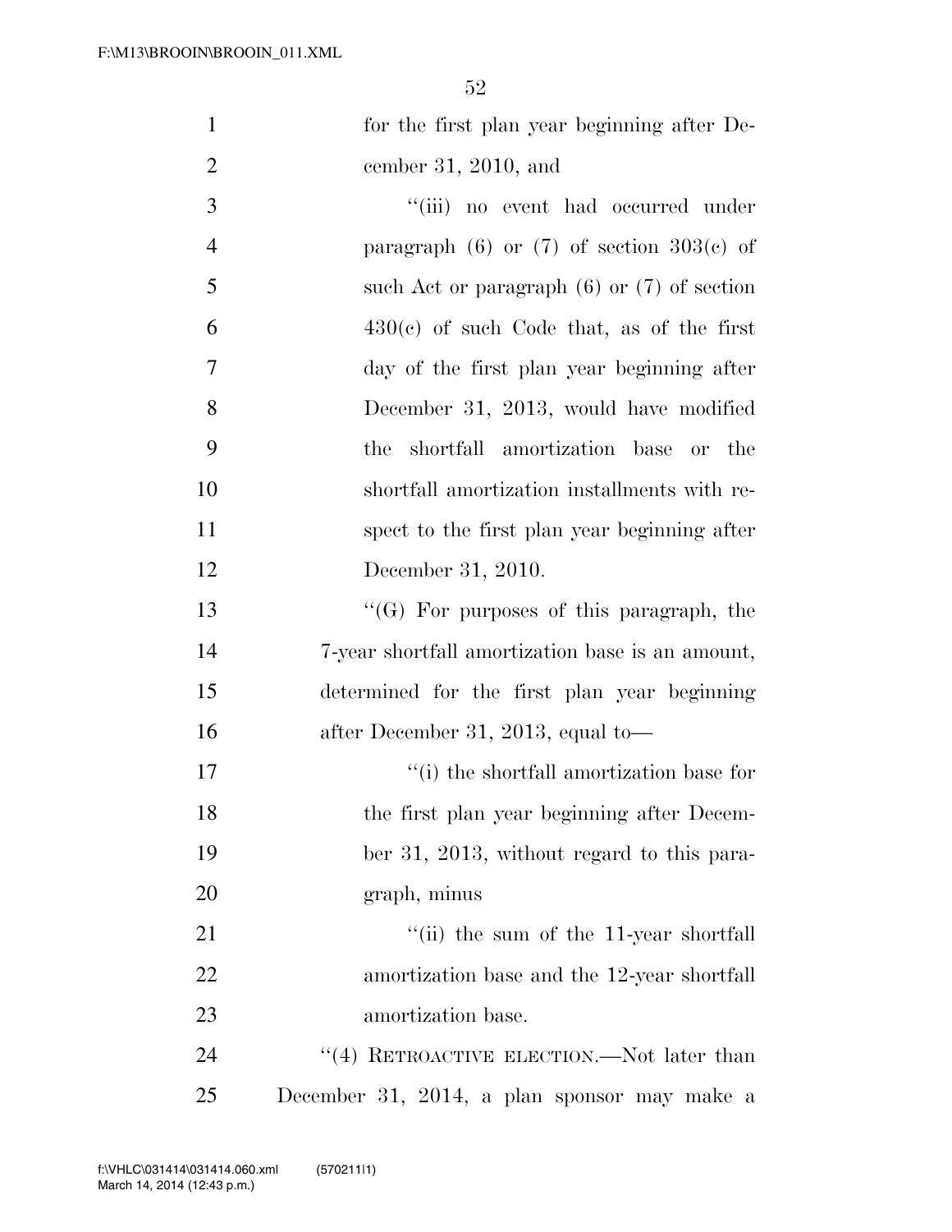for the first plan year beginning after December 31, 2010, and

"(iii) no event had occurred under paragraph (6) or (7) of section 303(c) of such Act or paragraph (6) or (7) of section 430(c) of such Code that, as of the first day of the first plan year beginning after December 31, 2013, would have modified the shortfall amortization base or the shortfall amortization installments with respect to the first plan year beginning after December 31, 2010.

"(G) For purposes of this paragraph, the 7-year shortfall amortization base is an amount, determined for the first plan year beginning after December 31, 2013, equal to—

"(i) the shortfall amortization base for the first plan year beginning after December 31, 2013, without regard to this paragraph, minus

"(ii) the sum of the 11-year shortfall amortization base and the 12-year shortfall amortization base.

"(4) RETROACTIVE ELECTION.—Not later than December 31, 2014, a plan sponsor may make a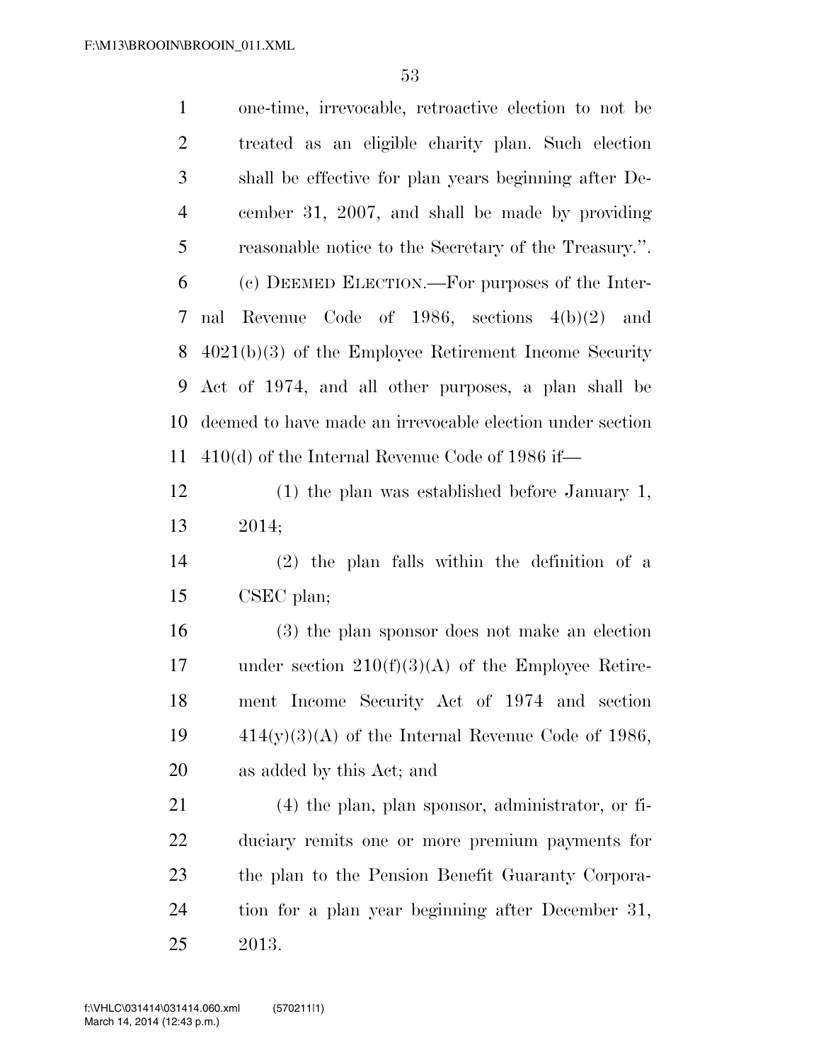one-time, irrevocable, retroactive election to not be treated as an eligible charity plan. Such election shall be effective for plan years beginning after December 31, 2007, and shall be made by providing reasonable notice to the Secretary of the Treasury.''.

(c) DEEMED ELECTION.—For purposes of the Internal Revenue Code of 1986, sections 4(b)(2) and 4021(b)(3) of the Employee Retirement Income Security Act of 1974, and all other purposes, a plan shall be deemed to have made an irrevocable election under section 410(d) of the Internal Revenue Code of 1986 if—

(1) the plan was established before January 1, 2014;

(2) the plan falls within the definition of a CSEC plan;

(3) the plan sponsor does not make an election under section 210(f)(3)(A) of the Employee Retirement Income Security Act of 1974 and section 414(y)(3)(A) of the Internal Revenue Code of 1986, as added by this Act; and

(4) the plan, plan sponsor, administrator, or fiduciary remits one or more premium payments for the plan to the Pension Benefit Guaranty Corporation for a plan year beginning after December 31, 2013.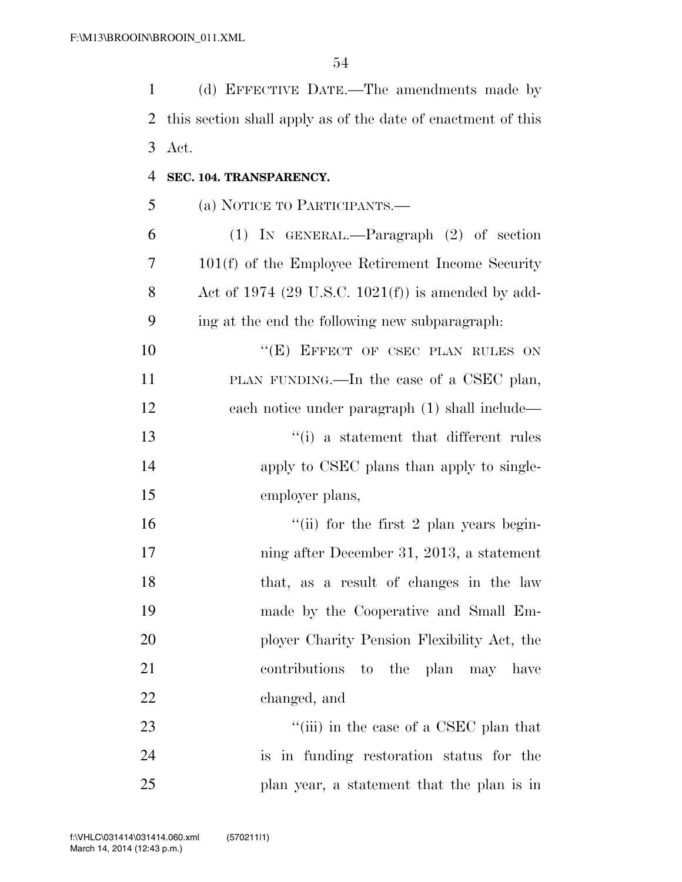(d) EFFECTIVE DATE.—The amendments made by this section shall apply as of the date of enactment of this Act.

**SEC. 104. TRANSPARENCY.**

(a) NOTICE TO PARTICIPANTS.—

(1) IN GENERAL.—Paragraph (2) of section 101(f) of the Employee Retirement Income Security Act of 1974 (29 U.S.C. 1021(f)) is amended by adding at the end the following new subparagraph:

"(E) EFFECT OF CSEC PLAN RULES ON PLAN FUNDING.—In the case of a CSEC plan, each notice under paragraph (1) shall include—

"(i) a statement that different rules apply to CSEC plans than apply to single-employer plans,

"(ii) for the first 2 plan years beginning after December 31, 2013, a statement that, as a result of changes in the law made by the Cooperative and Small Employer Charity Pension Flexibility Act, the contributions to the plan may have changed, and

"(iii) in the case of a CSEC plan that is in funding restoration status for the plan year, a statement that the plan is in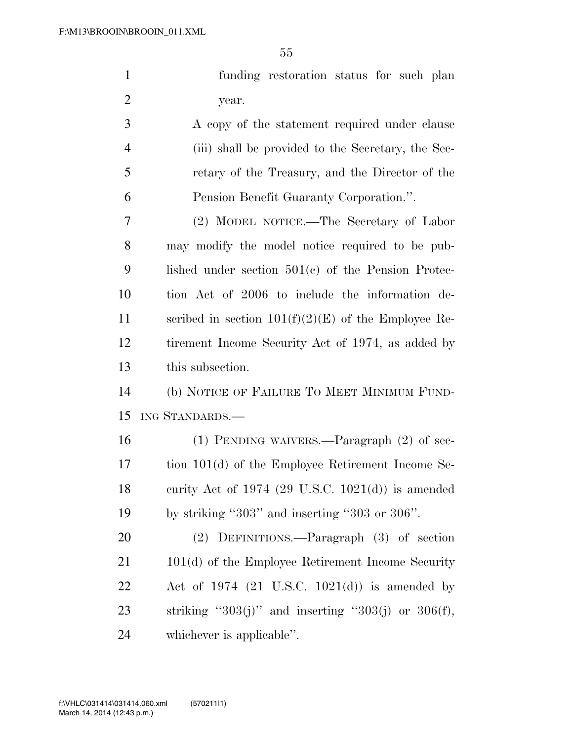funding restoration status for such plan year.

A copy of the statement required under clause (iii) shall be provided to the Secretary, the Secretary of the Treasury, and the Director of the Pension Benefit Guaranty Corporation.''.

(2) MODEL NOTICE.—The Secretary of Labor may modify the model notice required to be published under section 501(c) of the Pension Protection Act of 2006 to include the information described in section 101(f)(2)(E) of the Employee Retirement Income Security Act of 1974, as added by this subsection.

(b) NOTICE OF FAILURE TO MEET MINIMUM FUNDING STANDARDS.—

(1) PENDING WAIVERS.—Paragraph (2) of section 101(d) of the Employee Retirement Income Security Act of 1974 (29 U.S.C. 1021(d)) is amended by striking ''303'' and inserting ''303 or 306''.

(2) DEFINITIONS.—Paragraph (3) of section 101(d) of the Employee Retirement Income Security Act of 1974 (21 U.S.C. 1021(d)) is amended by striking ''303(j)'' and inserting ''303(j) or 306(f), whichever is applicable''.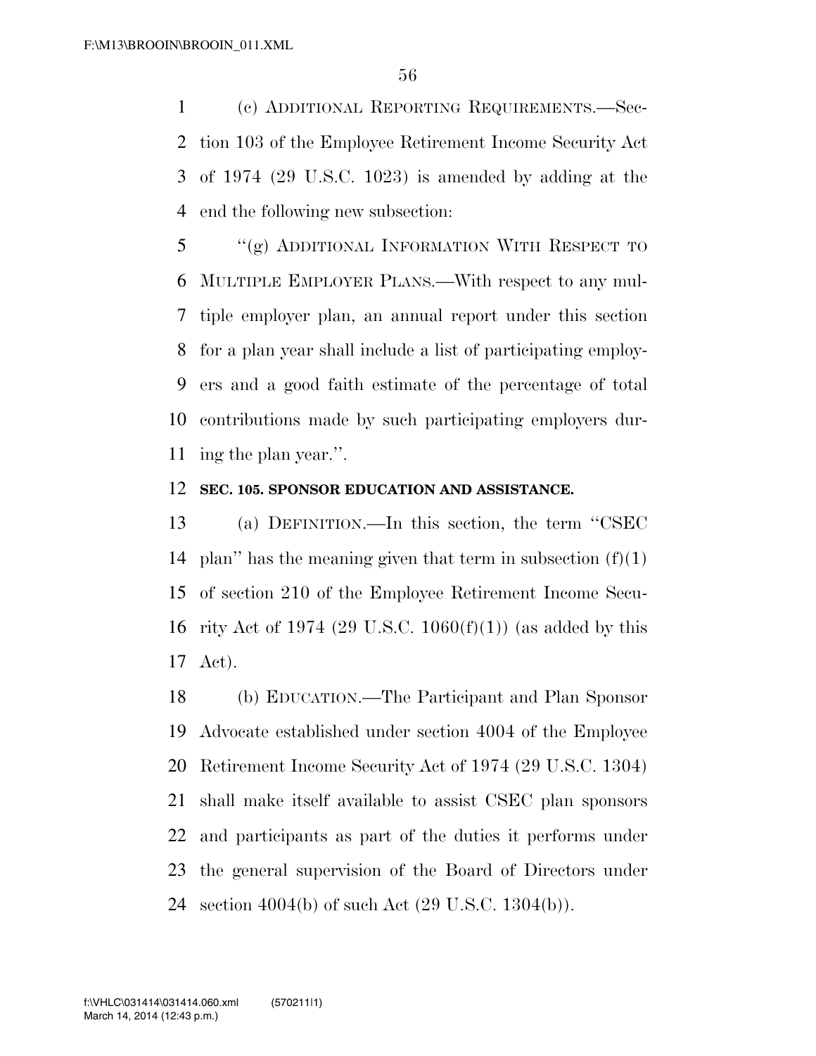(c) ADDITIONAL REPORTING REQUIREMENTS.—Section 103 of the Employee Retirement Income Security Act of 1974 (29 U.S.C. 1023) is amended by adding at the end the following new subsection:

"(g) ADDITIONAL INFORMATION WITH RESPECT TO MULTIPLE EMPLOYER PLANS.—With respect to any multiple employer plan, an annual report under this section for a plan year shall include a list of participating employers and a good faith estimate of the percentage of total contributions made by such participating employers during the plan year.".

**SEC. 105. SPONSOR EDUCATION AND ASSISTANCE.**

(a) DEFINITION.—In this section, the term "CSEC plan" has the meaning given that term in subsection (f)(1) of section 210 of the Employee Retirement Income Security Act of 1974 (29 U.S.C. 1060(f)(1)) (as added by this Act).

(b) EDUCATION.—The Participant and Plan Sponsor Advocate established under section 4004 of the Employee Retirement Income Security Act of 1974 (29 U.S.C. 1304) shall make itself available to assist CSEC plan sponsors and participants as part of the duties it performs under the general supervision of the Board of Directors under section 4004(b) of such Act (29 U.S.C. 1304(b)).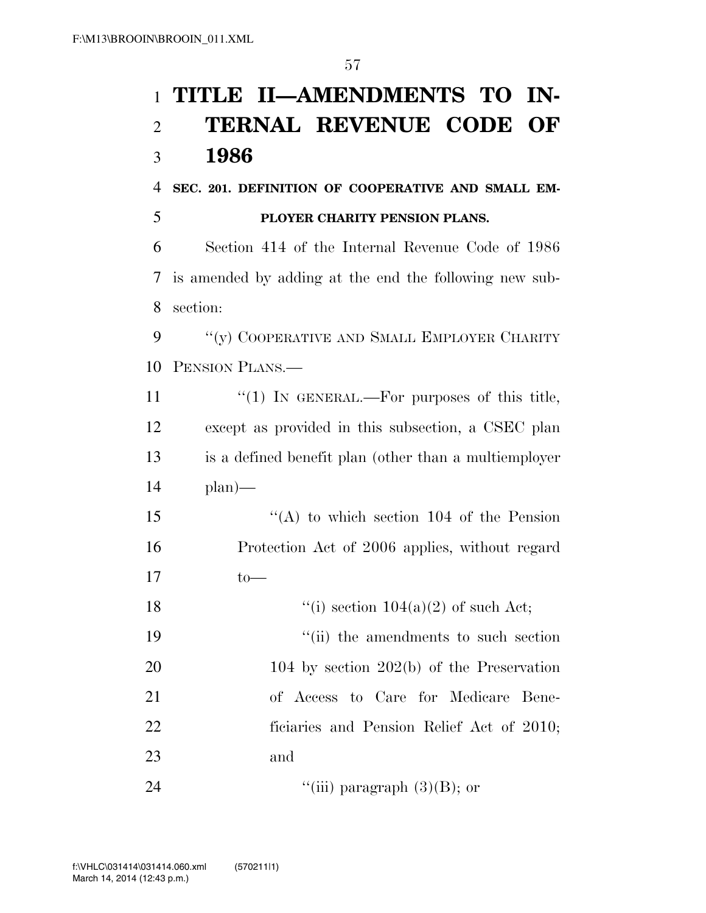# TITLE II—AMENDMENTS TO INTERNAL REVENUE CODE OF 1986

## SEC. 201. DEFINITION OF COOPERATIVE AND SMALL EMPLOYER CHARITY PENSION PLANS.

Section 414 of the Internal Revenue Code of 1986 is amended by adding at the end the following new subsection:

"(y) COOPERATIVE AND SMALL EMPLOYER CHARITY PENSION PLANS.—

"(1) IN GENERAL.—For purposes of this title, except as provided in this subsection, a CSEC plan is a defined benefit plan (other than a multiemployer plan)—

"(A) to which section 104 of the Pension Protection Act of 2006 applies, without regard to—

"(i) section 104(a)(2) of such Act;

"(ii) the amendments to such section 104 by section 202(b) of the Preservation of Access to Care for Medicare Beneficiaries and Pension Relief Act of 2010; and

"(iii) paragraph (3)(B); or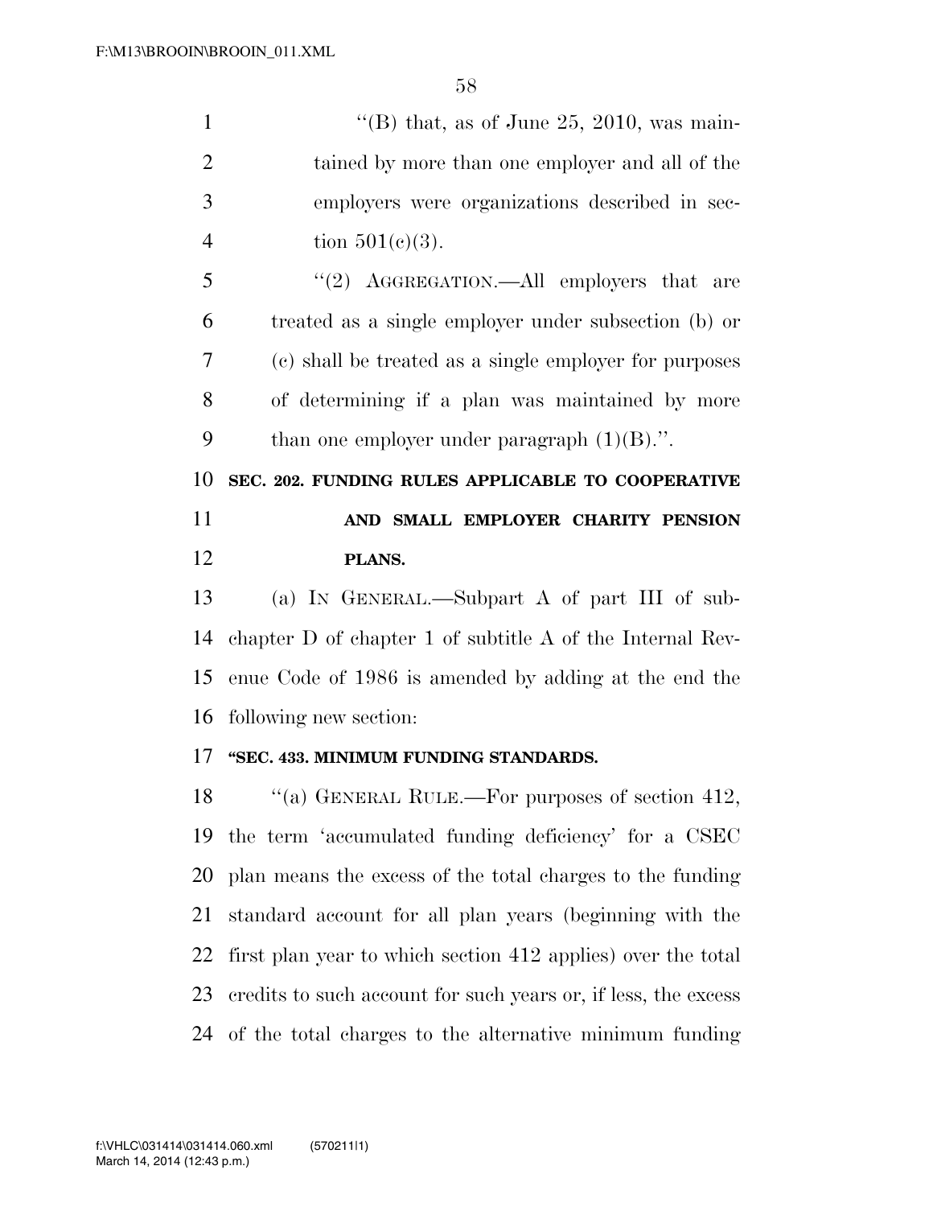''(B) that, as of June 25, 2010, was maintained by more than one employer and all of the employers were organizations described in section 501(c)(3).

''(2) AGGREGATION.—All employers that are treated as a single employer under subsection (b) or (c) shall be treated as a single employer for purposes of determining if a plan was maintained by more than one employer under paragraph (1)(B).''.

**SEC. 202. FUNDING RULES APPLICABLE TO COOPERATIVE AND SMALL EMPLOYER CHARITY PENSION PLANS.**

(a) IN GENERAL.—Subpart A of part III of subchapter D of chapter 1 of subtitle A of the Internal Revenue Code of 1986 is amended by adding at the end the following new section:

**''SEC. 433. MINIMUM FUNDING STANDARDS.**

''(a) GENERAL RULE.—For purposes of section 412, the term 'accumulated funding deficiency' for a CSEC plan means the excess of the total charges to the funding standard account for all plan years (beginning with the first plan year to which section 412 applies) over the total credits to such account for such years or, if less, the excess of the total charges to the alternative minimum funding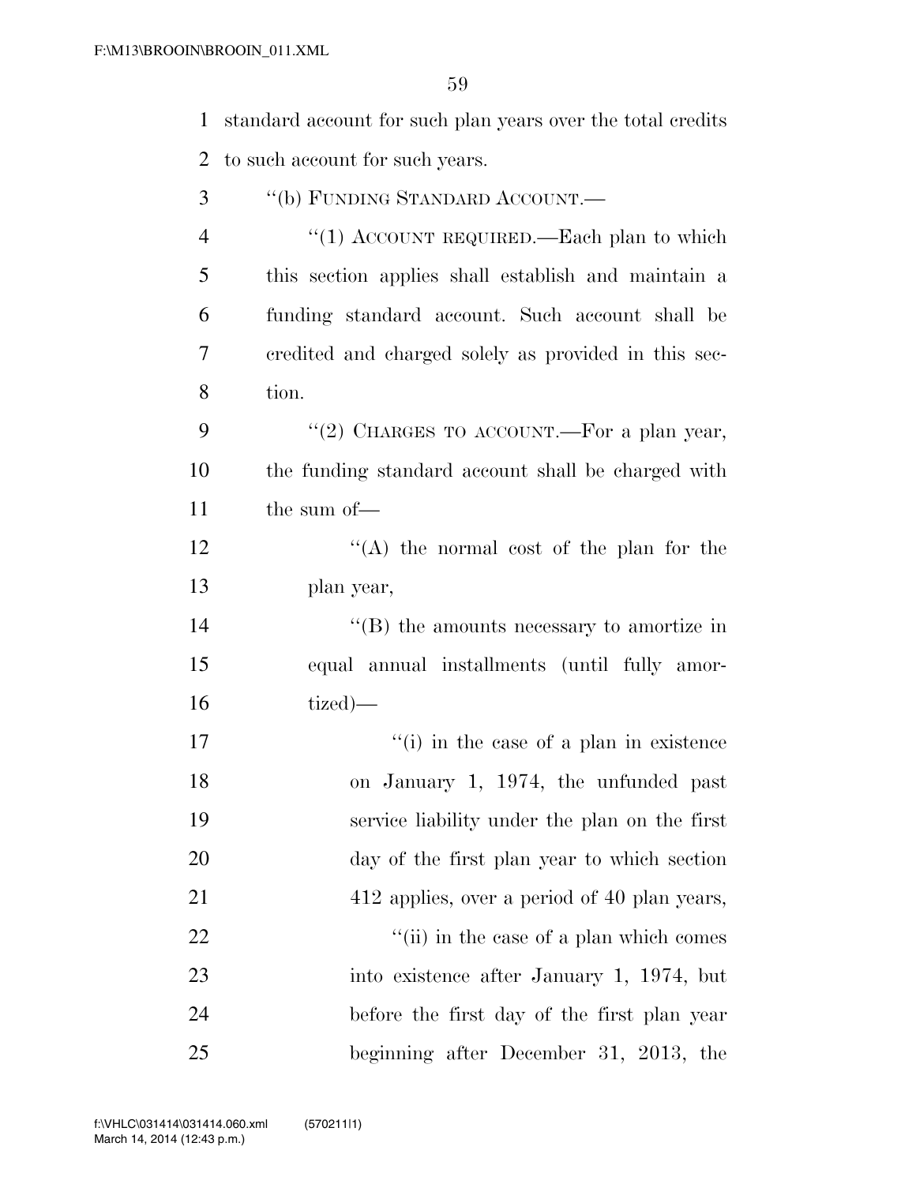standard account for such plan years over the total credits to such account for such years.

"(b) FUNDING STANDARD ACCOUNT.—

"(1) ACCOUNT REQUIRED.—Each plan to which this section applies shall establish and maintain a funding standard account. Such account shall be credited and charged solely as provided in this section.

"(2) CHARGES TO ACCOUNT.—For a plan year, the funding standard account shall be charged with the sum of—

"(A) the normal cost of the plan for the plan year,

"(B) the amounts necessary to amortize in equal annual installments (until fully amortized)—

"(i) in the case of a plan in existence on January 1, 1974, the unfunded past service liability under the plan on the first day of the first plan year to which section 412 applies, over a period of 40 plan years,

"(ii) in the case of a plan which comes into existence after January 1, 1974, but before the first day of the first plan year beginning after December 31, 2013, the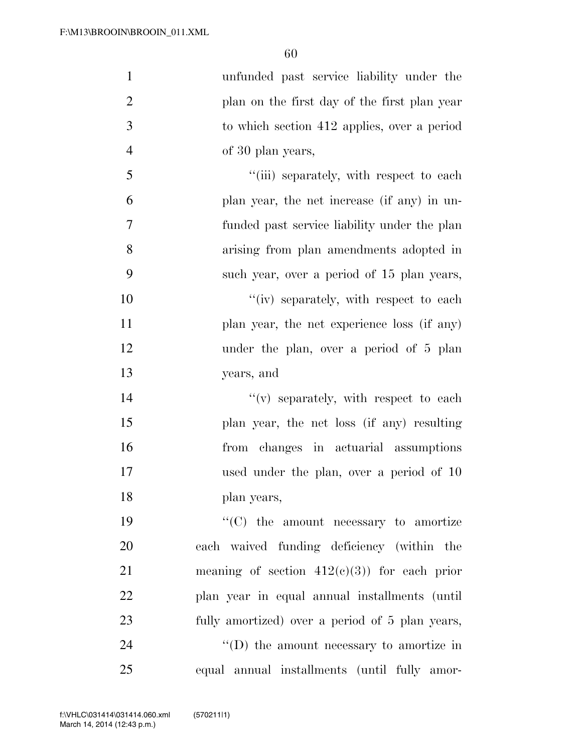unfunded past service liability under the plan on the first day of the first plan year to which section 412 applies, over a period of 30 plan years,

"(iii) separately, with respect to each plan year, the net increase (if any) in unfunded past service liability under the plan arising from plan amendments adopted in such year, over a period of 15 plan years,

"(iv) separately, with respect to each plan year, the net experience loss (if any) under the plan, over a period of 5 plan years, and

"(v) separately, with respect to each plan year, the net loss (if any) resulting from changes in actuarial assumptions used under the plan, over a period of 10 plan years,

"(C) the amount necessary to amortize each waived funding deficiency (within the meaning of section 412(c)(3)) for each prior plan year in equal annual installments (until fully amortized) over a period of 5 plan years,

"(D) the amount necessary to amortize in equal annual installments (until fully amor-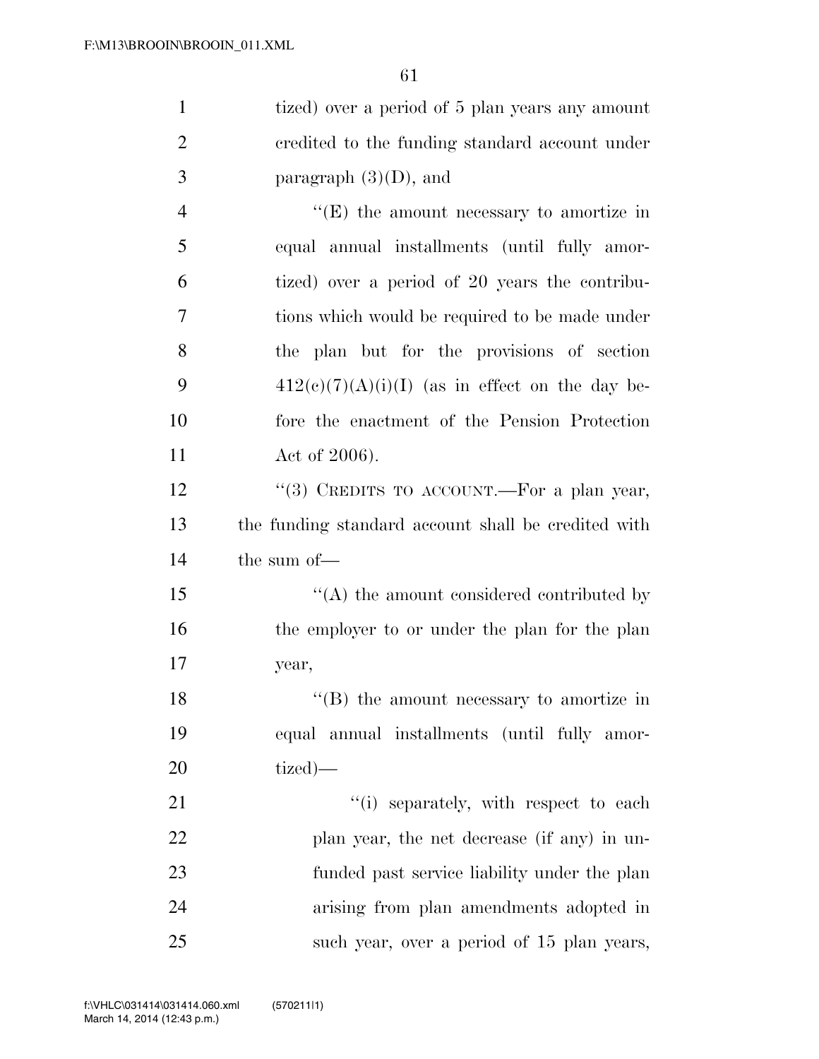tized) over a period of 5 plan years any amount credited to the funding standard account under paragraph (3)(D), and

''(E) the amount necessary to amortize in equal annual installments (until fully amortized) over a period of 20 years the contributions which would be required to be made under the plan but for the provisions of section 412(c)(7)(A)(i)(I) (as in effect on the day before the enactment of the Pension Protection Act of 2006).

''(3) CREDITS TO ACCOUNT.—For a plan year, the funding standard account shall be credited with the sum of—

''(A) the amount considered contributed by the employer to or under the plan for the plan year,

''(B) the amount necessary to amortize in equal annual installments (until fully amortized)—

''(i) separately, with respect to each plan year, the net decrease (if any) in unfunded past service liability under the plan arising from plan amendments adopted in such year, over a period of 15 plan years,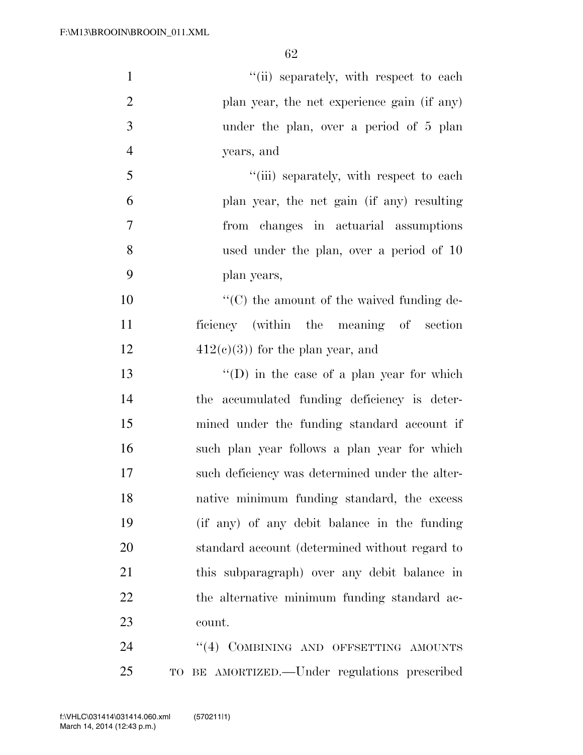''(ii) separately, with respect to each plan year, the net experience gain (if any) under the plan, over a period of 5 plan years, and

''(iii) separately, with respect to each plan year, the net gain (if any) resulting from changes in actuarial assumptions used under the plan, over a period of 10 plan years,

''(C) the amount of the waived funding deficiency (within the meaning of section 412(c)(3)) for the plan year, and

''(D) in the case of a plan year for which the accumulated funding deficiency is determined under the funding standard account if such plan year follows a plan year for which such deficiency was determined under the alternative minimum funding standard, the excess (if any) of any debit balance in the funding standard account (determined without regard to this subparagraph) over any debit balance in the alternative minimum funding standard account.

''(4) COMBINING AND OFFSETTING AMOUNTS TO BE AMORTIZED.—Under regulations prescribed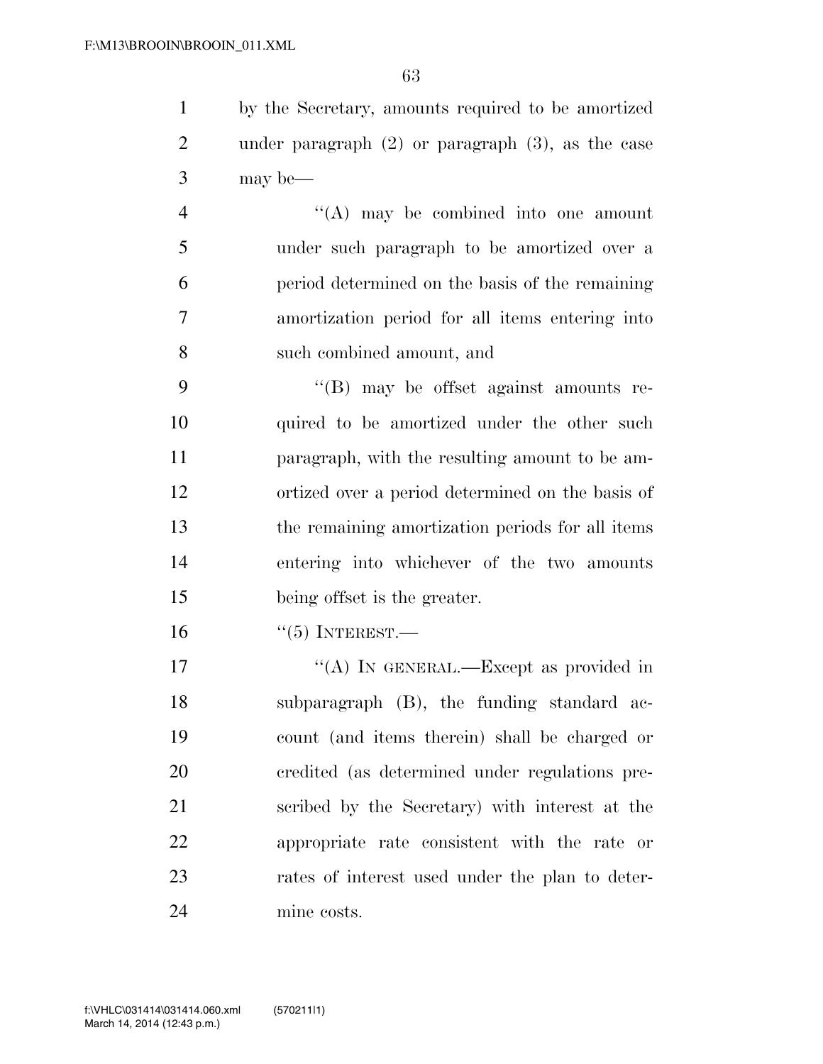by the Secretary, amounts required to be amortized under paragraph (2) or paragraph (3), as the case may be—

"(A) may be combined into one amount under such paragraph to be amortized over a period determined on the basis of the remaining amortization period for all items entering into such combined amount, and

"(B) may be offset against amounts required to be amortized under the other such paragraph, with the resulting amount to be amortized over a period determined on the basis of the remaining amortization periods for all items entering into whichever of the two amounts being offset is the greater.

"(5) INTEREST.—

"(A) IN GENERAL.—Except as provided in subparagraph (B), the funding standard account (and items therein) shall be charged or credited (as determined under regulations prescribed by the Secretary) with interest at the appropriate rate consistent with the rate or rates of interest used under the plan to determine costs.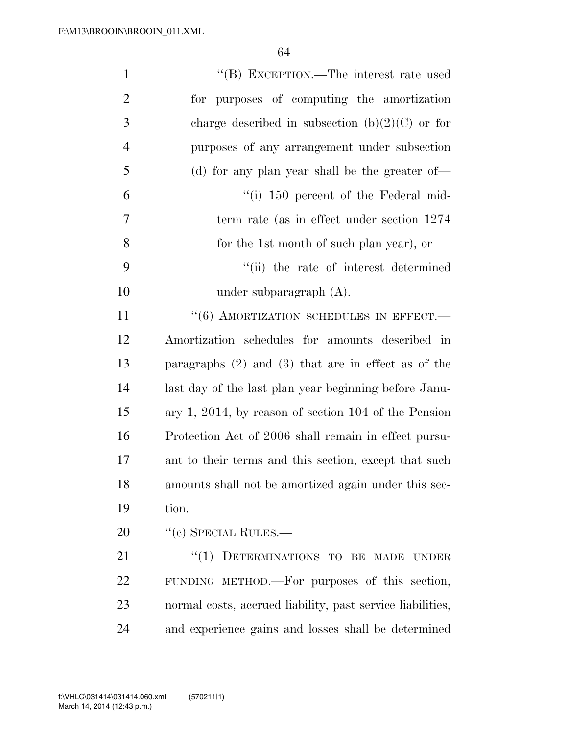"(B) EXCEPTION.—The interest rate used for purposes of computing the amortization charge described in subsection (b)(2)(C) or for purposes of any arrangement under subsection (d) for any plan year shall be the greater of—

"(i) 150 percent of the Federal mid-term rate (as in effect under section 1274 for the 1st month of such plan year), or

"(ii) the rate of interest determined under subparagraph (A).

"(6) AMORTIZATION SCHEDULES IN EFFECT.—Amortization schedules for amounts described in paragraphs (2) and (3) that are in effect as of the last day of the last plan year beginning before January 1, 2014, by reason of section 104 of the Pension Protection Act of 2006 shall remain in effect pursuant to their terms and this section, except that such amounts shall not be amortized again under this section.

"(c) SPECIAL RULES.—

"(1) DETERMINATIONS TO BE MADE UNDER FUNDING METHOD.—For purposes of this section, normal costs, accrued liability, past service liabilities, and experience gains and losses shall be determined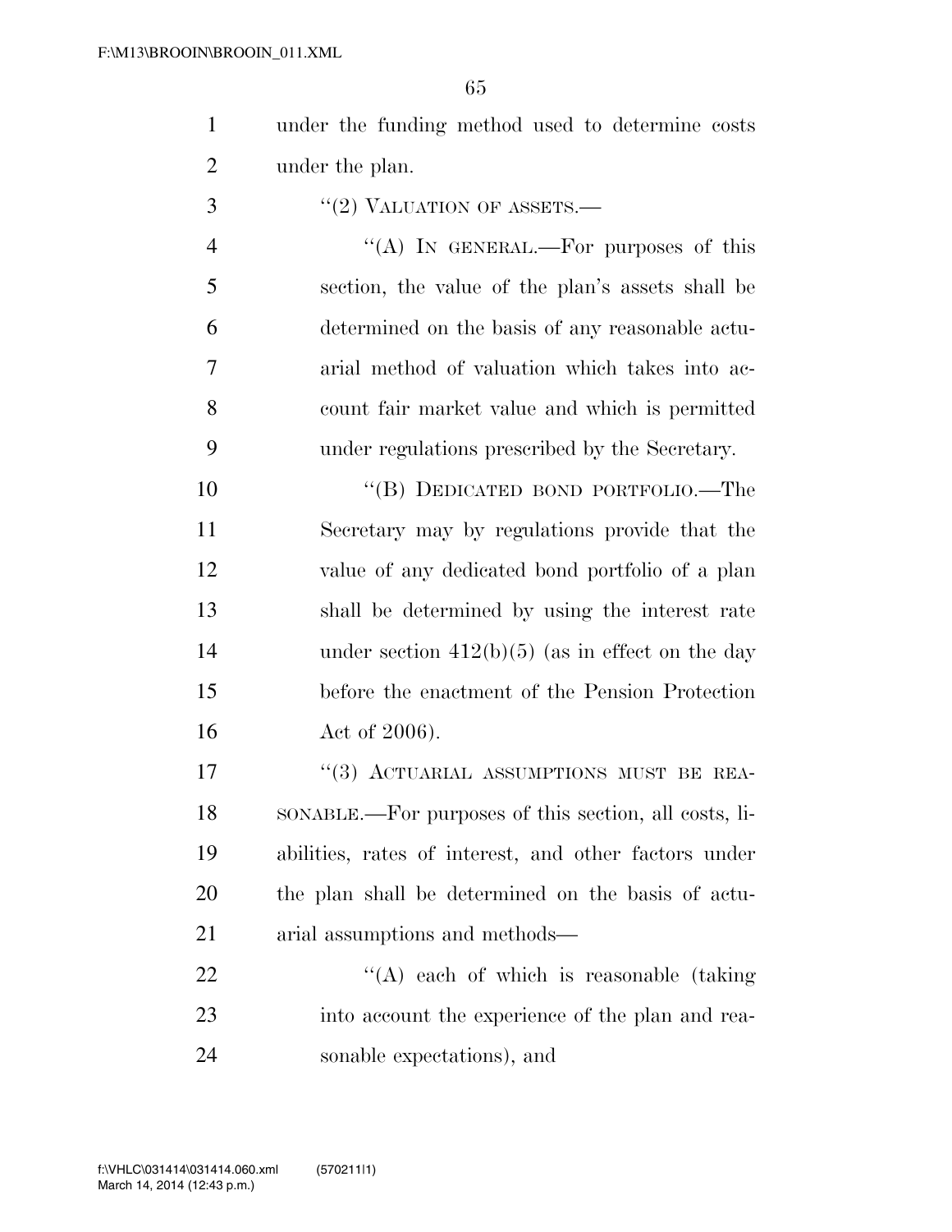under the funding method used to determine costs under the plan.

"(2) VALUATION OF ASSETS.—

"(A) IN GENERAL.—For purposes of this section, the value of the plan's assets shall be determined on the basis of any reasonable actuarial method of valuation which takes into account fair market value and which is permitted under regulations prescribed by the Secretary.

"(B) DEDICATED BOND PORTFOLIO.—The Secretary may by regulations provide that the value of any dedicated bond portfolio of a plan shall be determined by using the interest rate under section 412(b)(5) (as in effect on the day before the enactment of the Pension Protection Act of 2006).

"(3) ACTUARIAL ASSUMPTIONS MUST BE REASONABLE.—For purposes of this section, all costs, liabilities, rates of interest, and other factors under the plan shall be determined on the basis of actuarial assumptions and methods—

"(A) each of which is reasonable (taking into account the experience of the plan and reasonable expectations), and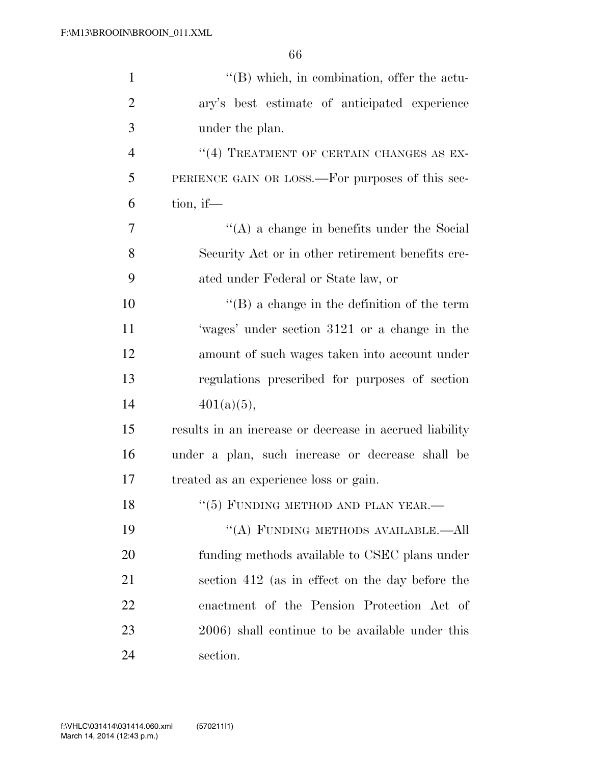''(B) which, in combination, offer the actuary's best estimate of anticipated experience under the plan.

''(4) TREATMENT OF CERTAIN CHANGES AS EXPERIENCE GAIN OR LOSS.—For purposes of this section, if—

''(A) a change in benefits under the Social Security Act or in other retirement benefits created under Federal or State law, or

''(B) a change in the definition of the term 'wages' under section 3121 or a change in the amount of such wages taken into account under regulations prescribed for purposes of section 401(a)(5),

results in an increase or decrease in accrued liability under a plan, such increase or decrease shall be treated as an experience loss or gain.

''(5) FUNDING METHOD AND PLAN YEAR.—

''(A) FUNDING METHODS AVAILABLE.—All funding methods available to CSEC plans under section 412 (as in effect on the day before the enactment of the Pension Protection Act of 2006) shall continue to be available under this section.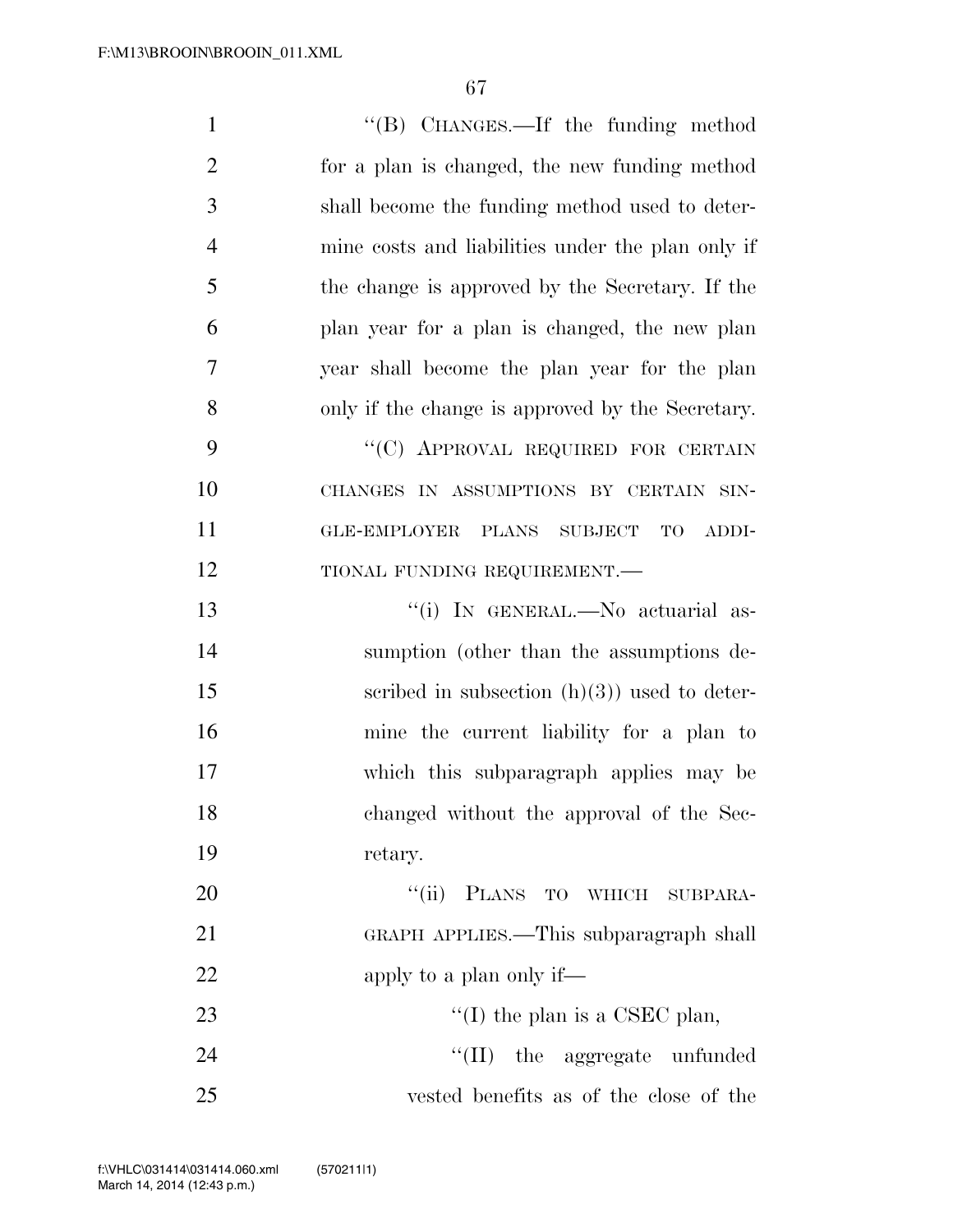"(B) CHANGES.—If the funding method for a plan is changed, the new funding method shall become the funding method used to determine costs and liabilities under the plan only if the change is approved by the Secretary. If the plan year for a plan is changed, the new plan year shall become the plan year for the plan only if the change is approved by the Secretary.

"(C) APPROVAL REQUIRED FOR CERTAIN CHANGES IN ASSUMPTIONS BY CERTAIN SINGLE-EMPLOYER PLANS SUBJECT TO ADDITIONAL FUNDING REQUIREMENT.—

"(i) IN GENERAL.—No actuarial assumption (other than the assumptions described in subsection (h)(3)) used to determine the current liability for a plan to which this subparagraph applies may be changed without the approval of the Secretary.

"(ii) PLANS TO WHICH SUBPARAGRAPH APPLIES.—This subparagraph shall apply to a plan only if—

"(I) the plan is a CSEC plan,

"(II) the aggregate unfunded vested benefits as of the close of the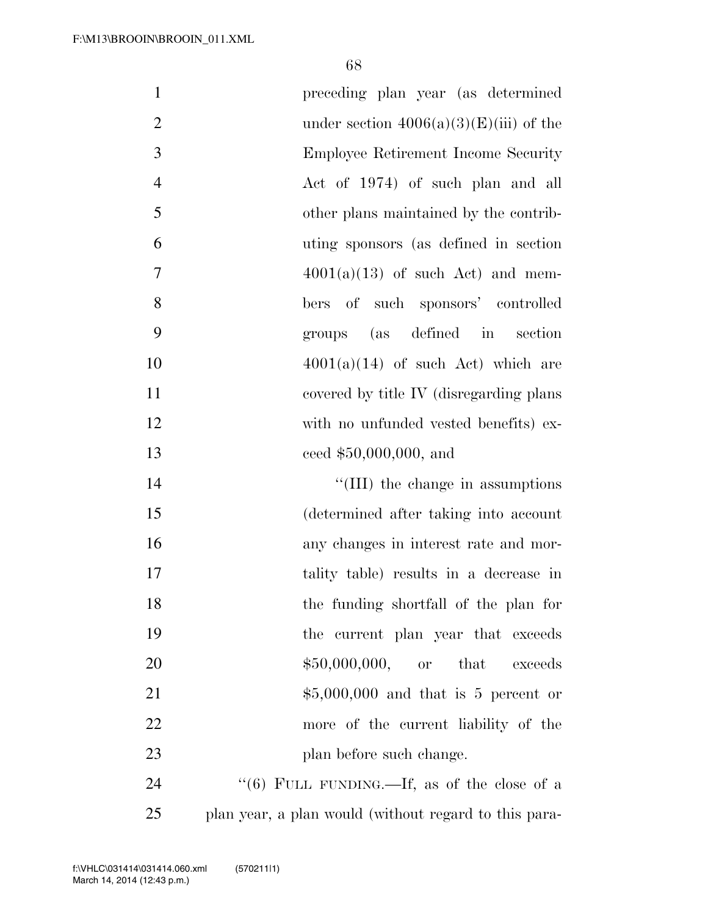preceding plan year (as determined under section 4006(a)(3)(E)(iii) of the Employee Retirement Income Security Act of 1974) of such plan and all other plans maintained by the contributing sponsors (as defined in section 4001(a)(13) of such Act) and members of such sponsors' controlled groups (as defined in section 4001(a)(14) of such Act) which are covered by title IV (disregarding plans with no unfunded vested benefits) exceed $50,000,000, and

''(III) the change in assumptions (determined after taking into account any changes in interest rate and mortality table) results in a decrease in the funding shortfall of the plan for the current plan year that exceeds $50,000,000, or that exceeds $5,000,000 and that is 5 percent or more of the current liability of the plan before such change.

''(6) FULL FUNDING.—If, as of the close of a plan year, a plan would (without regard to this para-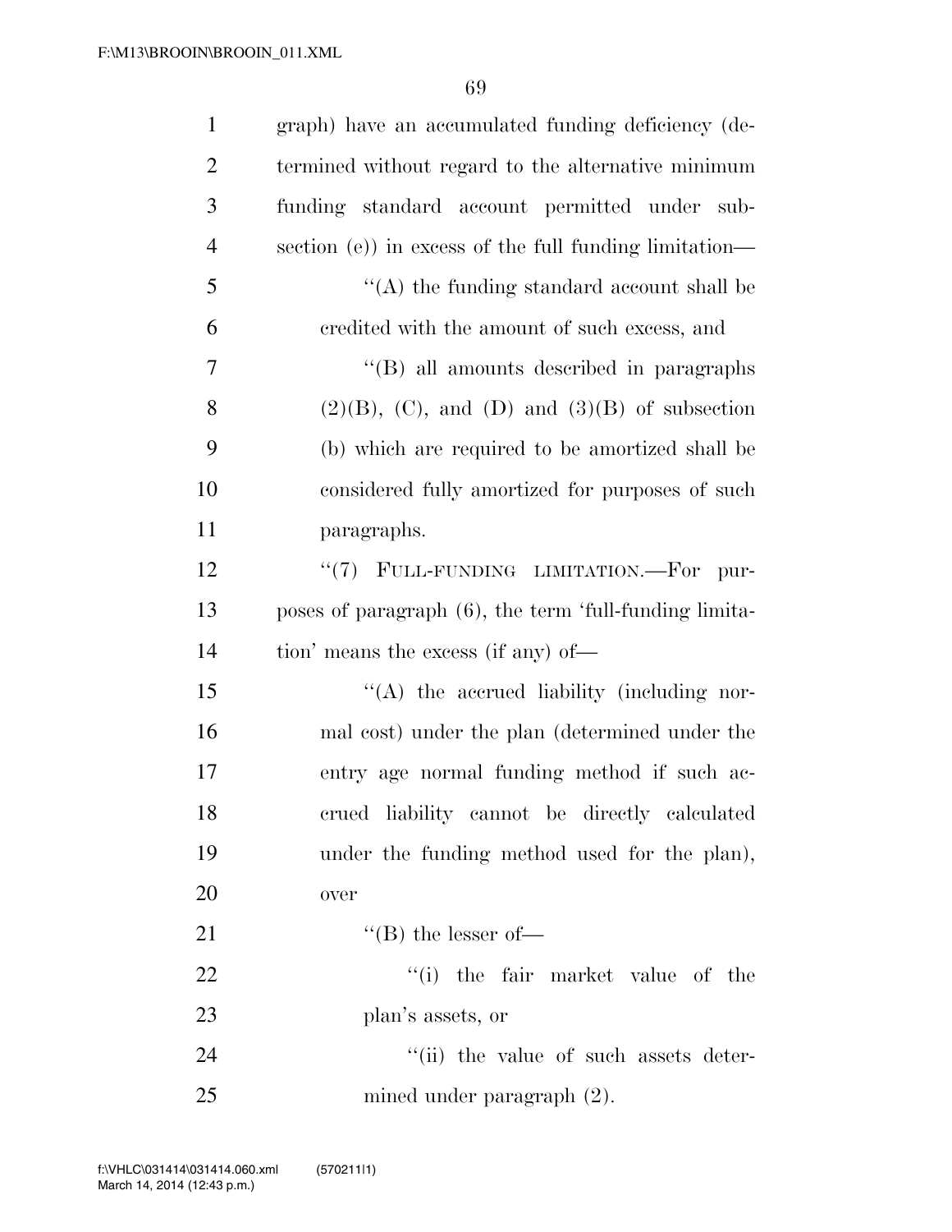graph) have an accumulated funding deficiency (determined without regard to the alternative minimum funding standard account permitted under subsection (e)) in excess of the full funding limitation—

''(A) the funding standard account shall be credited with the amount of such excess, and

''(B) all amounts described in paragraphs (2)(B), (C), and (D) and (3)(B) of subsection (b) which are required to be amortized shall be considered fully amortized for purposes of such paragraphs.

''(7) FULL-FUNDING LIMITATION.—For purposes of paragraph (6), the term 'full-funding limitation' means the excess (if any) of—

''(A) the accrued liability (including normal cost) under the plan (determined under the entry age normal funding method if such accrued liability cannot be directly calculated under the funding method used for the plan), over

''(B) the lesser of—

''(i) the fair market value of the plan's assets, or

''(ii) the value of such assets determined under paragraph (2).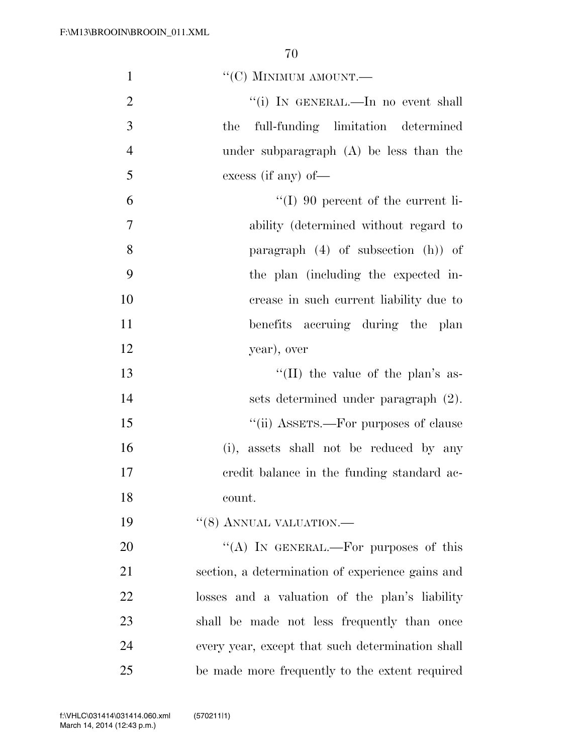"(C) MINIMUM AMOUNT.—

"(i) IN GENERAL.—In no event shall the full-funding limitation determined under subparagraph (A) be less than the excess (if any) of—

"(I) 90 percent of the current liability (determined without regard to paragraph (4) of subsection (h)) of the plan (including the expected increase in such current liability due to benefits accruing during the plan year), over

"(II) the value of the plan's assets determined under paragraph (2).

"(ii) ASSETS.—For purposes of clause (i), assets shall not be reduced by any credit balance in the funding standard account.

"(8) ANNUAL VALUATION.—

"(A) IN GENERAL.—For purposes of this section, a determination of experience gains and losses and a valuation of the plan's liability shall be made not less frequently than once every year, except that such determination shall be made more frequently to the extent required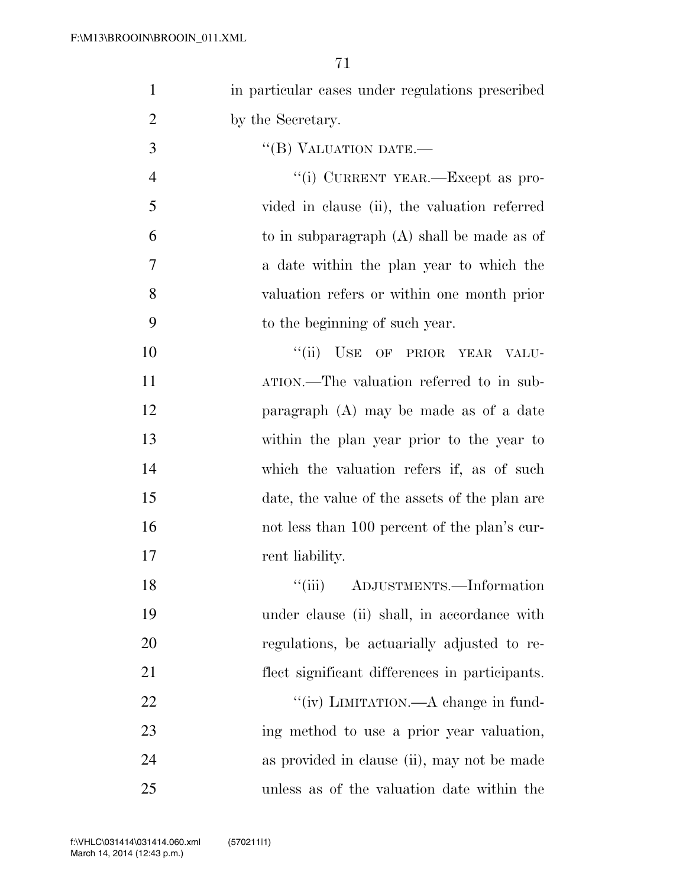in particular cases under regulations prescribed by the Secretary.

''(B) VALUATION DATE.—

''(i) CURRENT YEAR.—Except as provided in clause (ii), the valuation referred to in subparagraph (A) shall be made as of a date within the plan year to which the valuation refers or within one month prior to the beginning of such year.

''(ii) USE OF PRIOR YEAR VALUATION.—The valuation referred to in subparagraph (A) may be made as of a date within the plan year prior to the year to which the valuation refers if, as of such date, the value of the assets of the plan are not less than 100 percent of the plan's current liability.

''(iii) ADJUSTMENTS.—Information under clause (ii) shall, in accordance with regulations, be actuarially adjusted to reflect significant differences in participants.

''(iv) LIMITATION.—A change in funding method to use a prior year valuation, as provided in clause (ii), may not be made unless as of the valuation date within the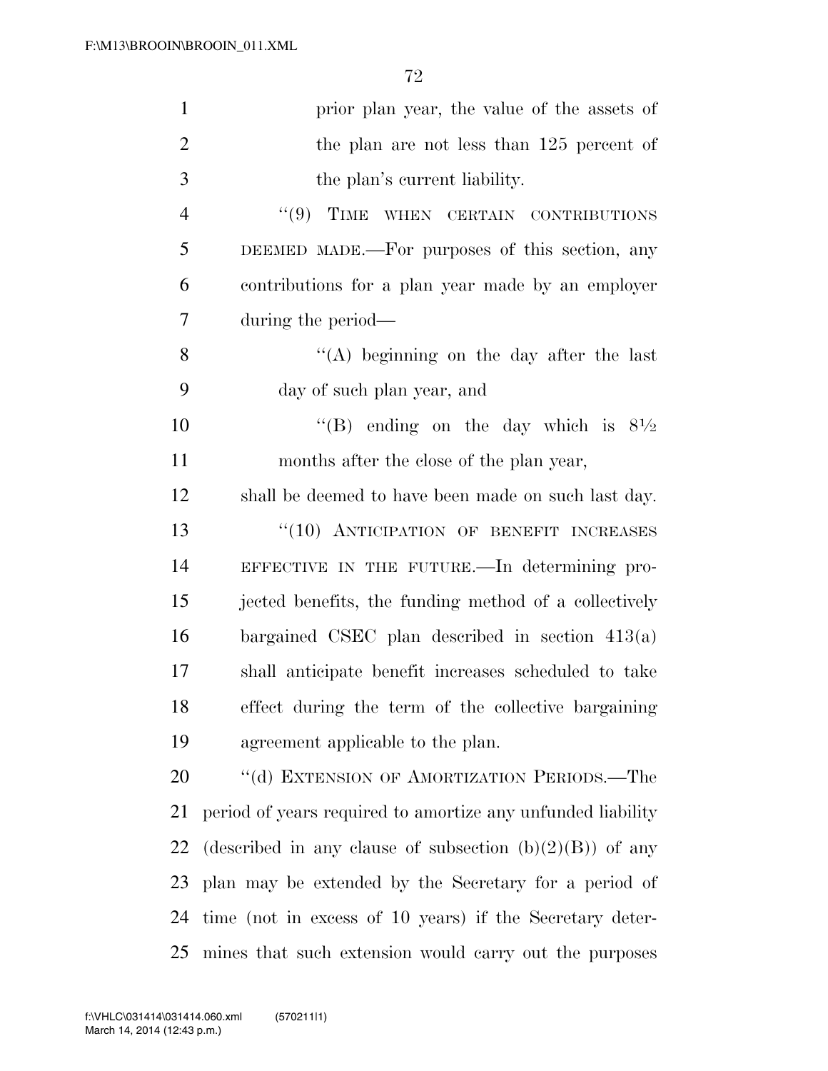prior plan year, the value of the assets of the plan are not less than 125 percent of the plan's current liability.

"(9) TIME WHEN CERTAIN CONTRIBUTIONS DEEMED MADE.—For purposes of this section, any contributions for a plan year made by an employer during the period—

"(A) beginning on the day after the last day of such plan year, and

"(B) ending on the day which is 8½ months after the close of the plan year,

shall be deemed to have been made on such last day.

"(10) ANTICIPATION OF BENEFIT INCREASES EFFECTIVE IN THE FUTURE.—In determining projected benefits, the funding method of a collectively bargained CSEC plan described in section 413(a) shall anticipate benefit increases scheduled to take effect during the term of the collective bargaining agreement applicable to the plan.

"(d) EXTENSION OF AMORTIZATION PERIODS.—The period of years required to amortize any unfunded liability (described in any clause of subsection (b)(2)(B)) of any plan may be extended by the Secretary for a period of time (not in excess of 10 years) if the Secretary determines that such extension would carry out the purposes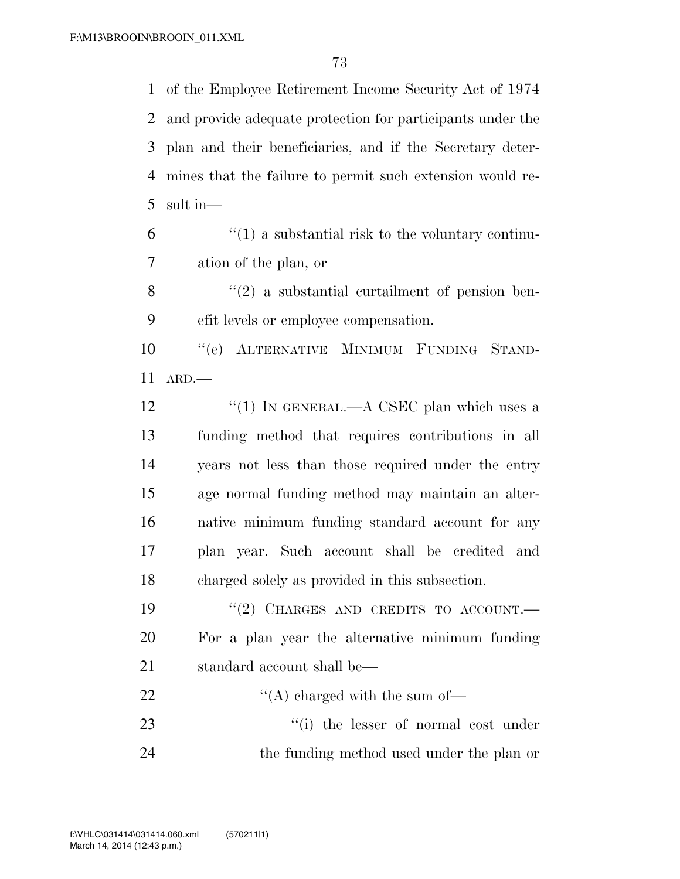of the Employee Retirement Income Security Act of 1974 and provide adequate protection for participants under the plan and their beneficiaries, and if the Secretary determines that the failure to permit such extension would result in—

"(1) a substantial risk to the voluntary continuation of the plan, or

"(2) a substantial curtailment of pension benefit levels or employee compensation.

"(e) ALTERNATIVE MINIMUM FUNDING STANDARD.—

"(1) IN GENERAL.—A CSEC plan which uses a funding method that requires contributions in all years not less than those required under the entry age normal funding method may maintain an alternative minimum funding standard account for any plan year. Such account shall be credited and charged solely as provided in this subsection.

"(2) CHARGES AND CREDITS TO ACCOUNT.—For a plan year the alternative minimum funding standard account shall be—

"(A) charged with the sum of—

"(i) the lesser of normal cost under the funding method used under the plan or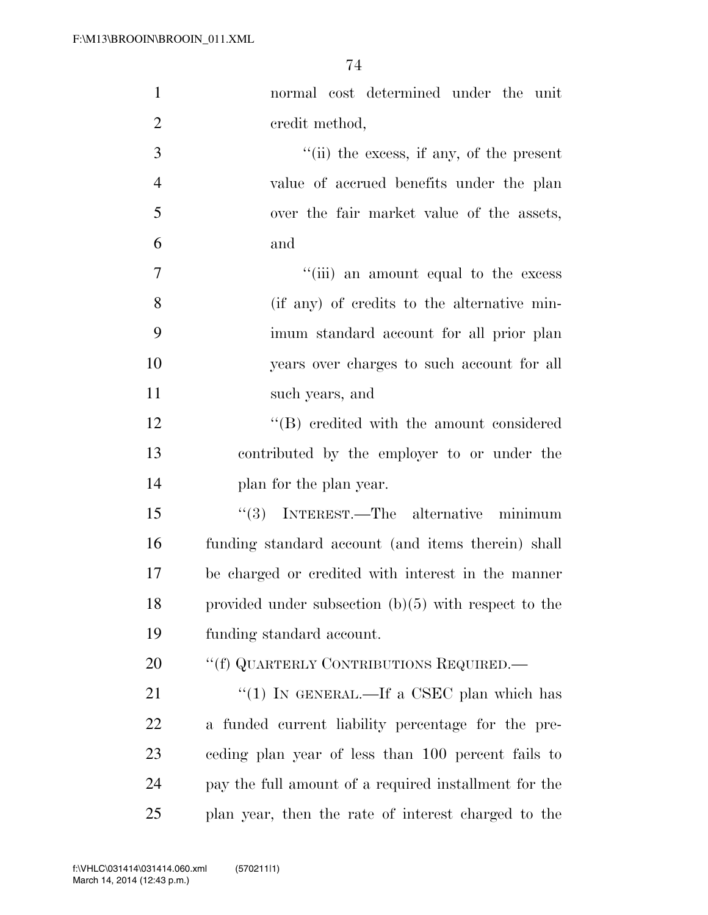normal cost determined under the unit credit method,

''(ii) the excess, if any, of the present value of accrued benefits under the plan over the fair market value of the assets, and

''(iii) an amount equal to the excess (if any) of credits to the alternative minimum standard account for all prior plan years over charges to such account for all such years, and

''(B) credited with the amount considered contributed by the employer to or under the plan for the plan year.

''(3) INTEREST.—The alternative minimum funding standard account (and items therein) shall be charged or credited with interest in the manner provided under subsection (b)(5) with respect to the funding standard account.

''(f) QUARTERLY CONTRIBUTIONS REQUIRED.—

''(1) IN GENERAL.—If a CSEC plan which has a funded current liability percentage for the preceding plan year of less than 100 percent fails to pay the full amount of a required installment for the plan year, then the rate of interest charged to the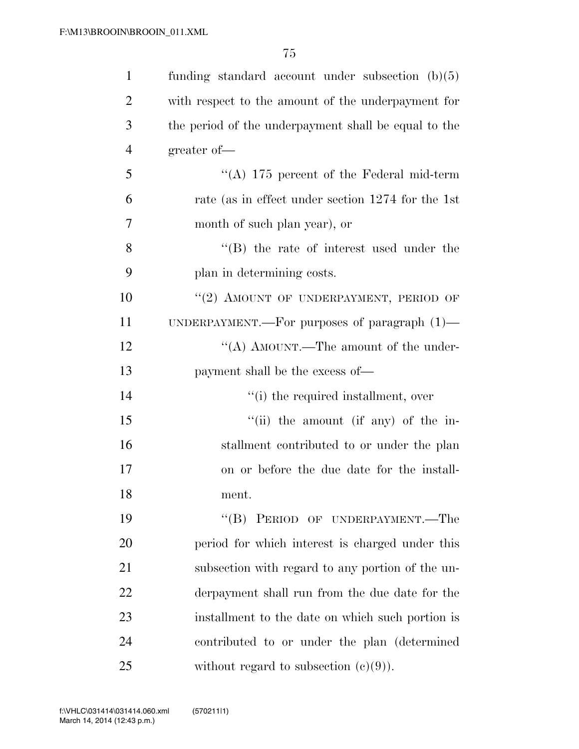funding standard account under subsection (b)(5) with respect to the amount of the underpayment for the period of the underpayment shall be equal to the greater of—

"(A) 175 percent of the Federal mid-term rate (as in effect under section 1274 for the 1st month of such plan year), or

"(B) the rate of interest used under the plan in determining costs.

"(2) AMOUNT OF UNDERPAYMENT, PERIOD OF UNDERPAYMENT.—For purposes of paragraph (1)—

"(A) AMOUNT.—The amount of the underpayment shall be the excess of—

"(i) the required installment, over

"(ii) the amount (if any) of the installment contributed to or under the plan on or before the due date for the installment.

"(B) PERIOD OF UNDERPAYMENT.—The period for which interest is charged under this subsection with regard to any portion of the underpayment shall run from the due date for the installment to the date on which such portion is contributed to or under the plan (determined without regard to subsection (c)(9)).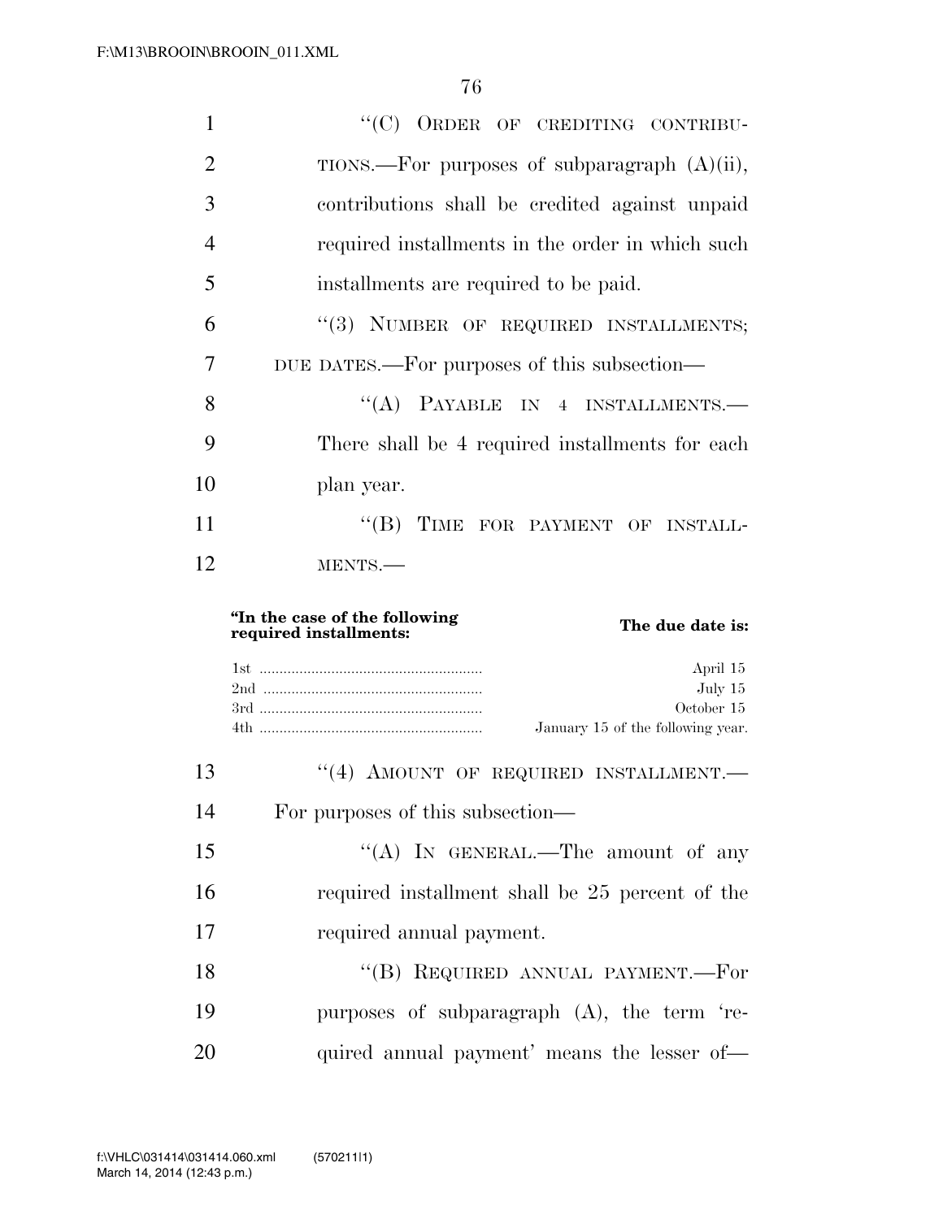"(C) ORDER OF CREDITING CONTRIBUTIONS.—For purposes of subparagraph (A)(ii), contributions shall be credited against unpaid required installments in the order in which such installments are required to be paid.

"(3) NUMBER OF REQUIRED INSTALLMENTS; DUE DATES.—For purposes of this subsection—

"(A) PAYABLE IN 4 INSTALLMENTS.—There shall be 4 required installments for each plan year.

"(B) TIME FOR PAYMENT OF INSTALLMENTS.—

| "In the case of the following required installments: | The due date is: |
|---|---|
| 1st | April 15 |
| 2nd | July 15 |
| 3rd | October 15 |
| 4th | January 15 of the following year. |

"(4) AMOUNT OF REQUIRED INSTALLMENT.—For purposes of this subsection—

"(A) IN GENERAL.—The amount of any required installment shall be 25 percent of the required annual payment.

"(B) REQUIRED ANNUAL PAYMENT.—For purposes of subparagraph (A), the term 'required annual payment' means the lesser of—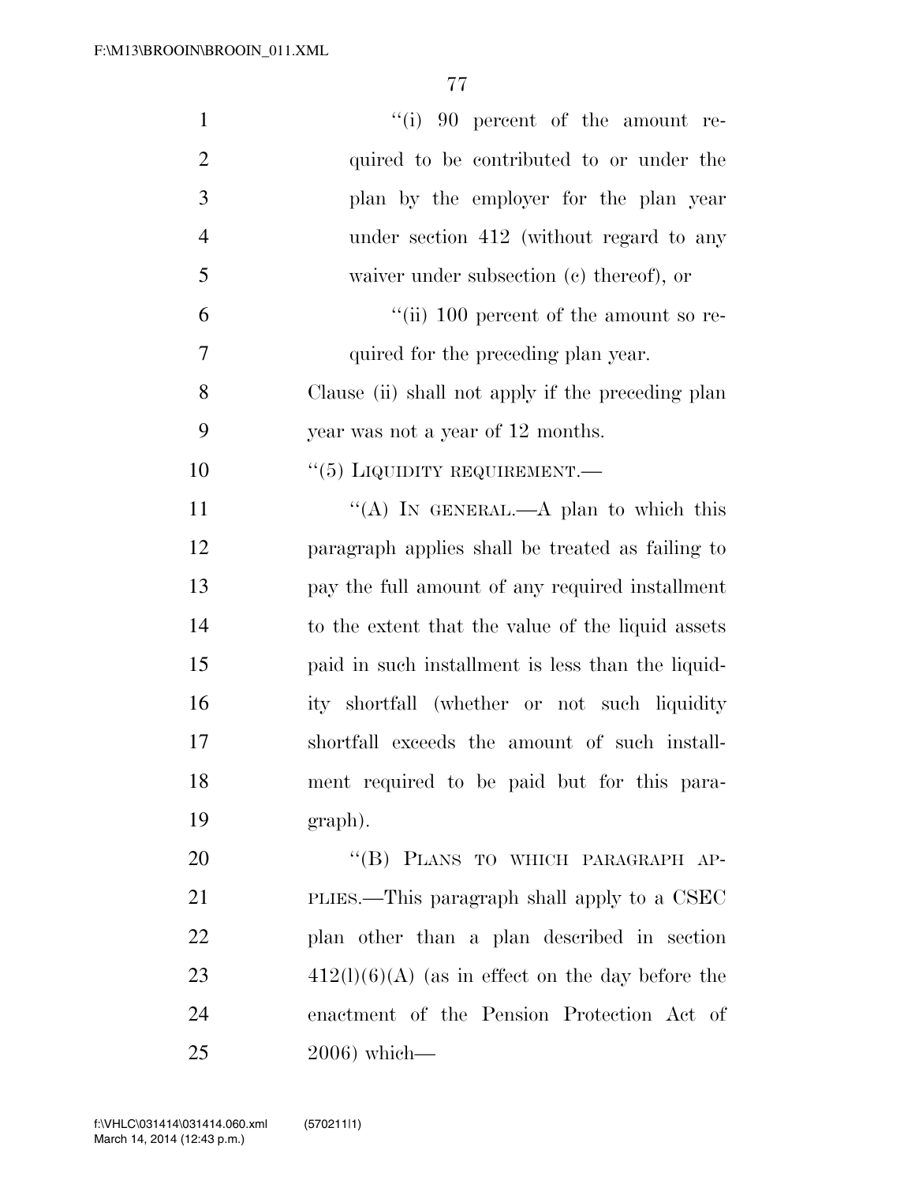"(i) 90 percent of the amount required to be contributed to or under the plan by the employer for the plan year under section 412 (without regard to any waiver under subsection (c) thereof), or

"(ii) 100 percent of the amount so required for the preceding plan year.

Clause (ii) shall not apply if the preceding plan year was not a year of 12 months.

"(5) LIQUIDITY REQUIREMENT.—

"(A) IN GENERAL.—A plan to which this paragraph applies shall be treated as failing to pay the full amount of any required installment to the extent that the value of the liquid assets paid in such installment is less than the liquidity shortfall (whether or not such liquidity shortfall exceeds the amount of such installment required to be paid but for this paragraph).

"(B) PLANS TO WHICH PARAGRAPH APPLIES.—This paragraph shall apply to a CSEC plan other than a plan described in section 412(l)(6)(A) (as in effect on the day before the enactment of the Pension Protection Act of 2006) which—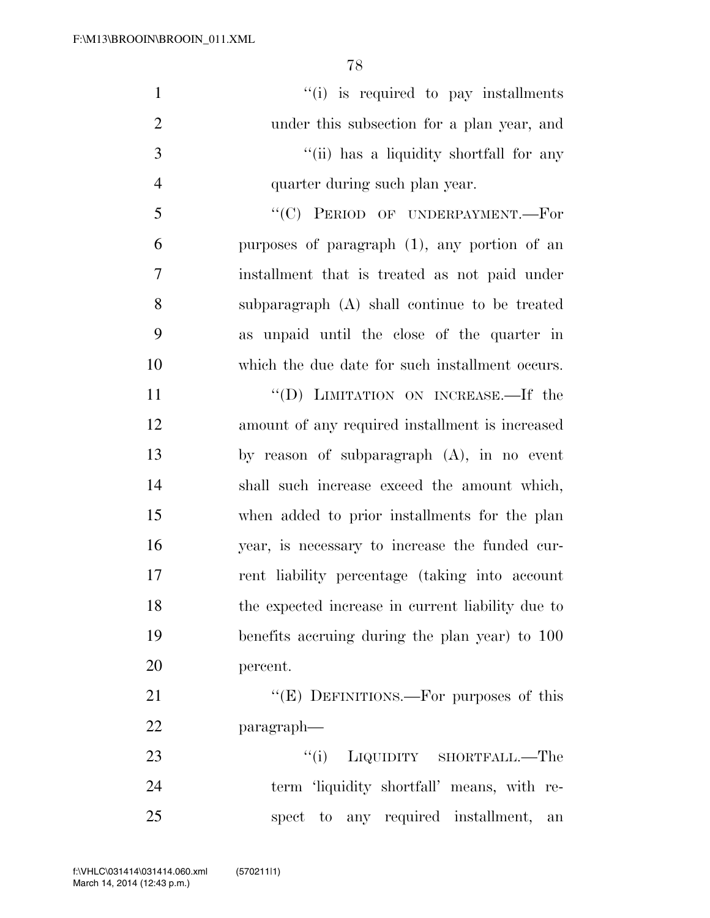"(i) is required to pay installments under this subsection for a plan year, and

"(ii) has a liquidity shortfall for any quarter during such plan year.

"(C) PERIOD OF UNDERPAYMENT.—For purposes of paragraph (1), any portion of an installment that is treated as not paid under subparagraph (A) shall continue to be treated as unpaid until the close of the quarter in which the due date for such installment occurs.

"(D) LIMITATION ON INCREASE.—If the amount of any required installment is increased by reason of subparagraph (A), in no event shall such increase exceed the amount which, when added to prior installments for the plan year, is necessary to increase the funded current liability percentage (taking into account the expected increase in current liability due to benefits accruing during the plan year) to 100 percent.

"(E) DEFINITIONS.—For purposes of this paragraph—

"(i) LIQUIDITY SHORTFALL.—The term 'liquidity shortfall' means, with respect to any required installment, an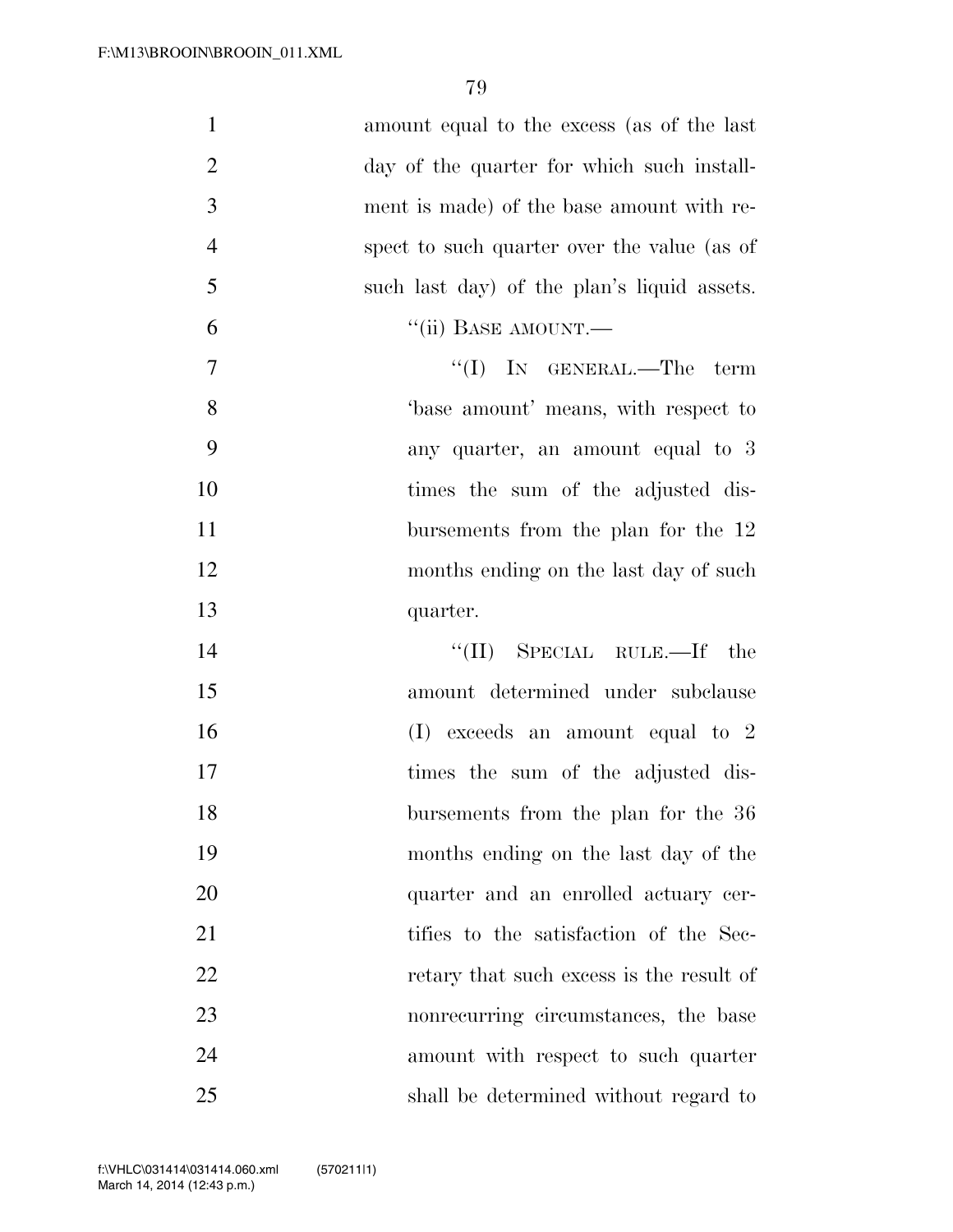amount equal to the excess (as of the last day of the quarter for which such installment is made) of the base amount with respect to such quarter over the value (as of such last day) of the plan's liquid assets.

"(ii) BASE AMOUNT.—

"(I) IN GENERAL.—The term 'base amount' means, with respect to any quarter, an amount equal to 3 times the sum of the adjusted disbursements from the plan for the 12 months ending on the last day of such quarter.

"(II) SPECIAL RULE.—If the amount determined under subclause (I) exceeds an amount equal to 2 times the sum of the adjusted disbursements from the plan for the 36 months ending on the last day of the quarter and an enrolled actuary certifies to the satisfaction of the Secretary that such excess is the result of nonrecurring circumstances, the base amount with respect to such quarter shall be determined without regard to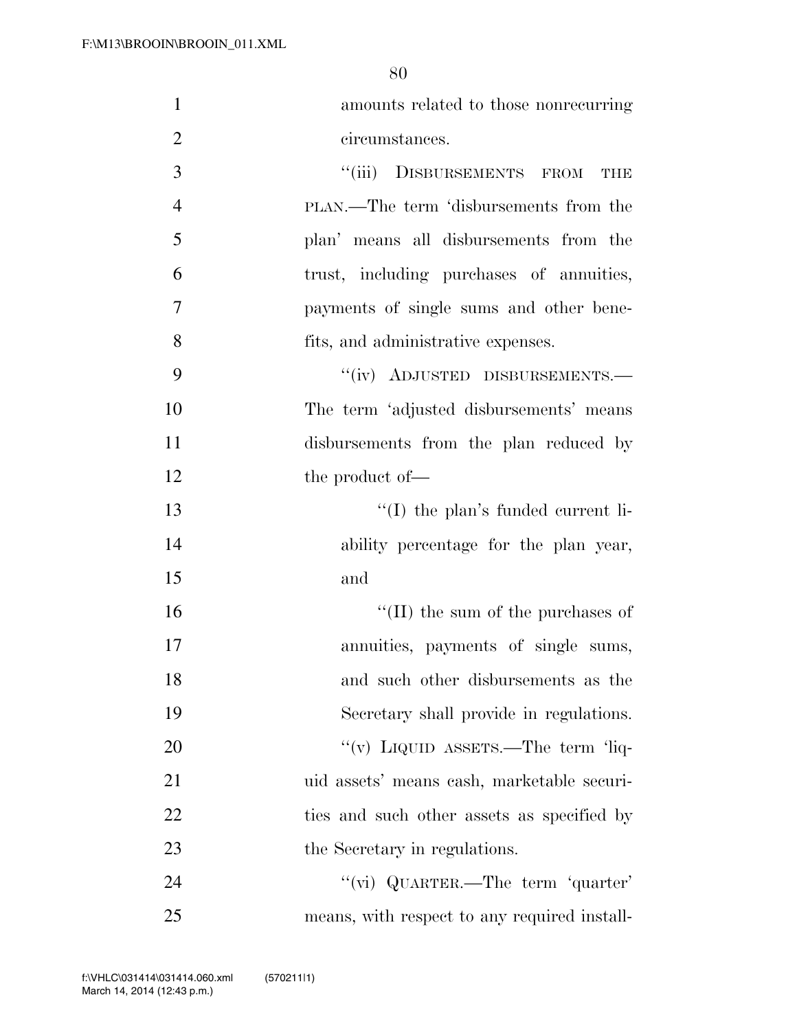amounts related to those nonrecurring circumstances.

"(iii) DISBURSEMENTS FROM THE PLAN.—The term 'disbursements from the plan' means all disbursements from the trust, including purchases of annuities, payments of single sums and other benefits, and administrative expenses.

"(iv) ADJUSTED DISBURSEMENTS.—The term 'adjusted disbursements' means disbursements from the plan reduced by the product of—

"(I) the plan's funded current liability percentage for the plan year, and

"(II) the sum of the purchases of annuities, payments of single sums, and such other disbursements as the Secretary shall provide in regulations.

"(v) LIQUID ASSETS.—The term 'liquid assets' means cash, marketable securities and such other assets as specified by the Secretary in regulations.

"(vi) QUARTER.—The term 'quarter' means, with respect to any required install-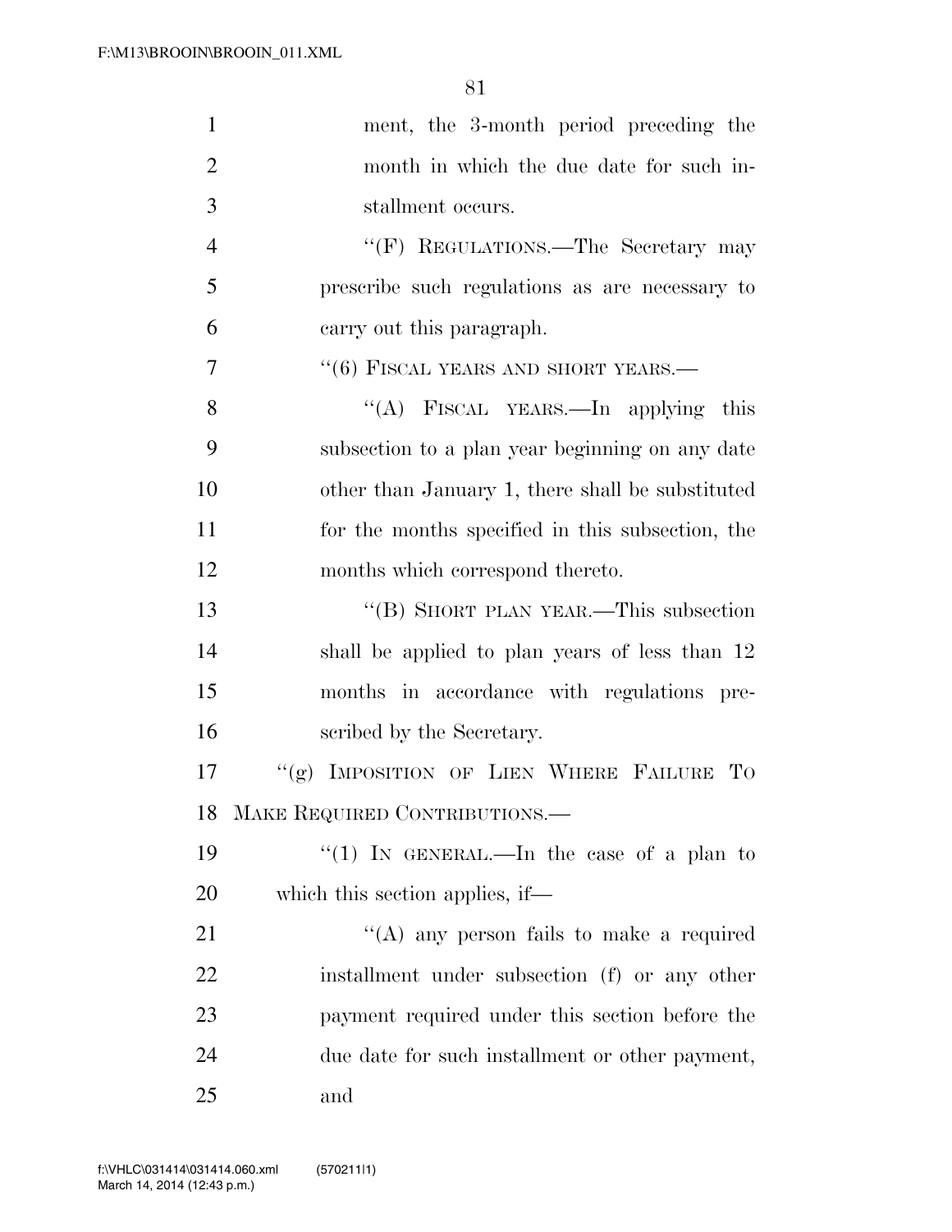ment, the 3-month period preceding the month in which the due date for such installment occurs.

"(F) REGULATIONS.—The Secretary may prescribe such regulations as are necessary to carry out this paragraph.

"(6) FISCAL YEARS AND SHORT YEARS.—

"(A) FISCAL YEARS.—In applying this subsection to a plan year beginning on any date other than January 1, there shall be substituted for the months specified in this subsection, the months which correspond thereto.

"(B) SHORT PLAN YEAR.—This subsection shall be applied to plan years of less than 12 months in accordance with regulations prescribed by the Secretary.

"(g) IMPOSITION OF LIEN WHERE FAILURE TO MAKE REQUIRED CONTRIBUTIONS.—

"(1) IN GENERAL.—In the case of a plan to which this section applies, if—

"(A) any person fails to make a required installment under subsection (f) or any other payment required under this section before the due date for such installment or other payment, and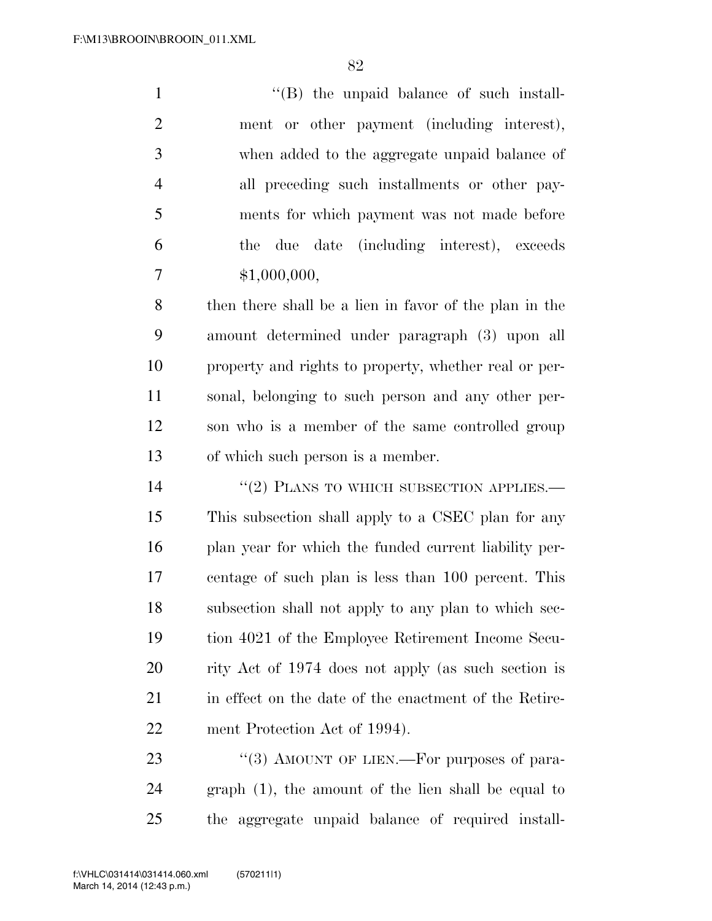"(B) the unpaid balance of such installment or other payment (including interest), when added to the aggregate unpaid balance of all preceding such installments or other payments for which payment was not made before the due date (including interest), exceeds $1,000,000,

then there shall be a lien in favor of the plan in the amount determined under paragraph (3) upon all property and rights to property, whether real or personal, belonging to such person and any other person who is a member of the same controlled group of which such person is a member.

"(2) PLANS TO WHICH SUBSECTION APPLIES.— This subsection shall apply to a CSEC plan for any plan year for which the funded current liability percentage of such plan is less than 100 percent. This subsection shall not apply to any plan to which section 4021 of the Employee Retirement Income Security Act of 1974 does not apply (as such section is in effect on the date of the enactment of the Retirement Protection Act of 1994).

"(3) AMOUNT OF LIEN.—For purposes of paragraph (1), the amount of the lien shall be equal to the aggregate unpaid balance of required install-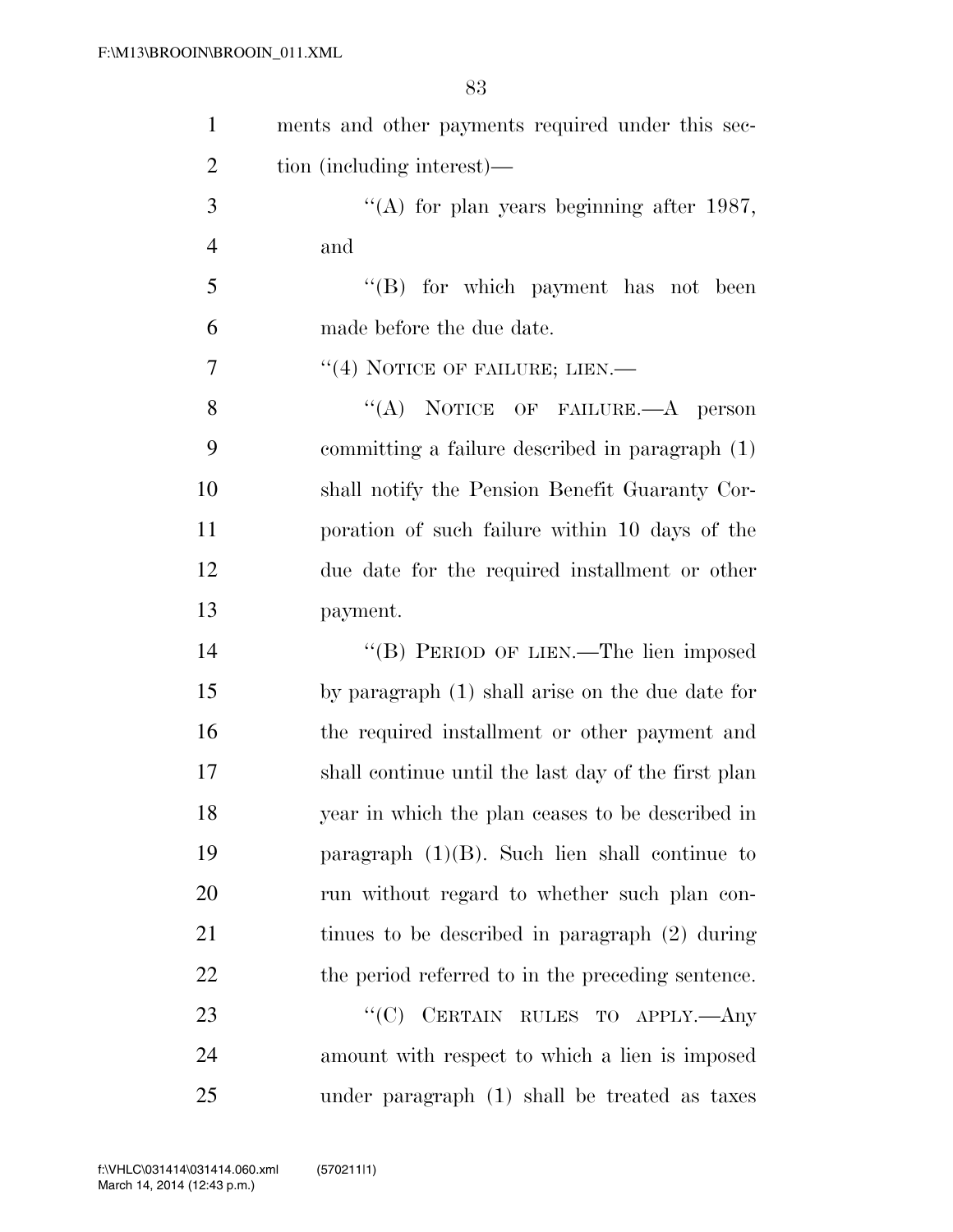ments and other payments required under this section (including interest)—

"(A) for plan years beginning after 1987, and

"(B) for which payment has not been made before the due date.

"(4) NOTICE OF FAILURE; LIEN.—

"(A) NOTICE OF FAILURE.—A person committing a failure described in paragraph (1) shall notify the Pension Benefit Guaranty Corporation of such failure within 10 days of the due date for the required installment or other payment.

"(B) PERIOD OF LIEN.—The lien imposed by paragraph (1) shall arise on the due date for the required installment or other payment and shall continue until the last day of the first plan year in which the plan ceases to be described in paragraph (1)(B). Such lien shall continue to run without regard to whether such plan continues to be described in paragraph (2) during the period referred to in the preceding sentence.

"(C) CERTAIN RULES TO APPLY.—Any amount with respect to which a lien is imposed under paragraph (1) shall be treated as taxes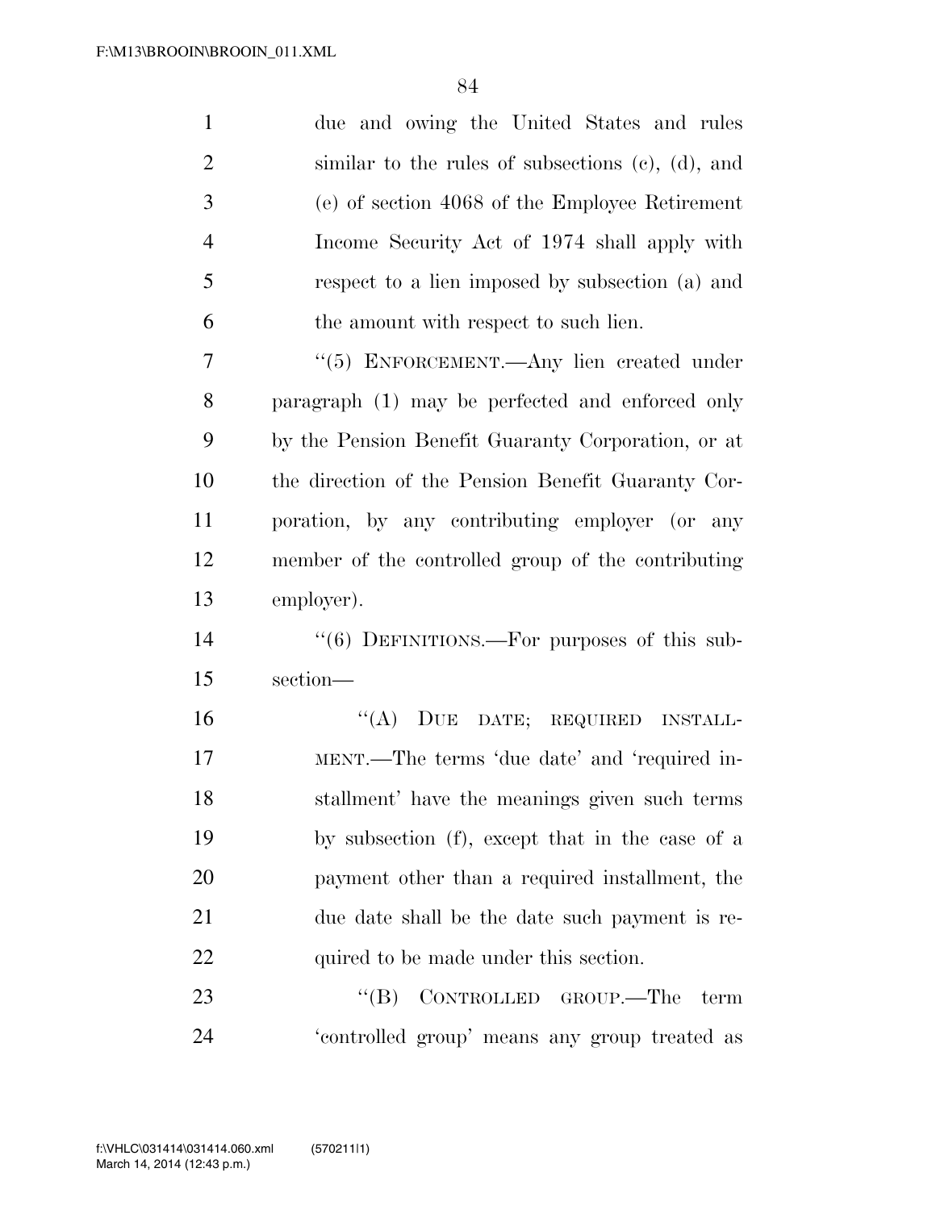due and owing the United States and rules similar to the rules of subsections (c), (d), and (e) of section 4068 of the Employee Retirement Income Security Act of 1974 shall apply with respect to a lien imposed by subsection (a) and the amount with respect to such lien.

''(5) ENFORCEMENT.—Any lien created under paragraph (1) may be perfected and enforced only by the Pension Benefit Guaranty Corporation, or at the direction of the Pension Benefit Guaranty Corporation, by any contributing employer (or any member of the controlled group of the contributing employer).

''(6) DEFINITIONS.—For purposes of this subsection—

''(A) DUE DATE; REQUIRED INSTALLMENT.—The terms 'due date' and 'required installment' have the meanings given such terms by subsection (f), except that in the case of a payment other than a required installment, the due date shall be the date such payment is required to be made under this section.

''(B) CONTROLLED GROUP.—The term 'controlled group' means any group treated as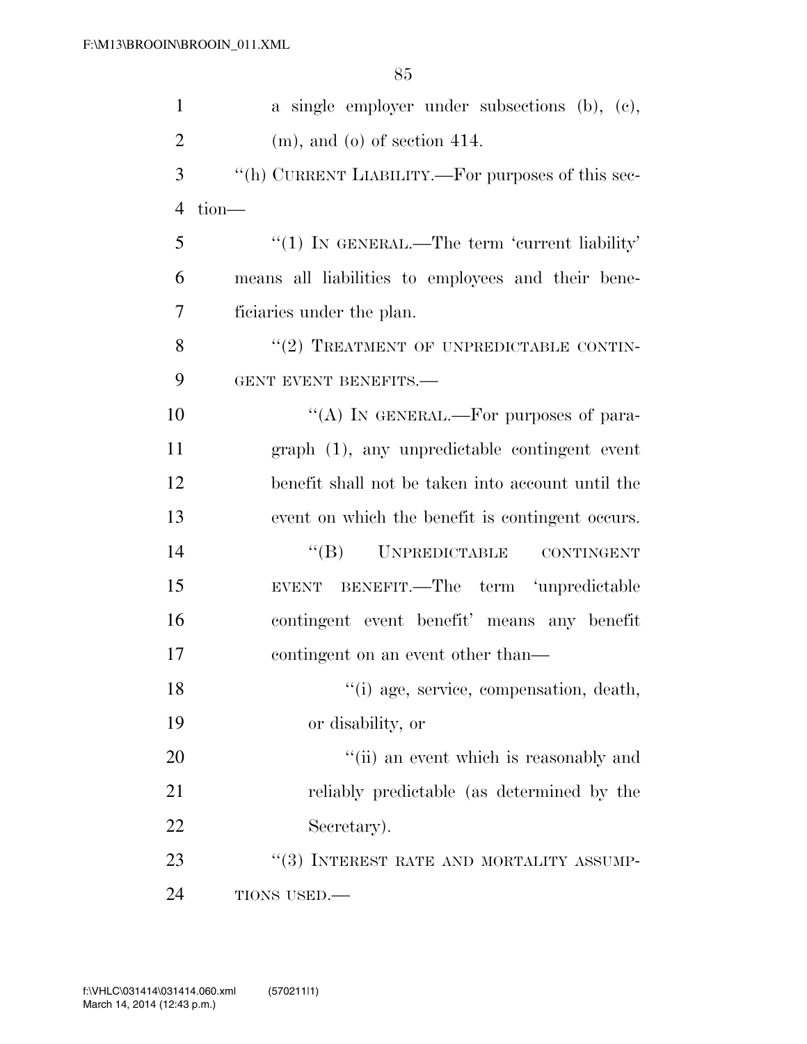a single employer under subsections (b), (c), (m), and (o) of section 414.

''(h) CURRENT LIABILITY.—For purposes of this section—

''(1) IN GENERAL.—The term 'current liability' means all liabilities to employees and their beneficiaries under the plan.

''(2) TREATMENT OF UNPREDICTABLE CONTINGENT EVENT BENEFITS.—

''(A) IN GENERAL.—For purposes of paragraph (1), any unpredictable contingent event benefit shall not be taken into account until the event on which the benefit is contingent occurs.

''(B) UNPREDICTABLE CONTINGENT EVENT BENEFIT.—The term 'unpredictable contingent event benefit' means any benefit contingent on an event other than—

''(i) age, service, compensation, death, or disability, or

''(ii) an event which is reasonably and reliably predictable (as determined by the Secretary).

''(3) INTEREST RATE AND MORTALITY ASSUMPTIONS USED.—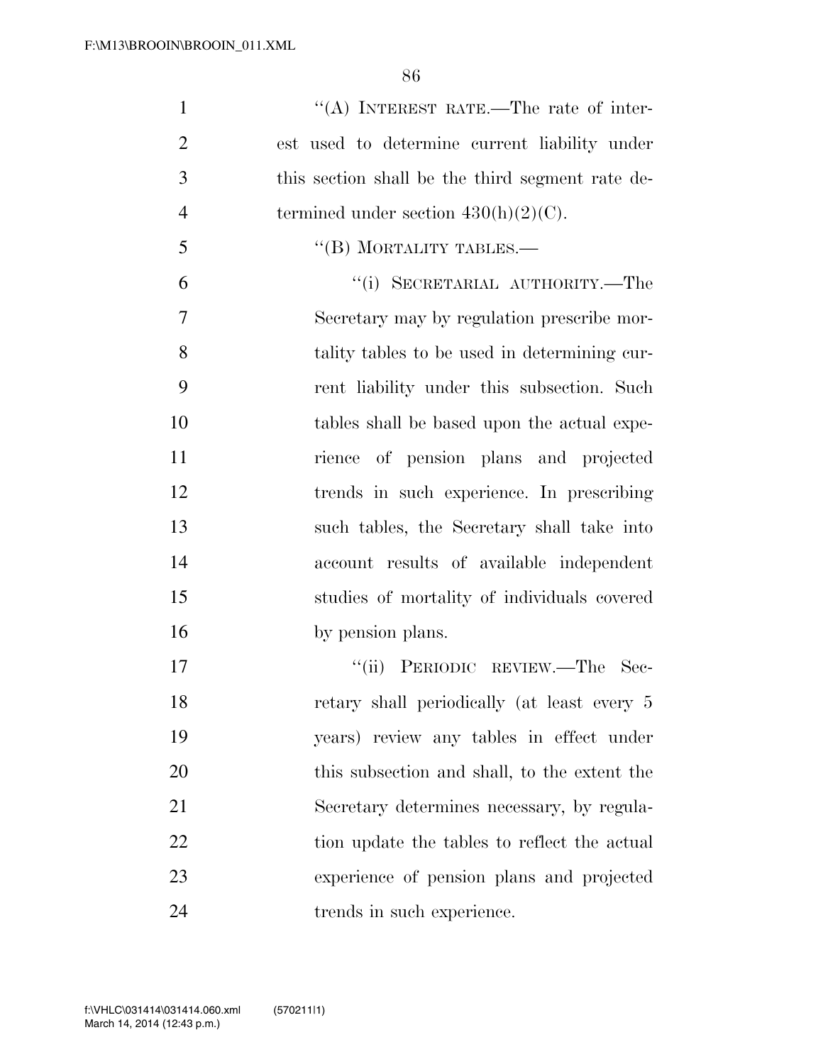''(A) INTEREST RATE.—The rate of interest used to determine current liability under this section shall be the third segment rate determined under section 430(h)(2)(C).

''(B) MORTALITY TABLES.—

''(i) SECRETARIAL AUTHORITY.—The Secretary may by regulation prescribe mortality tables to be used in determining current liability under this subsection. Such tables shall be based upon the actual experience of pension plans and projected trends in such experience. In prescribing such tables, the Secretary shall take into account results of available independent studies of mortality of individuals covered by pension plans.

''(ii) PERIODIC REVIEW.—The Secretary shall periodically (at least every 5 years) review any tables in effect under this subsection and shall, to the extent the Secretary determines necessary, by regulation update the tables to reflect the actual experience of pension plans and projected trends in such experience.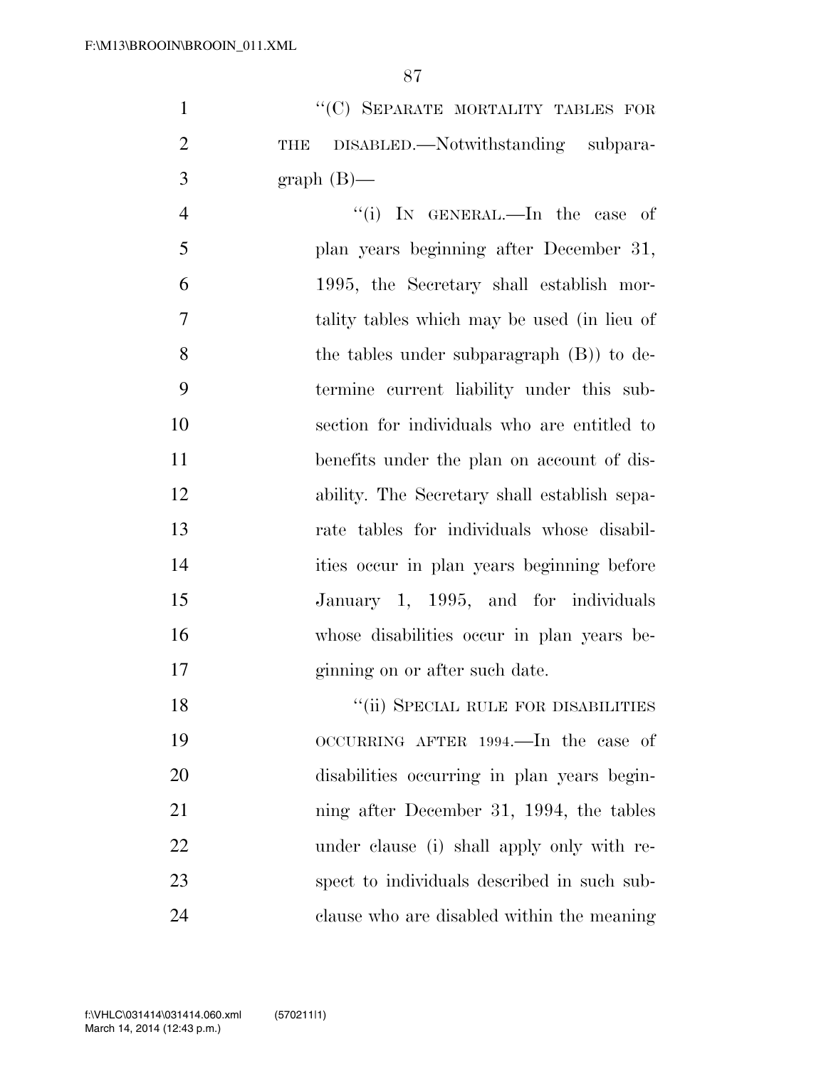"(C) SEPARATE MORTALITY TABLES FOR THE DISABLED.—Notwithstanding subparagraph (B)—

"(i) IN GENERAL.—In the case of plan years beginning after December 31, 1995, the Secretary shall establish mortality tables which may be used (in lieu of the tables under subparagraph (B)) to determine current liability under this subsection for individuals who are entitled to benefits under the plan on account of disability. The Secretary shall establish separate tables for individuals whose disabilities occur in plan years beginning before January 1, 1995, and for individuals whose disabilities occur in plan years beginning on or after such date.

"(ii) SPECIAL RULE FOR DISABILITIES OCCURRING AFTER 1994.—In the case of disabilities occurring in plan years beginning after December 31, 1994, the tables under clause (i) shall apply only with respect to individuals described in such subclause who are disabled within the meaning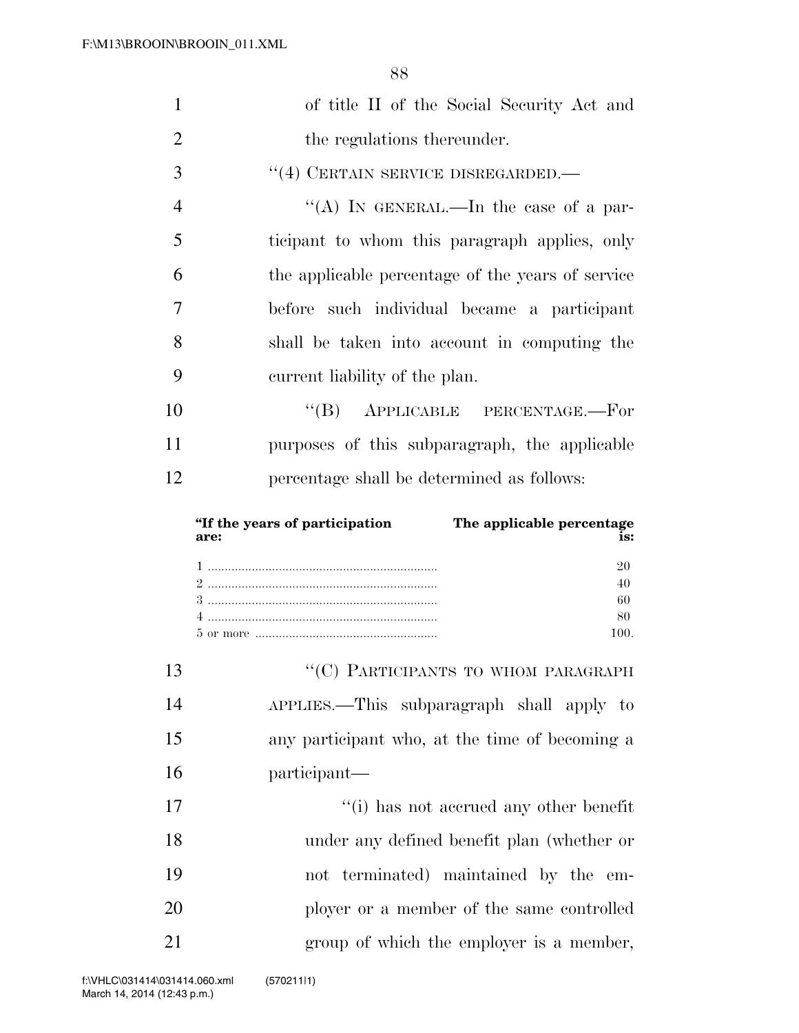of title II of the Social Security Act and the regulations thereunder.

"(4) CERTAIN SERVICE DISREGARDED.—

"(A) IN GENERAL.—In the case of a participant to whom this paragraph applies, only the applicable percentage of the years of service before such individual became a participant shall be taken into account in computing the current liability of the plan.

"(B) APPLICABLE PERCENTAGE.—For purposes of this subparagraph, the applicable percentage shall be determined as follows:

| "If the years of participation are: | The applicable percentage is: |
|---|---|
| 1 | 20 |
| 2 | 40 |
| 3 | 60 |
| 4 | 80 |
| 5 or more | 100. |

"(C) PARTICIPANTS TO WHOM PARAGRAPH APPLIES.—This subparagraph shall apply to any participant who, at the time of becoming a participant—

"(i) has not accrued any other benefit under any defined benefit plan (whether or not terminated) maintained by the employer or a member of the same controlled group of which the employer is a member,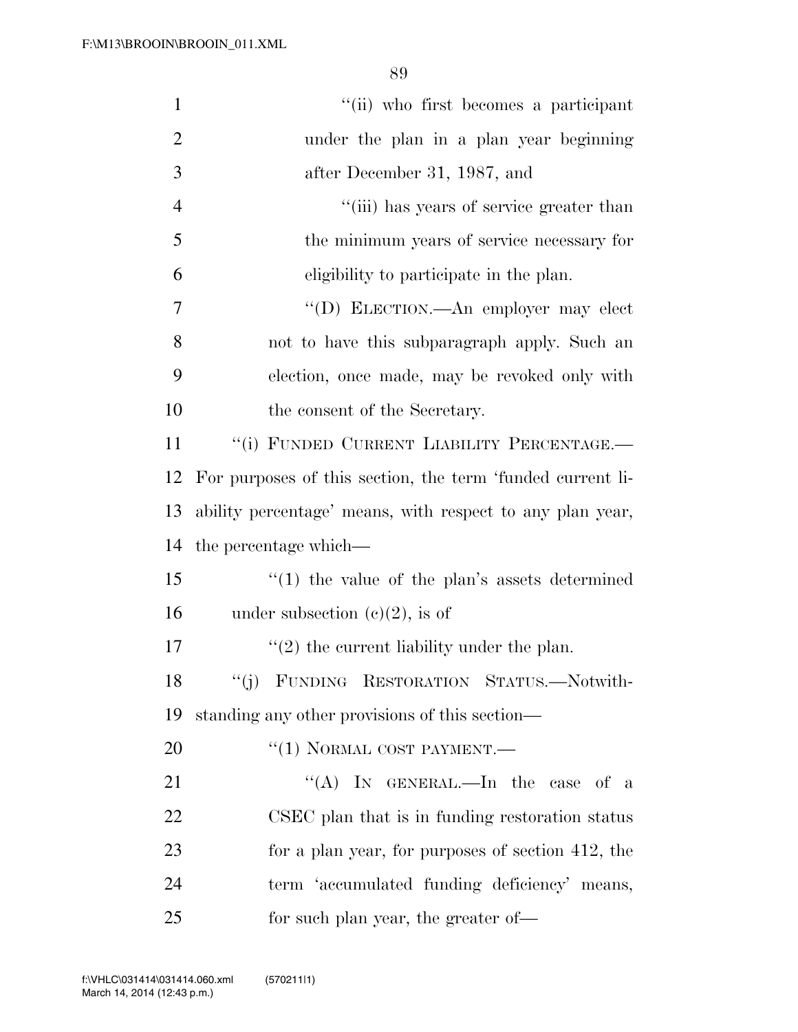''(ii) who first becomes a participant under the plan in a plan year beginning after December 31, 1987, and

''(iii) has years of service greater than the minimum years of service necessary for eligibility to participate in the plan.

''(D) ELECTION.—An employer may elect not to have this subparagraph apply. Such an election, once made, may be revoked only with the consent of the Secretary.

''(i) FUNDED CURRENT LIABILITY PERCENTAGE.—For purposes of this section, the term 'funded current liability percentage' means, with respect to any plan year, the percentage which—

''(1) the value of the plan's assets determined under subsection (c)(2), is of

''(2) the current liability under the plan.

''(j) FUNDING RESTORATION STATUS.—Notwithstanding any other provisions of this section—

''(1) NORMAL COST PAYMENT.—

''(A) IN GENERAL.—In the case of a CSEC plan that is in funding restoration status for a plan year, for purposes of section 412, the term 'accumulated funding deficiency' means, for such plan year, the greater of—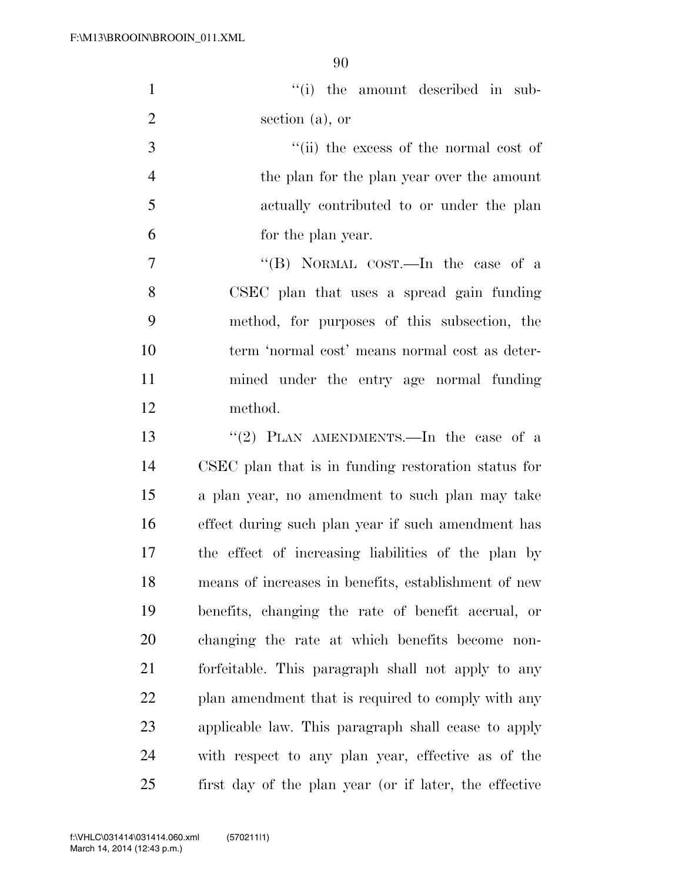"(i) the amount described in subsection (a), or

"(ii) the excess of the normal cost of the plan for the plan year over the amount actually contributed to or under the plan for the plan year.

"(B) NORMAL COST.—In the case of a CSEC plan that uses a spread gain funding method, for purposes of this subsection, the term 'normal cost' means normal cost as determined under the entry age normal funding method.

"(2) PLAN AMENDMENTS.—In the case of a CSEC plan that is in funding restoration status for a plan year, no amendment to such plan may take effect during such plan year if such amendment has the effect of increasing liabilities of the plan by means of increases in benefits, establishment of new benefits, changing the rate of benefit accrual, or changing the rate at which benefits become nonforfeitable. This paragraph shall not apply to any plan amendment that is required to comply with any applicable law. This paragraph shall cease to apply with respect to any plan year, effective as of the first day of the plan year (or if later, the effective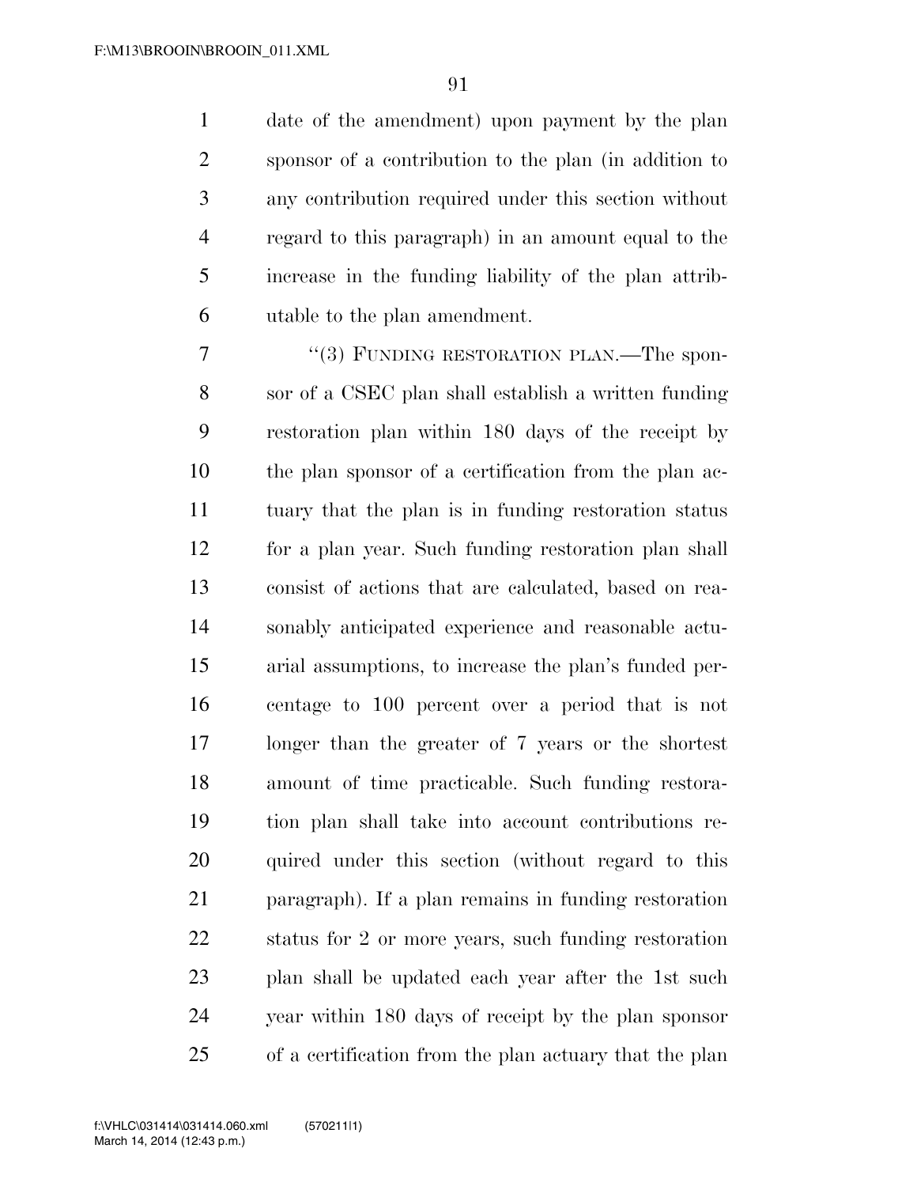date of the amendment) upon payment by the plan sponsor of a contribution to the plan (in addition to any contribution required under this section without regard to this paragraph) in an amount equal to the increase in the funding liability of the plan attributable to the plan amendment.

"(3) FUNDING RESTORATION PLAN.—The sponsor of a CSEC plan shall establish a written funding restoration plan within 180 days of the receipt by the plan sponsor of a certification from the plan actuary that the plan is in funding restoration status for a plan year. Such funding restoration plan shall consist of actions that are calculated, based on reasonably anticipated experience and reasonable actuarial assumptions, to increase the plan's funded percentage to 100 percent over a period that is not longer than the greater of 7 years or the shortest amount of time practicable. Such funding restoration plan shall take into account contributions required under this section (without regard to this paragraph). If a plan remains in funding restoration status for 2 or more years, such funding restoration plan shall be updated each year after the 1st such year within 180 days of receipt by the plan sponsor of a certification from the plan actuary that the plan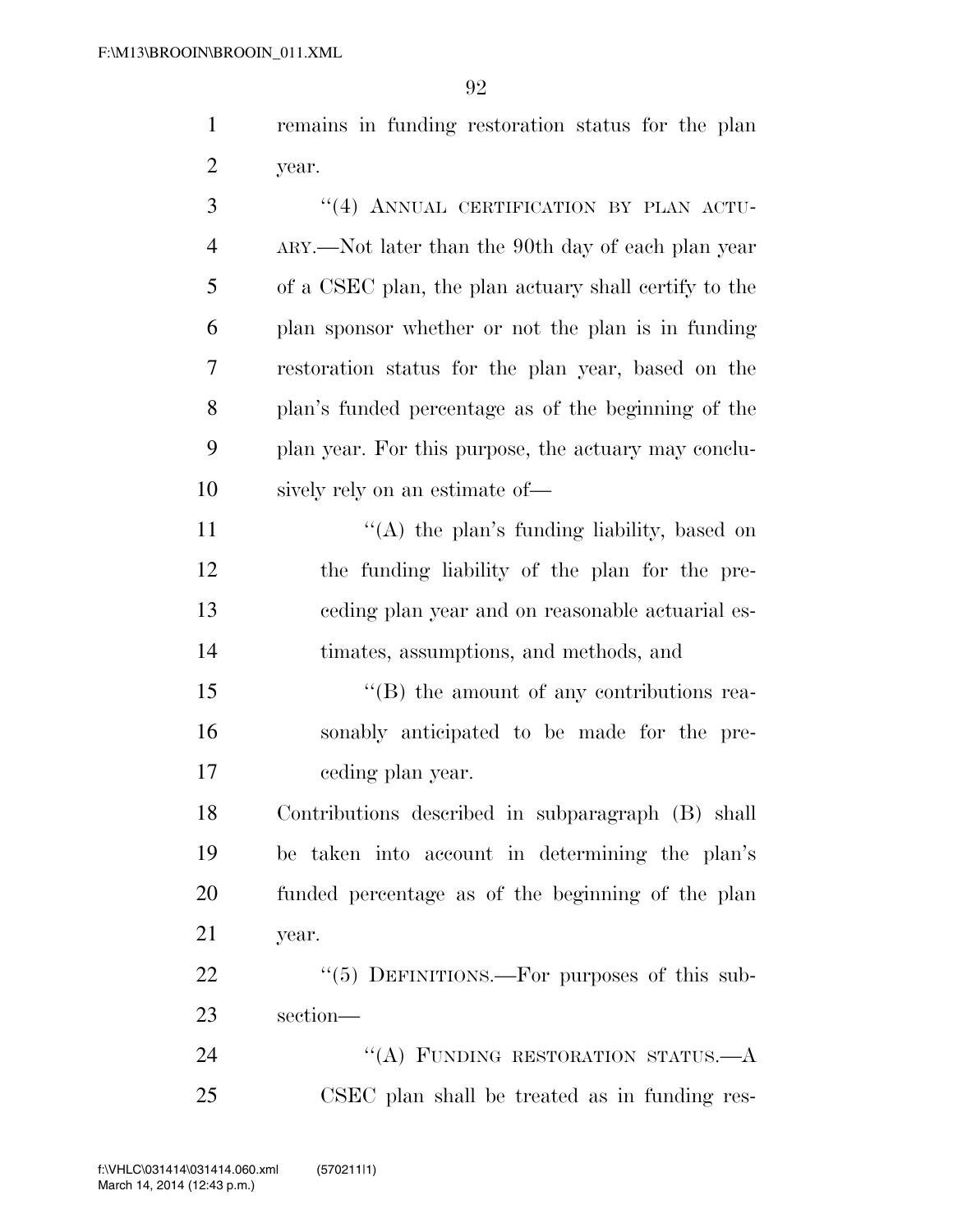remains in funding restoration status for the plan year.

"(4) ANNUAL CERTIFICATION BY PLAN ACTUARY.—Not later than the 90th day of each plan year of a CSEC plan, the plan actuary shall certify to the plan sponsor whether or not the plan is in funding restoration status for the plan year, based on the plan's funded percentage as of the beginning of the plan year. For this purpose, the actuary may conclusively rely on an estimate of—

"(A) the plan's funding liability, based on the funding liability of the plan for the preceding plan year and on reasonable actuarial estimates, assumptions, and methods, and

"(B) the amount of any contributions reasonably anticipated to be made for the preceding plan year.

Contributions described in subparagraph (B) shall be taken into account in determining the plan's funded percentage as of the beginning of the plan year.

"(5) DEFINITIONS.—For purposes of this subsection—

"(A) FUNDING RESTORATION STATUS.—A CSEC plan shall be treated as in funding res-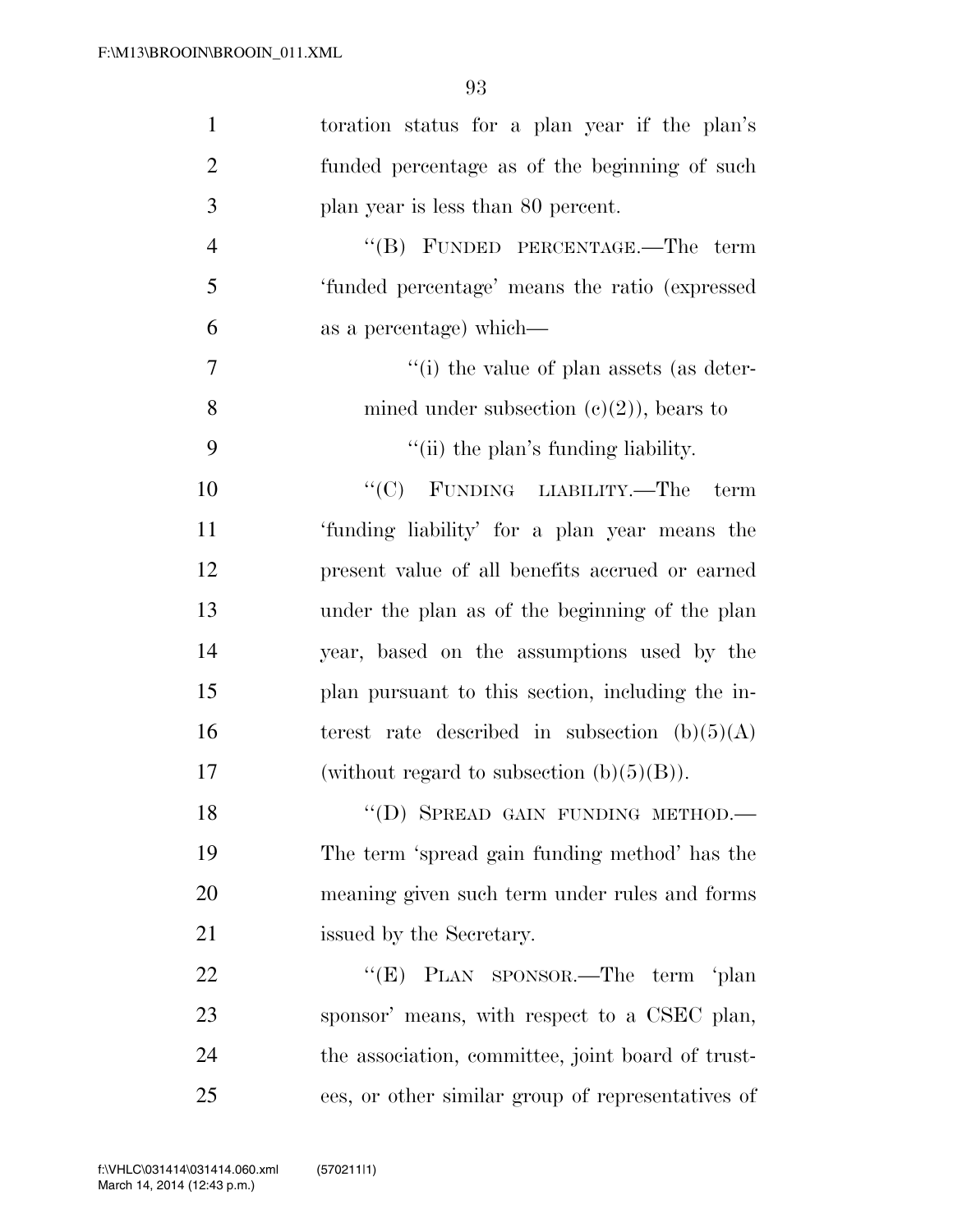toration status for a plan year if the plan's funded percentage as of the beginning of such plan year is less than 80 percent.

"(B) FUNDED PERCENTAGE.—The term 'funded percentage' means the ratio (expressed as a percentage) which—

"(i) the value of plan assets (as determined under subsection (c)(2)), bears to

"(ii) the plan's funding liability.

"(C) FUNDING LIABILITY.—The term 'funding liability' for a plan year means the present value of all benefits accrued or earned under the plan as of the beginning of the plan year, based on the assumptions used by the plan pursuant to this section, including the interest rate described in subsection (b)(5)(A) (without regard to subsection (b)(5)(B)).

"(D) SPREAD GAIN FUNDING METHOD.—The term 'spread gain funding method' has the meaning given such term under rules and forms issued by the Secretary.

"(E) PLAN SPONSOR.—The term 'plan sponsor' means, with respect to a CSEC plan, the association, committee, joint board of trustees, or other similar group of representatives of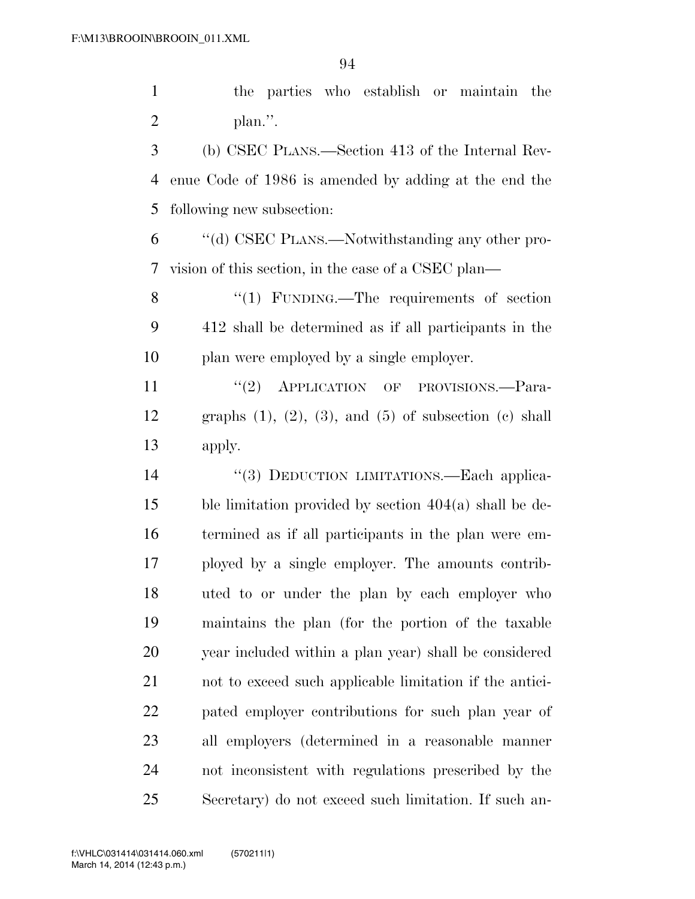the parties who establish or maintain the plan.''.

(b) CSEC PLANS.—Section 413 of the Internal Revenue Code of 1986 is amended by adding at the end the following new subsection:

''(d) CSEC PLANS.—Notwithstanding any other provision of this section, in the case of a CSEC plan—

''(1) FUNDING.—The requirements of section 412 shall be determined as if all participants in the plan were employed by a single employer.

''(2) APPLICATION OF PROVISIONS.—Paragraphs (1), (2), (3), and (5) of subsection (c) shall apply.

''(3) DEDUCTION LIMITATIONS.—Each applicable limitation provided by section 404(a) shall be determined as if all participants in the plan were employed by a single employer. The amounts contributed to or under the plan by each employer who maintains the plan (for the portion of the taxable year included within a plan year) shall be considered not to exceed such applicable limitation if the anticipated employer contributions for such plan year of all employers (determined in a reasonable manner not inconsistent with regulations prescribed by the Secretary) do not exceed such limitation. If such an-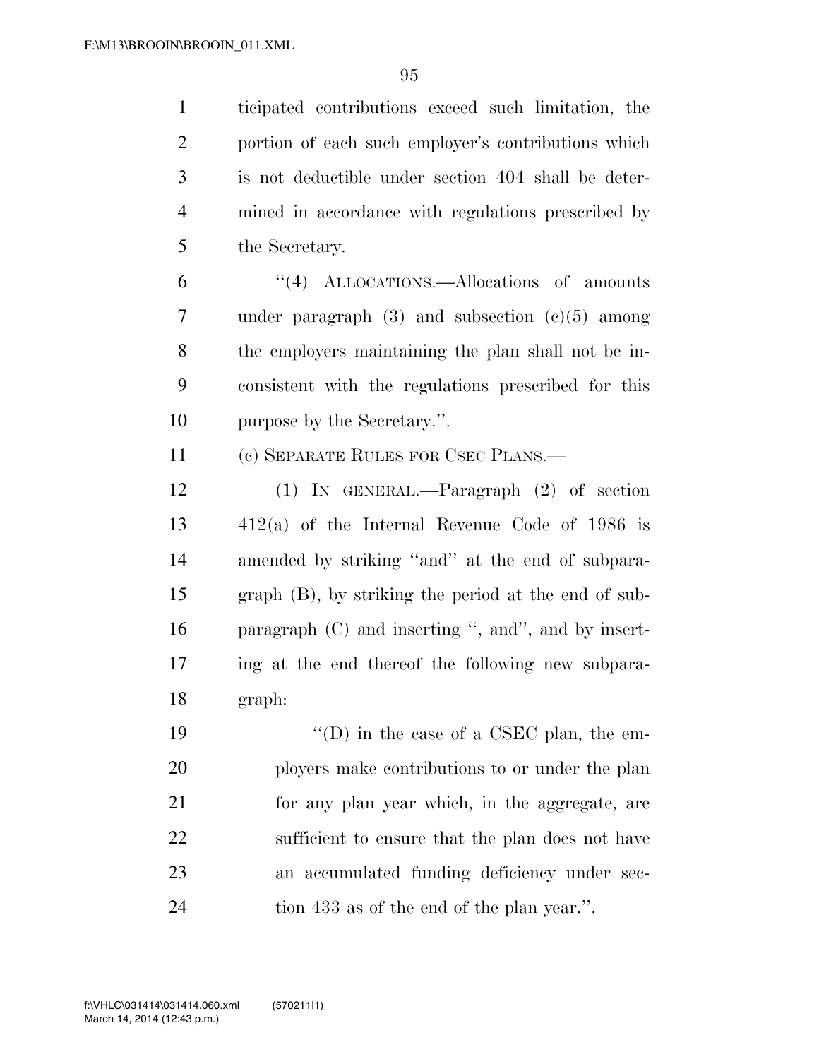ticipated contributions exceed such limitation, the portion of each such employer's contributions which is not deductible under section 404 shall be determined in accordance with regulations prescribed by the Secretary.

"(4) ALLOCATIONS.—Allocations of amounts under paragraph (3) and subsection (c)(5) among the employers maintaining the plan shall not be inconsistent with the regulations prescribed for this purpose by the Secretary.".

(c) SEPARATE RULES FOR CSEC PLANS.—

(1) IN GENERAL.—Paragraph (2) of section 412(a) of the Internal Revenue Code of 1986 is amended by striking "and" at the end of subparagraph (B), by striking the period at the end of subparagraph (C) and inserting ", and", and by inserting at the end thereof the following new subparagraph:

"(D) in the case of a CSEC plan, the employers make contributions to or under the plan for any plan year which, in the aggregate, are sufficient to ensure that the plan does not have an accumulated funding deficiency under section 433 as of the end of the plan year.".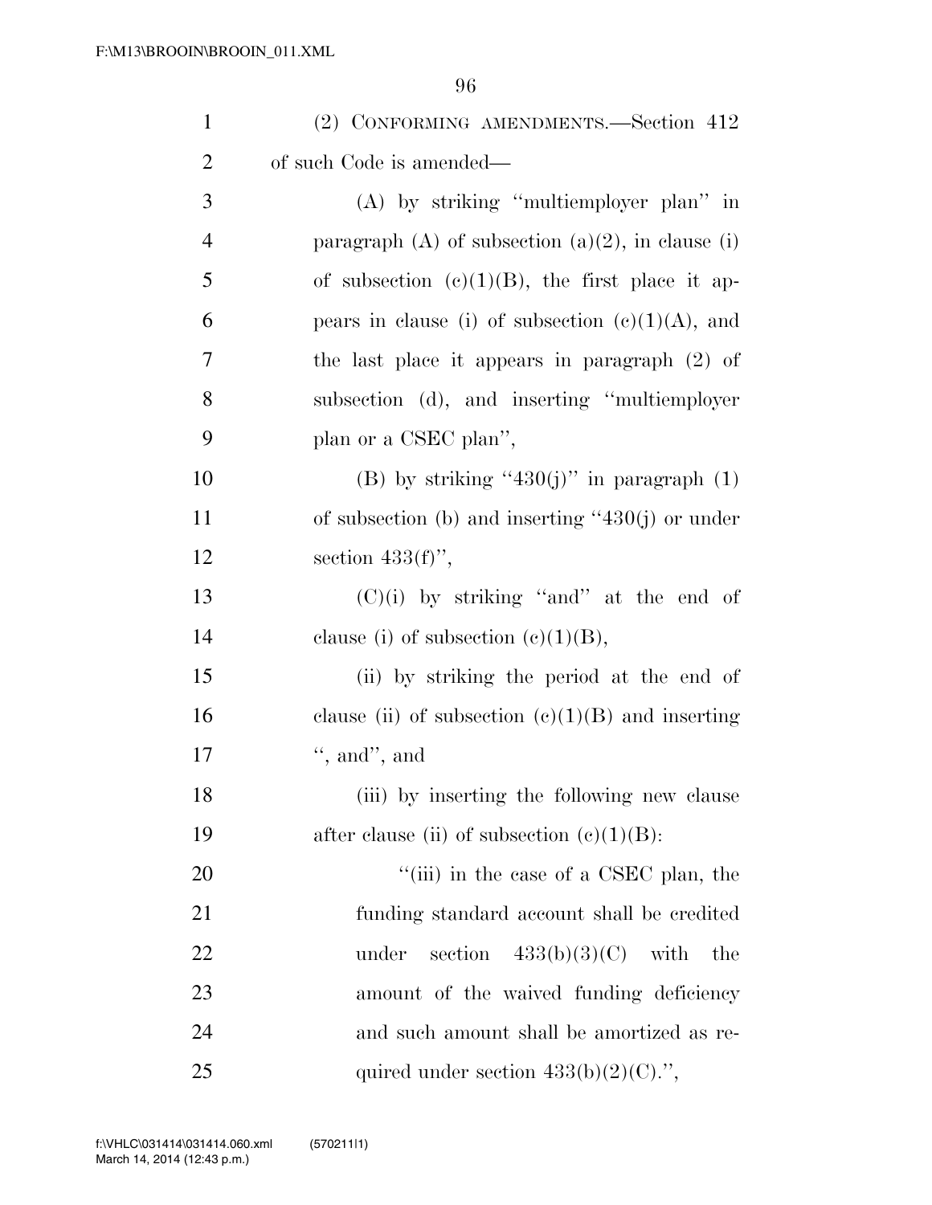(2) CONFORMING AMENDMENTS.—Section 412 of such Code is amended—

(A) by striking ''multiemployer plan'' in paragraph (A) of subsection (a)(2), in clause (i) of subsection (c)(1)(B), the first place it appears in clause (i) of subsection (c)(1)(A), and the last place it appears in paragraph (2) of subsection (d), and inserting ''multiemployer plan or a CSEC plan'',

(B) by striking ''430(j)'' in paragraph (1) of subsection (b) and inserting ''430(j) or under section 433(f)'',

(C)(i) by striking ''and'' at the end of clause (i) of subsection (c)(1)(B),

(ii) by striking the period at the end of clause (ii) of subsection (c)(1)(B) and inserting '', and'', and

(iii) by inserting the following new clause after clause (ii) of subsection (c)(1)(B):

''(iii) in the case of a CSEC plan, the funding standard account shall be credited under section 433(b)(3)(C) with the amount of the waived funding deficiency and such amount shall be amortized as required under section 433(b)(2)(C).'',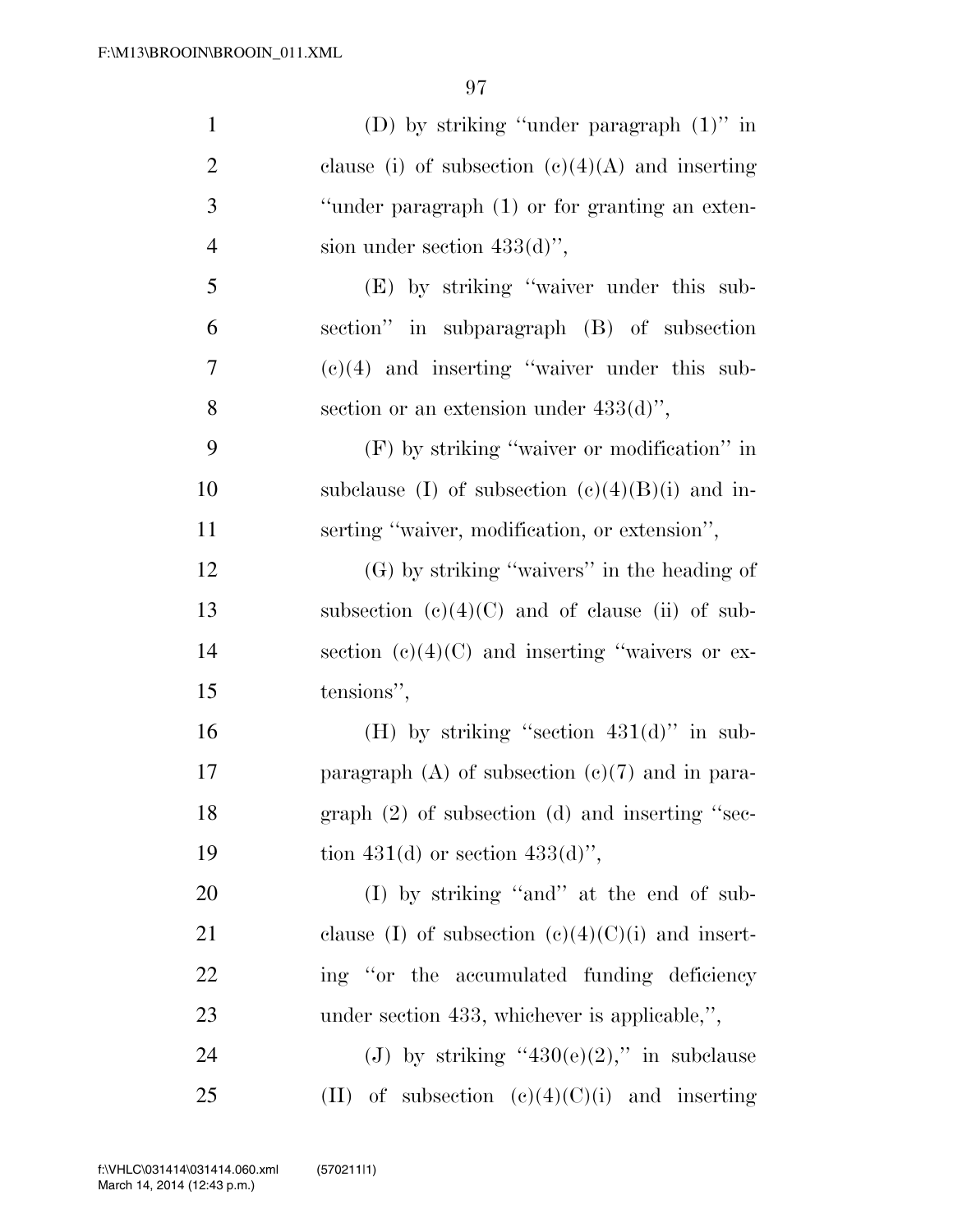(D) by striking "under paragraph (1)" in clause (i) of subsection (c)(4)(A) and inserting "under paragraph (1) or for granting an extension under section 433(d)",

(E) by striking "waiver under this subsection" in subparagraph (B) of subsection (c)(4) and inserting "waiver under this subsection or an extension under 433(d)",

(F) by striking "waiver or modification" in subclause (I) of subsection (c)(4)(B)(i) and inserting "waiver, modification, or extension",

(G) by striking "waivers" in the heading of subsection (c)(4)(C) and of clause (ii) of subsection (c)(4)(C) and inserting "waivers or extensions",

(H) by striking "section 431(d)" in subparagraph (A) of subsection (c)(7) and in paragraph (2) of subsection (d) and inserting "section 431(d) or section 433(d)",

(I) by striking "and" at the end of subclause (I) of subsection (c)(4)(C)(i) and inserting "or the accumulated funding deficiency under section 433, whichever is applicable,",

(J) by striking "430(e)(2)," in subclause (II) of subsection (c)(4)(C)(i) and inserting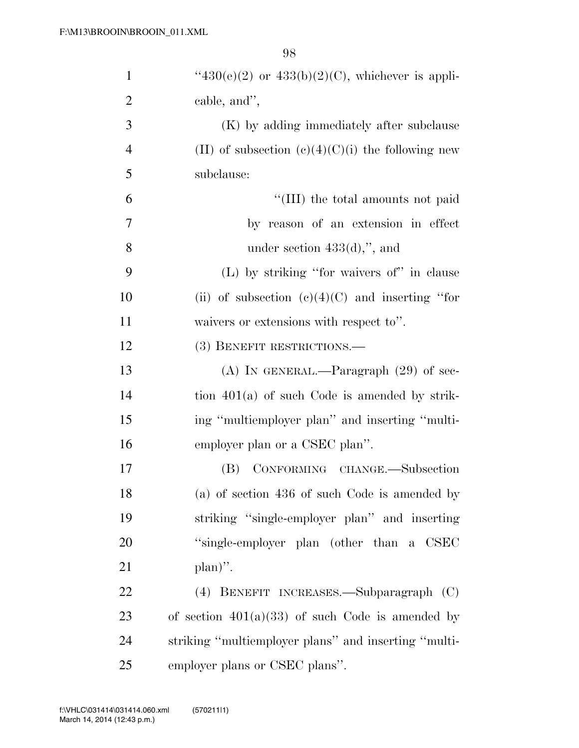"430(e)(2) or 433(b)(2)(C), whichever is applicable, and",

(K) by adding immediately after subclause (II) of subsection (c)(4)(C)(i) the following new subclause:

"(III) the total amounts not paid by reason of an extension in effect under section 433(d),", and

(L) by striking "for waivers of" in clause (ii) of subsection (c)(4)(C) and inserting "for waivers or extensions with respect to".

(3) BENEFIT RESTRICTIONS.—

(A) IN GENERAL.—Paragraph (29) of section 401(a) of such Code is amended by striking "multiemployer plan" and inserting "multiemployer plan or a CSEC plan".

(B) CONFORMING CHANGE.—Subsection (a) of section 436 of such Code is amended by striking "single-employer plan" and inserting "single-employer plan (other than a CSEC plan)".

(4) BENEFIT INCREASES.—Subparagraph (C) of section 401(a)(33) of such Code is amended by striking "multiemployer plans" and inserting "multiemployer plans or CSEC plans".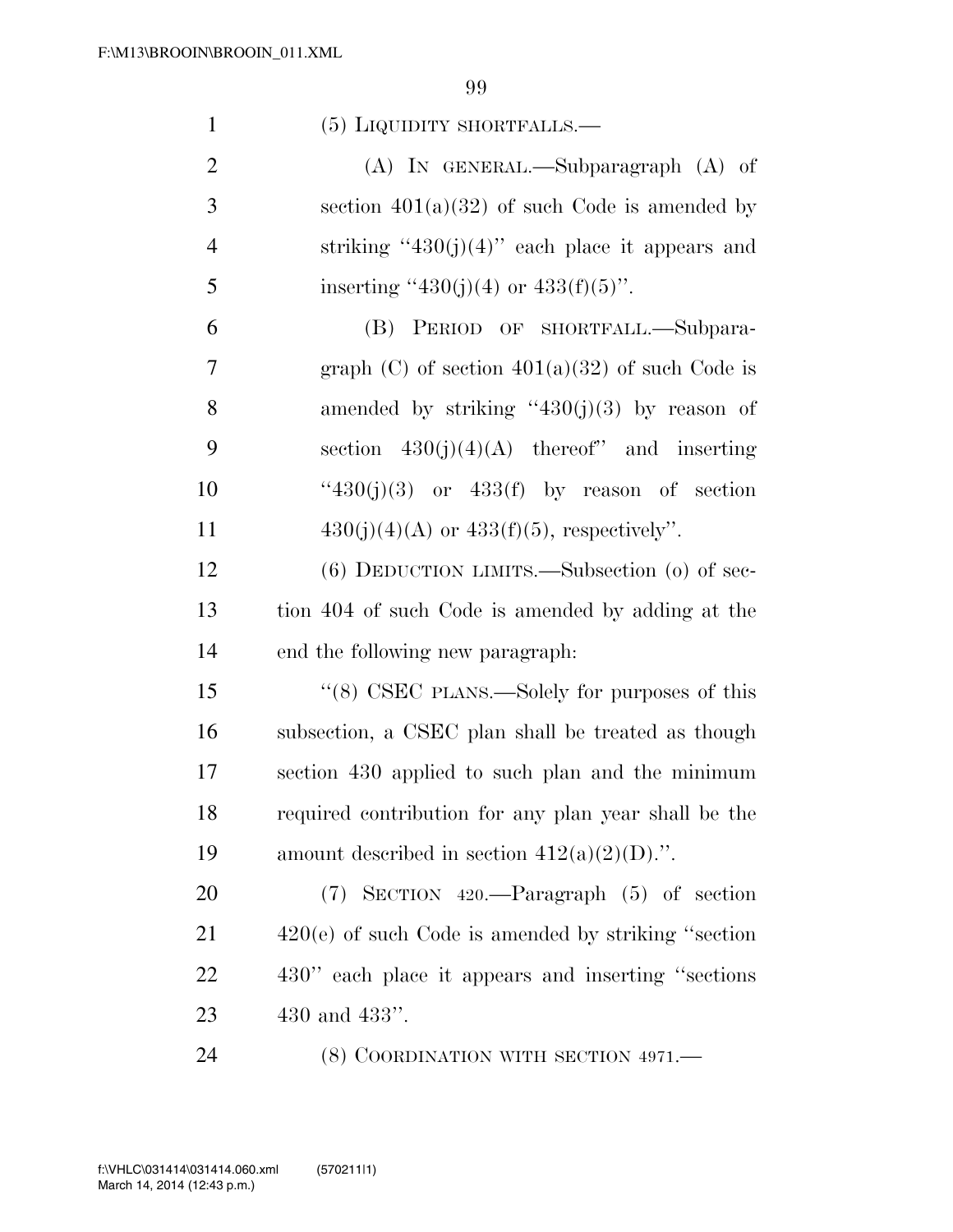(5) LIQUIDITY SHORTFALLS.—

(A) IN GENERAL.—Subparagraph (A) of section 401(a)(32) of such Code is amended by striking ''430(j)(4)'' each place it appears and inserting ''430(j)(4) or 433(f)(5)''.

(B) PERIOD OF SHORTFALL.—Subparagraph (C) of section 401(a)(32) of such Code is amended by striking ''430(j)(3) by reason of section 430(j)(4)(A) thereof'' and inserting ''430(j)(3) or 433(f) by reason of section 430(j)(4)(A) or 433(f)(5), respectively''.

(6) DEDUCTION LIMITS.—Subsection (o) of section 404 of such Code is amended by adding at the end the following new paragraph:

''(8) CSEC PLANS.—Solely for purposes of this subsection, a CSEC plan shall be treated as though section 430 applied to such plan and the minimum required contribution for any plan year shall be the amount described in section 412(a)(2)(D).''.

(7) SECTION 420.—Paragraph (5) of section 420(e) of such Code is amended by striking ''section 430'' each place it appears and inserting ''sections 430 and 433''.

(8) COORDINATION WITH SECTION 4971.—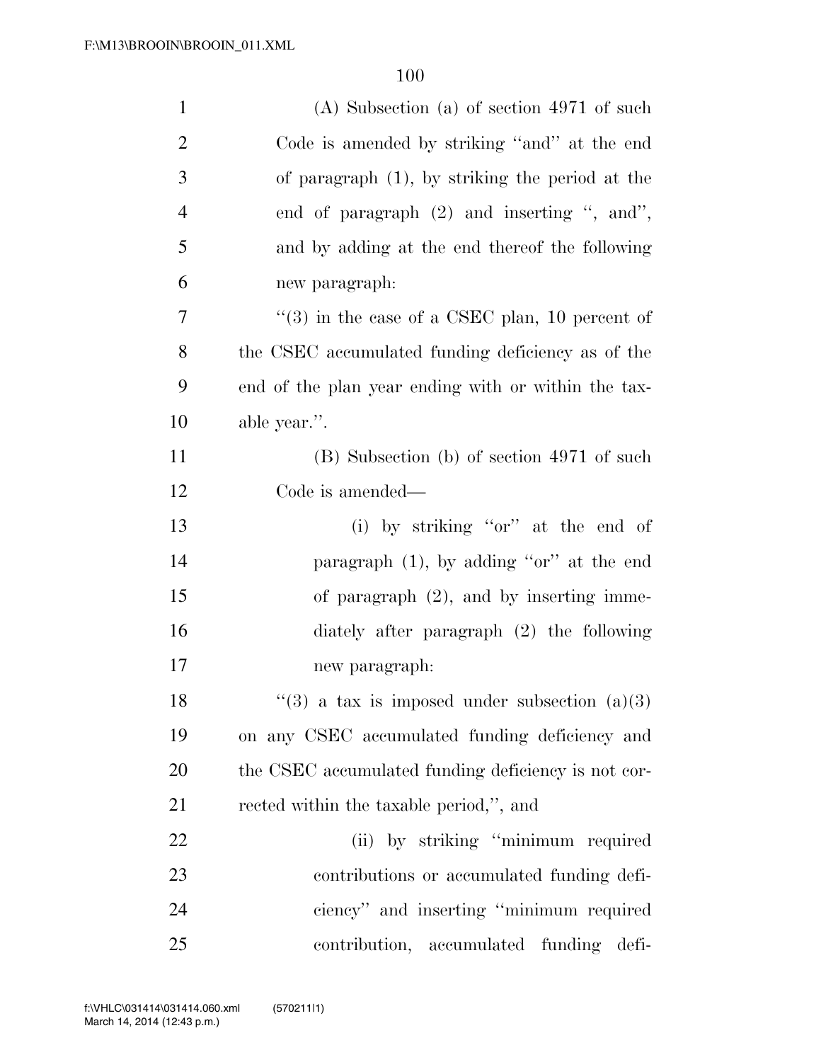(A) Subsection (a) of section 4971 of such Code is amended by striking "and" at the end of paragraph (1), by striking the period at the end of paragraph (2) and inserting ", and", and by adding at the end thereof the following new paragraph:

"(3) in the case of a CSEC plan, 10 percent of the CSEC accumulated funding deficiency as of the end of the plan year ending with or within the taxable year.".

(B) Subsection (b) of section 4971 of such Code is amended—

(i) by striking "or" at the end of paragraph (1), by adding "or" at the end of paragraph (2), and by inserting immediately after paragraph (2) the following new paragraph:

"(3) a tax is imposed under subsection (a)(3) on any CSEC accumulated funding deficiency and the CSEC accumulated funding deficiency is not corrected within the taxable period,", and

(ii) by striking "minimum required contributions or accumulated funding deficiency" and inserting "minimum required contribution, accumulated funding defi-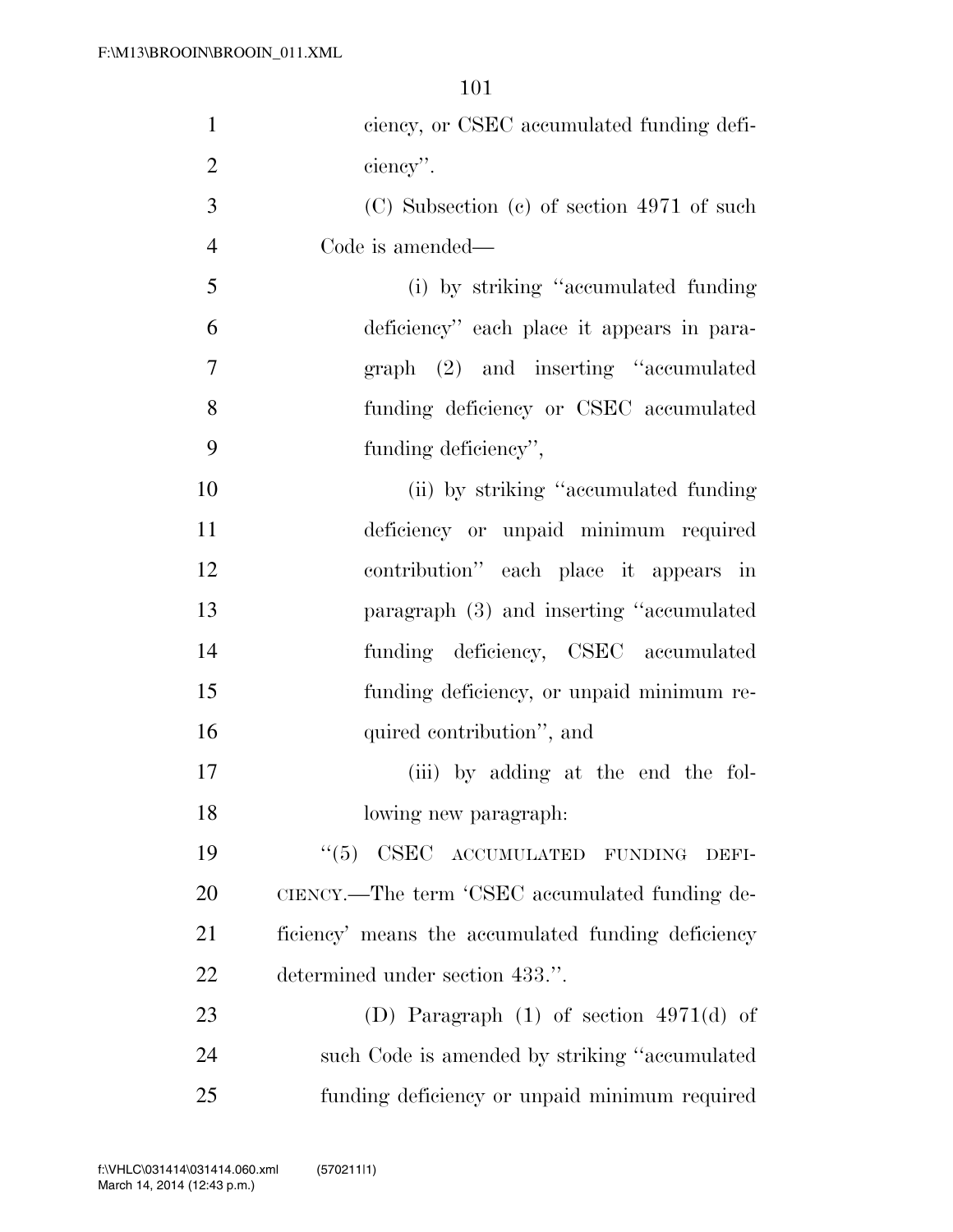ciency, or CSEC accumulated funding deficiency''.

(C) Subsection (c) of section 4971 of such Code is amended—

(i) by striking ''accumulated funding deficiency'' each place it appears in paragraph (2) and inserting ''accumulated funding deficiency or CSEC accumulated funding deficiency'',

(ii) by striking ''accumulated funding deficiency or unpaid minimum required contribution'' each place it appears in paragraph (3) and inserting ''accumulated funding deficiency, CSEC accumulated funding deficiency, or unpaid minimum required contribution'', and

(iii) by adding at the end the following new paragraph:

''(5) CSEC ACCUMULATED FUNDING DEFICIENCY.—The term 'CSEC accumulated funding deficiency' means the accumulated funding deficiency determined under section 433.''.

(D) Paragraph (1) of section 4971(d) of such Code is amended by striking ''accumulated funding deficiency or unpaid minimum required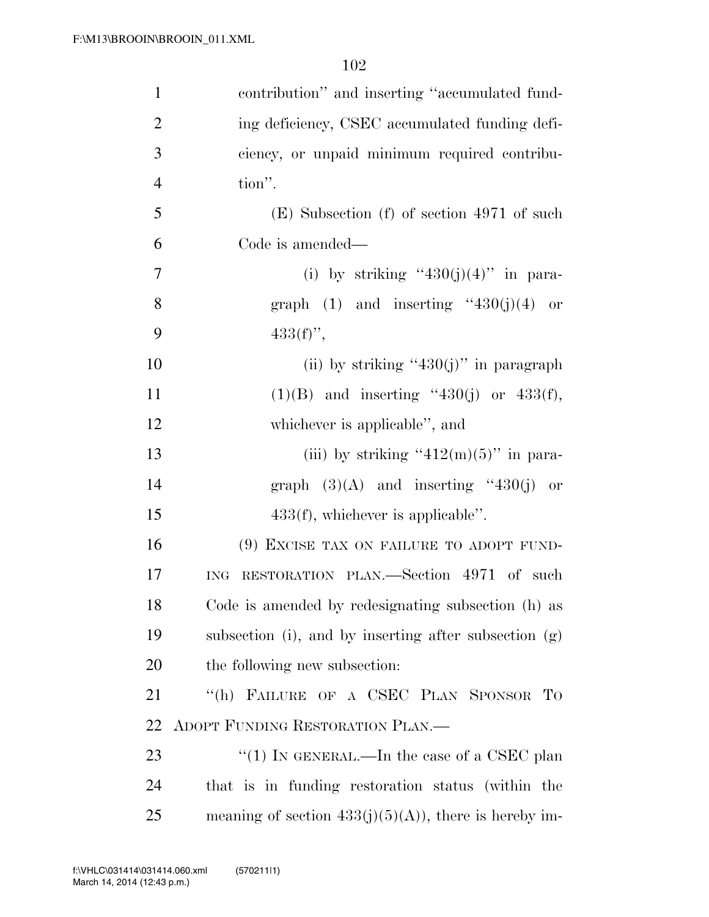contribution'' and inserting ''accumulated funding deficiency, CSEC accumulated funding deficiency, or unpaid minimum required contribution''.

(E) Subsection (f) of section 4971 of such Code is amended—

(i) by striking ''430(j)(4)'' in paragraph (1) and inserting ''430(j)(4) or 433(f)'',

(ii) by striking ''430(j)'' in paragraph (1)(B) and inserting ''430(j) or 433(f), whichever is applicable'', and

(iii) by striking ''412(m)(5)'' in paragraph (3)(A) and inserting ''430(j) or 433(f), whichever is applicable''.

(9) EXCISE TAX ON FAILURE TO ADOPT FUNDING RESTORATION PLAN.—Section 4971 of such Code is amended by redesignating subsection (h) as subsection (i), and by inserting after subsection (g) the following new subsection:

''(h) FAILURE OF A CSEC PLAN SPONSOR TO ADOPT FUNDING RESTORATION PLAN.—

''(1) IN GENERAL.—In the case of a CSEC plan that is in funding restoration status (within the meaning of section 433(j)(5)(A)), there is hereby im-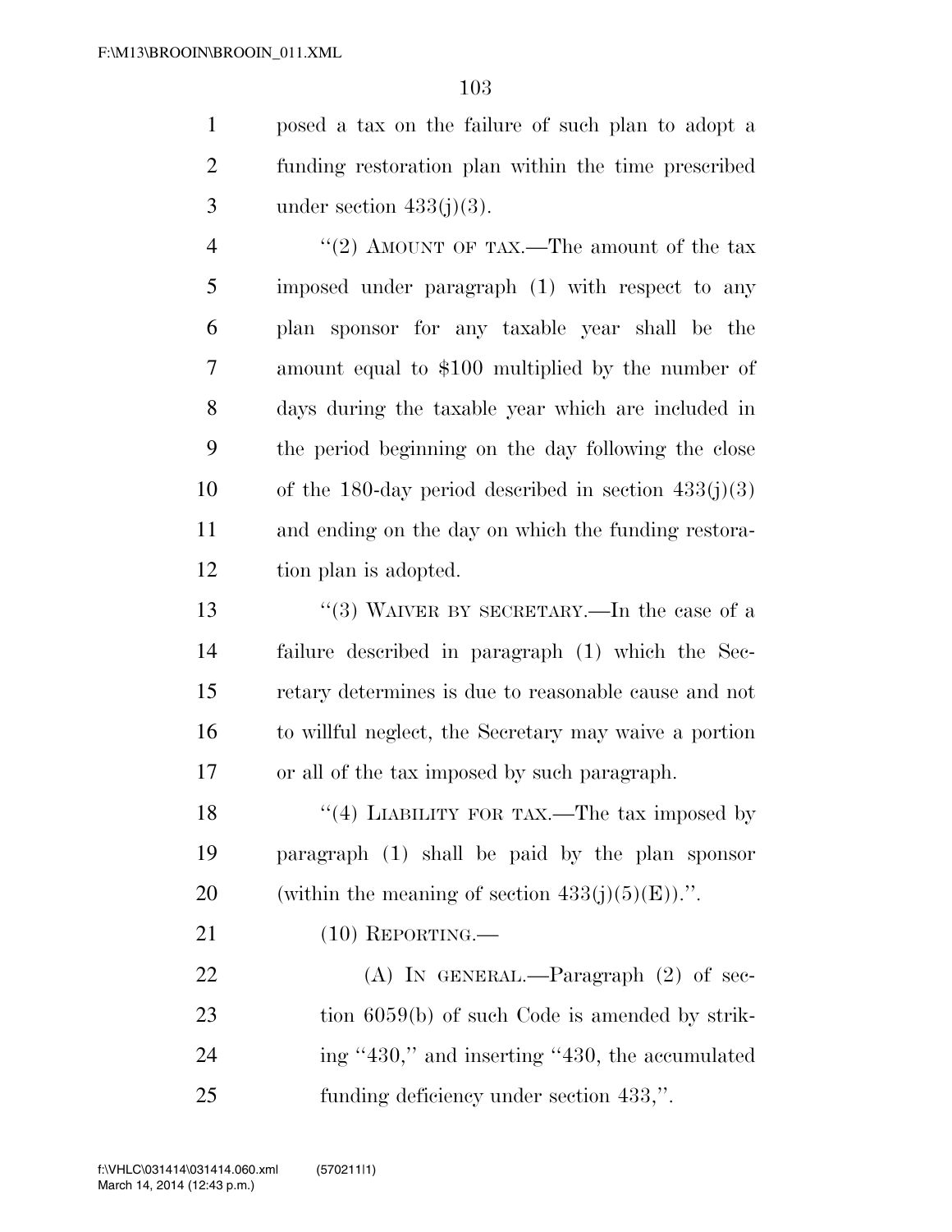posed a tax on the failure of such plan to adopt a funding restoration plan within the time prescribed under section 433(j)(3).

"(2) AMOUNT OF TAX.—The amount of the tax imposed under paragraph (1) with respect to any plan sponsor for any taxable year shall be the amount equal to $100 multiplied by the number of days during the taxable year which are included in the period beginning on the day following the close of the 180-day period described in section 433(j)(3) and ending on the day on which the funding restoration plan is adopted.

"(3) WAIVER BY SECRETARY.—In the case of a failure described in paragraph (1) which the Secretary determines is due to reasonable cause and not to willful neglect, the Secretary may waive a portion or all of the tax imposed by such paragraph.

"(4) LIABILITY FOR TAX.—The tax imposed by paragraph (1) shall be paid by the plan sponsor (within the meaning of section 433(j)(5)(E)).".

(10) REPORTING.—

(A) IN GENERAL.—Paragraph (2) of section 6059(b) of such Code is amended by striking "430," and inserting "430, the accumulated funding deficiency under section 433,".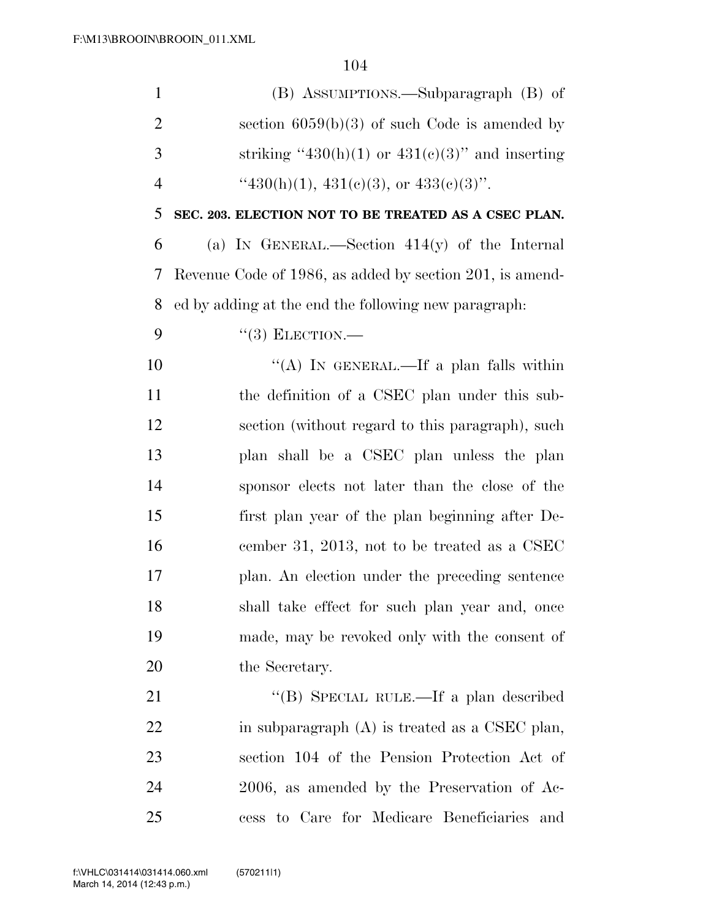(B) ASSUMPTIONS.—Subparagraph (B) of section 6059(b)(3) of such Code is amended by striking "430(h)(1) or 431(c)(3)" and inserting "430(h)(1), 431(c)(3), or 433(c)(3)".

**SEC. 203. ELECTION NOT TO BE TREATED AS A CSEC PLAN.**

(a) IN GENERAL.—Section 414(y) of the Internal Revenue Code of 1986, as added by section 201, is amended by adding at the end the following new paragraph:

"(3) ELECTION.—

"(A) IN GENERAL.—If a plan falls within the definition of a CSEC plan under this subsection (without regard to this paragraph), such plan shall be a CSEC plan unless the plan sponsor elects not later than the close of the first plan year of the plan beginning after December 31, 2013, not to be treated as a CSEC plan. An election under the preceding sentence shall take effect for such plan year and, once made, may be revoked only with the consent of the Secretary.

"(B) SPECIAL RULE.—If a plan described in subparagraph (A) is treated as a CSEC plan, section 104 of the Pension Protection Act of 2006, as amended by the Preservation of Access to Care for Medicare Beneficiaries and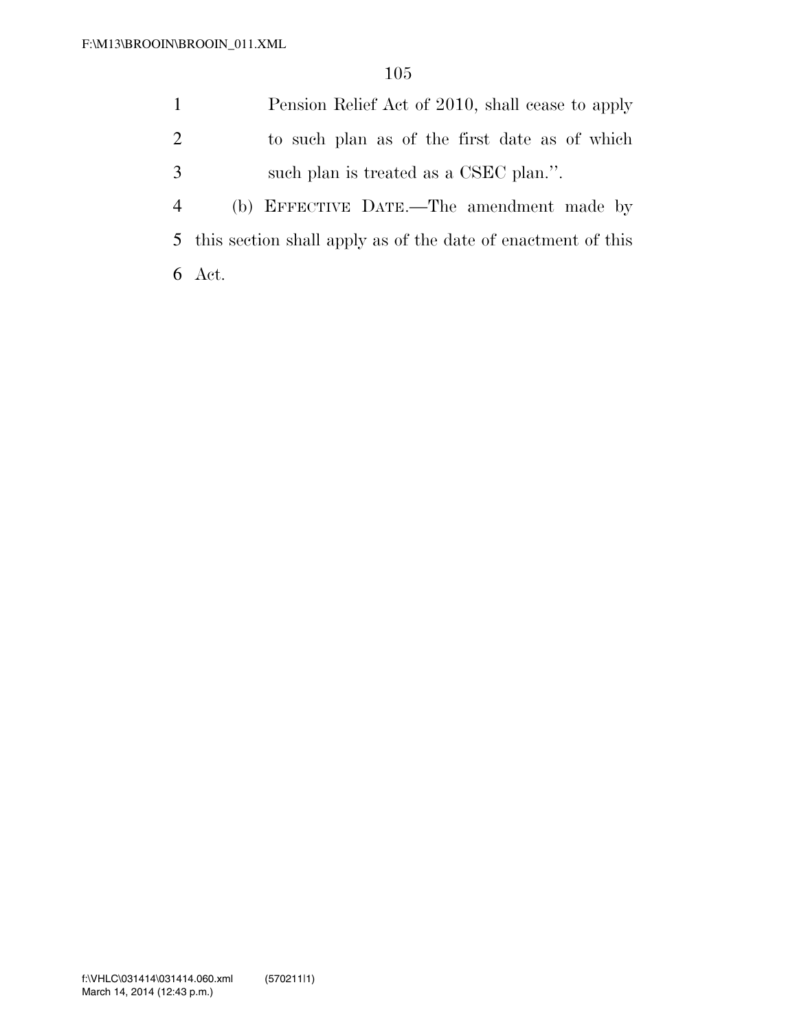Pension Relief Act of 2010, shall cease to apply to such plan as of the first date as of which such plan is treated as a CSEC plan.''.

(b) EFFECTIVE DATE.—The amendment made by this section shall apply as of the date of enactment of this Act.